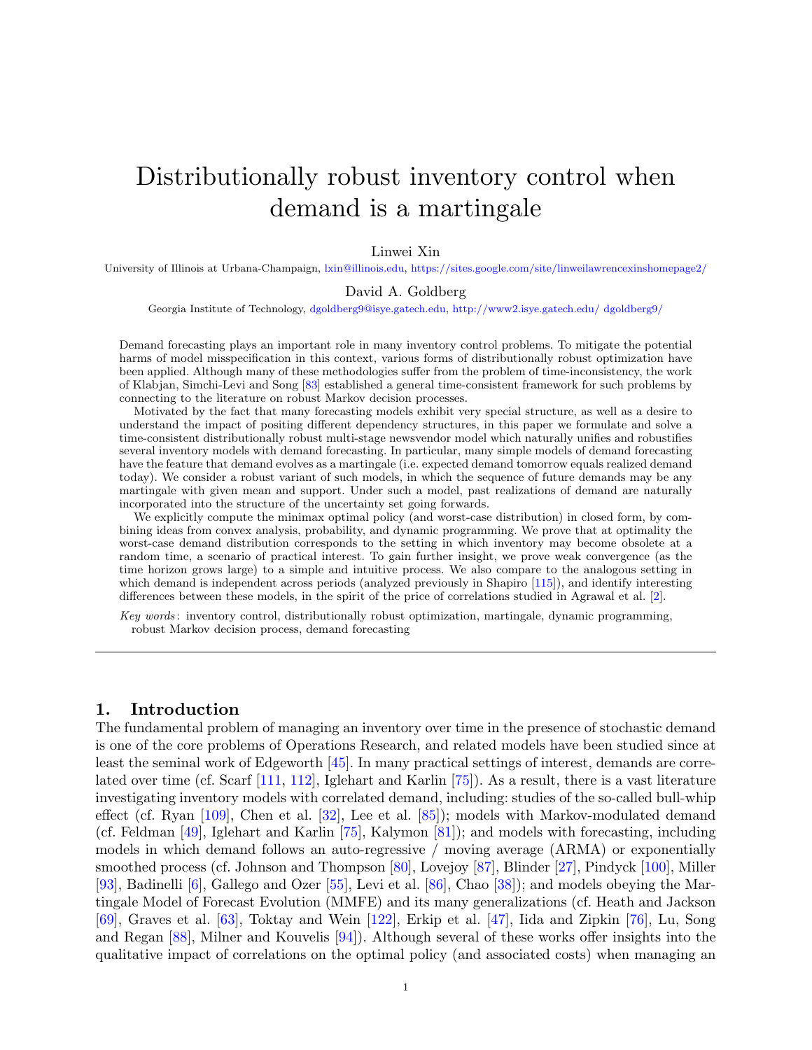# Distributionally robust inventory control when demand is a martingale

Linwei Xin

University of Illinois at Urbana-Champaign, lxin@illinois.edu, https://sites.google.com/site/linweilawrencexinshomepage2/

David A. Goldberg

Georgia Institute of Technology, dgoldberg9@isye.gatech.edu, http://www2.isye.gatech.edu/ dgoldberg9/

Demand forecasting plays an important role in many inventory control problems. To mitigate the potential harms of model misspecification in this context, various forms of distributionally robust optimization have been applied. Although many of these methodologies suffer from the problem of time-inconsistency, the work of Klabjan, Simchi-Levi and Song [83] established a general time-consistent framework for such problems by connecting to the literature on robust Markov decision processes.

Motivated by the fact that many forecasting models exhibit very special structure, as well as a desire to understand the impact of positing different dependency structures, in this paper we formulate and solve a time-consistent distributionally robust multi-stage newsvendor model which naturally unifies and robustifies several inventory models with demand forecasting. In particular, many simple models of demand forecasting have the feature that demand evolves as a martingale (i.e. expected demand tomorrow equals realized demand today). We consider a robust variant of such models, in which the sequence of future demands may be any martingale with given mean and support. Under such a model, past realizations of demand are naturally incorporated into the structure of the uncertainty set going forwards.

We explicitly compute the minimax optimal policy (and worst-case distribution) in closed form, by combining ideas from convex analysis, probability, and dynamic programming. We prove that at optimality the worst-case demand distribution corresponds to the setting in which inventory may become obsolete at a random time, a scenario of practical interest. To gain further insight, we prove weak convergence (as the time horizon grows large) to a simple and intuitive process. We also compare to the analogous setting in which demand is independent across periods (analyzed previously in Shapiro [115]), and identify interesting differences between these models, in the spirit of the price of correlations studied in Agrawal et al. [2].

*Key words*: inventory control, distributionally robust optimization, martingale, dynamic programming, robust Markov decision process, demand forecasting

---

## 1. Introduction

The fundamental problem of managing an inventory over time in the presence of stochastic demand is one of the core problems of Operations Research, and related models have been studied since at least the seminal work of Edgeworth [45]. In many practical settings of interest, demands are correlated over time (cf. Scarf [111, 112], Iglehart and Karlin [75]). As a result, there is a vast literature investigating inventory models with correlated demand, including: studies of the so-called bull-whip effect (cf. Ryan [109], Chen et al. [32], Lee et al. [85]); models with Markov-modulated demand (cf. Feldman [49], Iglehart and Karlin [75], Kalymon [81]); and models with forecasting, including models in which demand follows an auto-regressive / moving average (ARMA) or exponentially smoothed process (cf. Johnson and Thompson [80], Lovejoy [87], Blinder [27], Pindyck [100], Miller [93], Badinelli [6], Gallego and Ozer [55], Levi et al. [86], Chao [38]); and models obeying the Martingale Model of Forecast Evolution (MMFE) and its many generalizations (cf. Heath and Jackson [69], Graves et al. [63], Toktay and Wein [122], Erkip et al. [47], Iida and Zipkin [76], Lu, Song and Regan [88], Milner and Kouvelis [94]). Although several of these works offer insights into the qualitative impact of correlations on the optimal policy (and associated costs) when managing an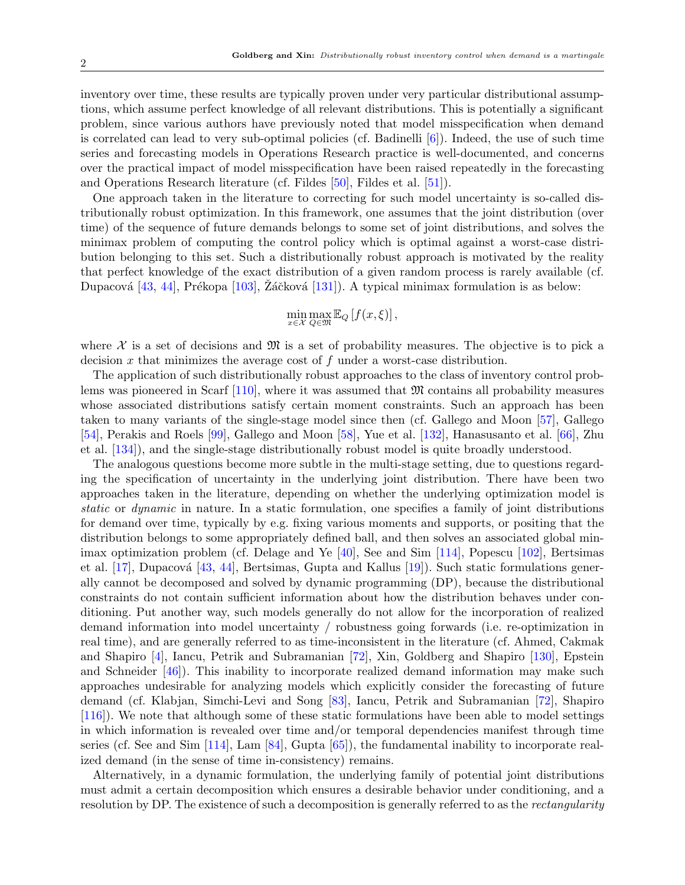inventory over time, these results are typically proven under very particular distributional assumptions, which assume perfect knowledge of all relevant distributions. This is potentially a significant problem, since various authors have previously noted that model misspecification when demand is correlated can lead to very sub-optimal policies (cf. Badinelli [6]). Indeed, the use of such time series and forecasting models in Operations Research practice is well-documented, and concerns over the practical impact of model misspecification have been raised repeatedly in the forecasting and Operations Research literature (cf. Fildes [50], Fildes et al. [51]).

One approach taken in the literature to correcting for such model uncertainty is so-called distributionally robust optimization. In this framework, one assumes that the joint distribution (over time) of the sequence of future demands belongs to some set of joint distributions, and solves the minimax problem of computing the control policy which is optimal against a worst-case distribution belonging to this set. Such a distributionally robust approach is motivated by the reality that perfect knowledge of the exact distribution of a given random process is rarely available (cf. Dupacová [43, 44], Prékopa [103], Žáčková [131]). A typical minimax formulation is as below:

$$\min_{x \in \mathcal{X}} \max_{Q \in \mathfrak{M}} \mathbb{E}_Q \left[ f(x, \xi) \right],$$

where $\mathcal{X}$ is a set of decisions and $\mathfrak{M}$ is a set of probability measures. The objective is to pick a decision $x$ that minimizes the average cost of $f$ under a worst-case distribution.

The application of such distributionally robust approaches to the class of inventory control problems was pioneered in Scarf [110], where it was assumed that $\mathfrak{M}$ contains all probability measures whose associated distributions satisfy certain moment constraints. Such an approach has been taken to many variants of the single-stage model since then (cf. Gallego and Moon [57], Gallego [54], Perakis and Roels [99], Gallego and Moon [58], Yue et al. [132], Hanasusanto et al. [66], Zhu et al. [134]), and the single-stage distributionally robust model is quite broadly understood.

The analogous questions become more subtle in the multi-stage setting, due to questions regarding the specification of uncertainty in the underlying joint distribution. There have been two approaches taken in the literature, depending on whether the underlying optimization model is *static* or *dynamic* in nature. In a static formulation, one specifies a family of joint distributions for demand over time, typically by e.g. fixing various moments and supports, or positing that the distribution belongs to some appropriately defined ball, and then solves an associated global minimax optimization problem (cf. Delage and Ye [40], See and Sim [114], Popescu [102], Bertsimas et al. [17], Dupacová [43, 44], Bertsimas, Gupta and Kallus [19]). Such static formulations generally cannot be decomposed and solved by dynamic programming (DP), because the distributional constraints do not contain sufficient information about how the distribution behaves under conditioning. Put another way, such models generally do not allow for the incorporation of realized demand information into model uncertainty / robustness going forwards (i.e. re-optimization in real time), and are generally referred to as time-inconsistent in the literature (cf. Ahmed, Cakmak and Shapiro [4], Iancu, Petrik and Subramanian [72], Xin, Goldberg and Shapiro [130], Epstein and Schneider [46]). This inability to incorporate realized demand information may make such approaches undesirable for analyzing models which explicitly consider the forecasting of future demand (cf. Klabjan, Simchi-Levi and Song [83], Iancu, Petrik and Subramanian [72], Shapiro [116]). We note that although some of these static formulations have been able to model settings in which information is revealed over time and/or temporal dependencies manifest through time series (cf. See and Sim [114], Lam [84], Gupta [65]), the fundamental inability to incorporate realized demand (in the sense of time in-consistency) remains.

Alternatively, in a dynamic formulation, the underlying family of potential joint distributions must admit a certain decomposition which ensures a desirable behavior under conditioning, and a resolution by DP. The existence of such a decomposition is generally referred to as the *rectangularity*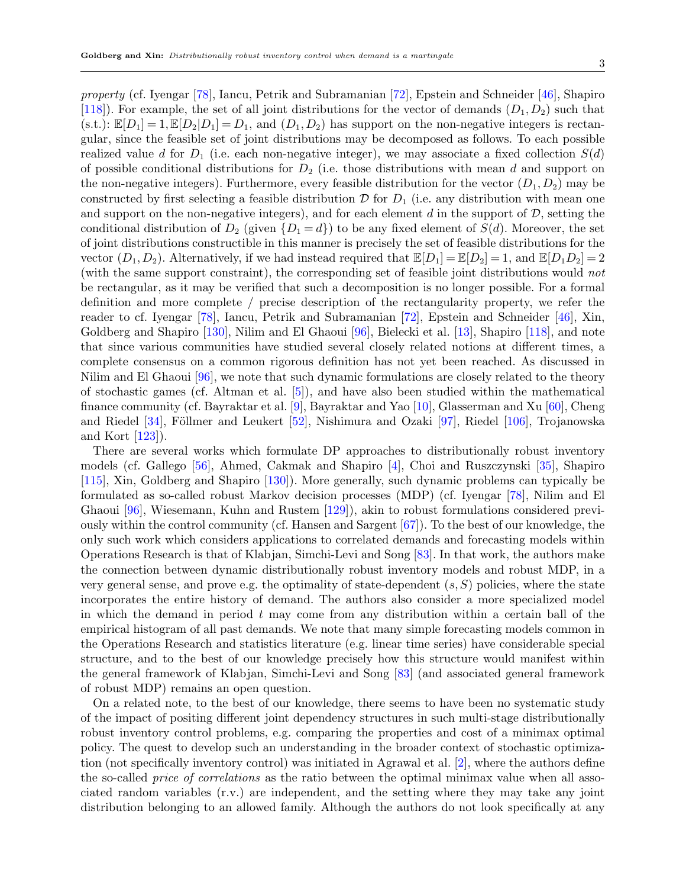*property* (cf. Iyengar [78], Iancu, Petrik and Subramanian [72], Epstein and Schneider [46], Shapiro [118]). For example, the set of all joint distributions for the vector of demands $(D_1, D_2)$ such that (s.t.): $\mathbb{E}[D_1] = 1, \mathbb{E}[D_2|D_1] = D_1$, and $(D_1, D_2)$ has support on the non-negative integers is rectangular, since the feasible set of joint distributions may be decomposed as follows. To each possible realized value $d$ for $D_1$ (i.e. each non-negative integer), we may associate a fixed collection $S(d)$ of possible conditional distributions for $D_2$ (i.e. those distributions with mean $d$ and support on the non-negative integers). Furthermore, every feasible distribution for the vector $(D_1, D_2)$ may be constructed by first selecting a feasible distribution $\mathcal{D}$ for $D_1$ (i.e. any distribution with mean one and support on the non-negative integers), and for each element $d$ in the support of $\mathcal{D}$, setting the conditional distribution of $D_2$ (given $\{D_1 = d\}$) to be any fixed element of $S(d)$. Moreover, the set of joint distributions constructible in this manner is precisely the set of feasible distributions for the vector $(D_1, D_2)$. Alternatively, if we had instead required that $\mathbb{E}[D_1] = \mathbb{E}[D_2] = 1$, and $\mathbb{E}[D_1 D_2] = 2$ (with the same support constraint), the corresponding set of feasible joint distributions would *not* be rectangular, as it may be verified that such a decomposition is no longer possible. For a formal definition and more complete / precise description of the rectangularity property, we refer the reader to cf. Iyengar [78], Iancu, Petrik and Subramanian [72], Epstein and Schneider [46], Xin, Goldberg and Shapiro [130], Nilim and El Ghaoui [96], Bielecki et al. [13], Shapiro [118], and note that since various communities have studied several closely related notions at different times, a complete consensus on a common rigorous definition has not yet been reached. As discussed in Nilim and El Ghaoui [96], we note that such dynamic formulations are closely related to the theory of stochastic games (cf. Altman et al. [5]), and have also been studied within the mathematical finance community (cf. Bayraktar et al. [9], Bayraktar and Yao [10], Glasserman and Xu [60], Cheng and Riedel [34], Föllmer and Leukert [52], Nishimura and Ozaki [97], Riedel [106], Trojanowska and Kort [123]).

There are several works which formulate DP approaches to distributionally robust inventory models (cf. Gallego [56], Ahmed, Cakmak and Shapiro [4], Choi and Ruszczynski [35], Shapiro [115], Xin, Goldberg and Shapiro [130]). More generally, such dynamic problems can typically be formulated as so-called robust Markov decision processes (MDP) (cf. Iyengar [78], Nilim and El Ghaoui [96], Wiesemann, Kuhn and Rustem [129]), akin to robust formulations considered previously within the control community (cf. Hansen and Sargent [67]). To the best of our knowledge, the only such work which considers applications to correlated demands and forecasting models within Operations Research is that of Klabjan, Simchi-Levi and Song [83]. In that work, the authors make the connection between dynamic distributionally robust inventory models and robust MDP, in a very general sense, and prove e.g. the optimality of state-dependent $(s, S)$ policies, where the state incorporates the entire history of demand. The authors also consider a more specialized model in which the demand in period $t$ may come from any distribution within a certain ball of the empirical histogram of all past demands. We note that many simple forecasting models common in the Operations Research and statistics literature (e.g. linear time series) have considerable special structure, and to the best of our knowledge precisely how this structure would manifest within the general framework of Klabjan, Simchi-Levi and Song [83] (and associated general framework of robust MDP) remains an open question.

On a related note, to the best of our knowledge, there seems to have been no systematic study of the impact of positing different joint dependency structures in such multi-stage distributionally robust inventory control problems, e.g. comparing the properties and cost of a minimax optimal policy. The quest to develop such an understanding in the broader context of stochastic optimization (not specifically inventory control) was initiated in Agrawal et al. [2], where the authors define the so-called *price of correlations* as the ratio between the optimal minimax value when all associated random variables (r.v.) are independent, and the setting where they may take any joint distribution belonging to an allowed family. Although the authors do not look specifically at any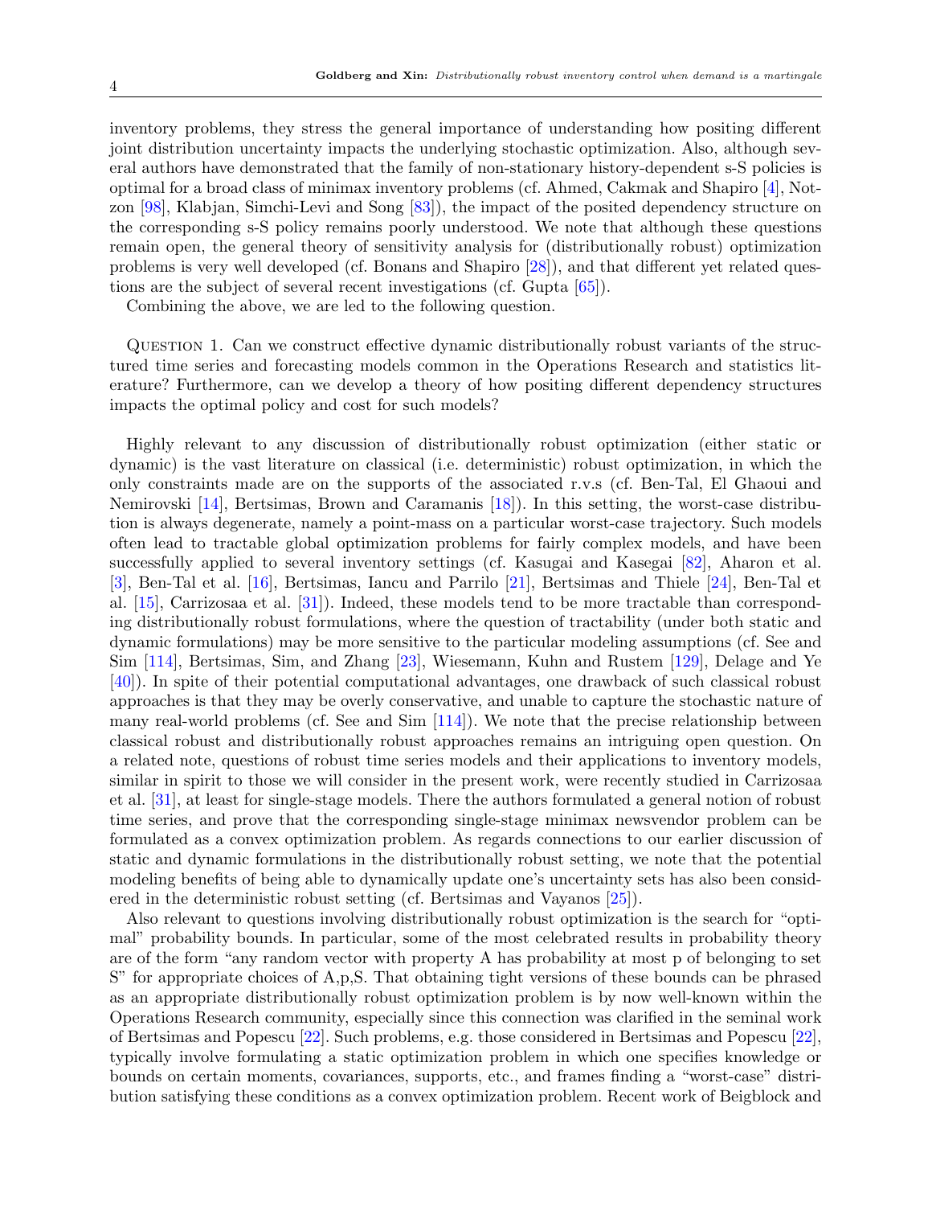inventory problems, they stress the general importance of understanding how positing different joint distribution uncertainty impacts the underlying stochastic optimization. Also, although several authors have demonstrated that the family of non-stationary history-dependent s-S policies is optimal for a broad class of minimax inventory problems (cf. Ahmed, Cakmak and Shapiro [4], Notzon [98], Klabjan, Simchi-Levi and Song [83]), the impact of the posited dependency structure on the corresponding s-S policy remains poorly understood. We note that although these questions remain open, the general theory of sensitivity analysis for (distributionally robust) optimization problems is very well developed (cf. Bonans and Shapiro [28]), and that different yet related questions are the subject of several recent investigations (cf. Gupta [65]).

Combining the above, we are led to the following question.

Question 1. Can we construct effective dynamic distributionally robust variants of the structured time series and forecasting models common in the Operations Research and statistics literature? Furthermore, can we develop a theory of how positing different dependency structures impacts the optimal policy and cost for such models?

Highly relevant to any discussion of distributionally robust optimization (either static or dynamic) is the vast literature on classical (i.e. deterministic) robust optimization, in which the only constraints made are on the supports of the associated r.v.s (cf. Ben-Tal, El Ghaoui and Nemirovski [14], Bertsimas, Brown and Caramanis [18]). In this setting, the worst-case distribution is always degenerate, namely a point-mass on a particular worst-case trajectory. Such models often lead to tractable global optimization problems for fairly complex models, and have been successfully applied to several inventory settings (cf. Kasugai and Kasegai [82], Aharon et al. [3], Ben-Tal et al. [16], Bertsimas, Iancu and Parrilo [21], Bertsimas and Thiele [24], Ben-Tal et al. [15], Carrizosaa et al. [31]). Indeed, these models tend to be more tractable than corresponding distributionally robust formulations, where the question of tractability (under both static and dynamic formulations) may be more sensitive to the particular modeling assumptions (cf. See and Sim [114], Bertsimas, Sim, and Zhang [23], Wiesemann, Kuhn and Rustem [129], Delage and Ye [40]). In spite of their potential computational advantages, one drawback of such classical robust approaches is that they may be overly conservative, and unable to capture the stochastic nature of many real-world problems (cf. See and Sim [114]). We note that the precise relationship between classical robust and distributionally robust approaches remains an intriguing open question. On a related note, questions of robust time series models and their applications to inventory models, similar in spirit to those we will consider in the present work, were recently studied in Carrizosaa et al. [31], at least for single-stage models. There the authors formulated a general notion of robust time series, and prove that the corresponding single-stage minimax newsvendor problem can be formulated as a convex optimization problem. As regards connections to our earlier discussion of static and dynamic formulations in the distributionally robust setting, we note that the potential modeling benefits of being able to dynamically update one's uncertainty sets has also been considered in the deterministic robust setting (cf. Bertsimas and Vayanos [25]).

Also relevant to questions involving distributionally robust optimization is the search for "optimal" probability bounds. In particular, some of the most celebrated results in probability theory are of the form "any random vector with property A has probability at most p of belonging to set S" for appropriate choices of A,p,S. That obtaining tight versions of these bounds can be phrased as an appropriate distributionally robust optimization problem is by now well-known within the Operations Research community, especially since this connection was clarified in the seminal work of Bertsimas and Popescu [22]. Such problems, e.g. those considered in Bertsimas and Popescu [22], typically involve formulating a static optimization problem in which one specifies knowledge or bounds on certain moments, covariances, supports, etc., and frames finding a "worst-case" distribution satisfying these conditions as a convex optimization problem. Recent work of Beigblock and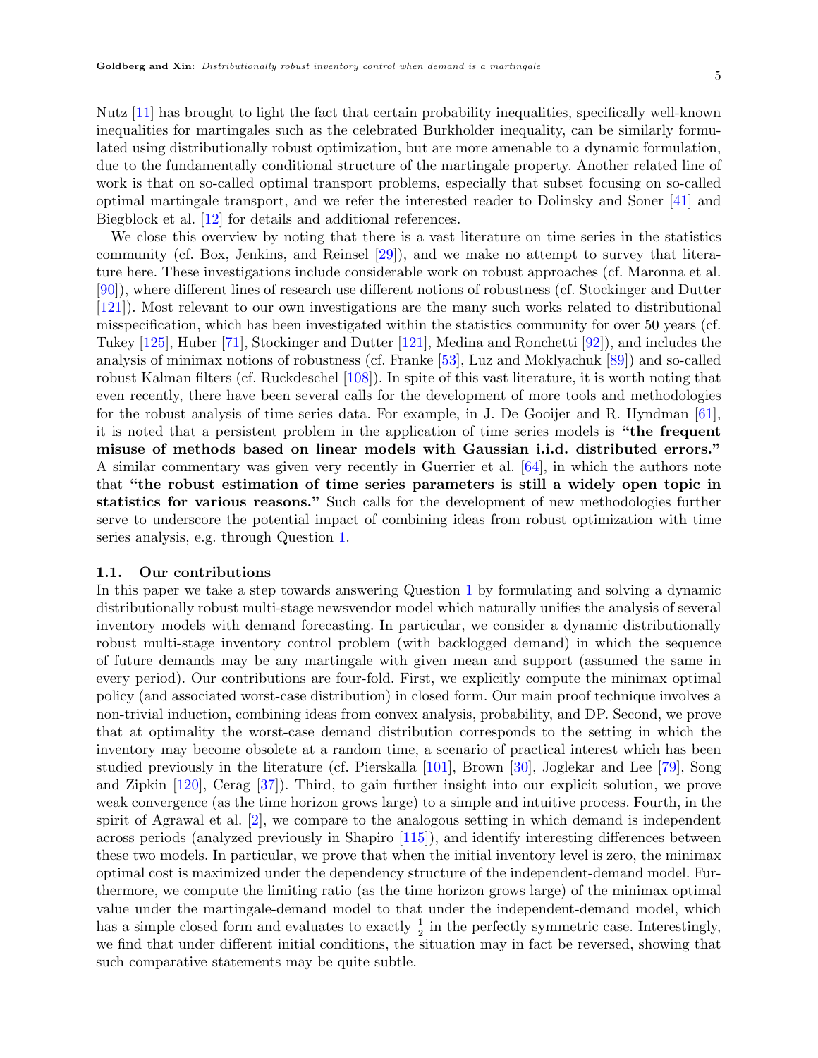Nutz [11] has brought to light the fact that certain probability inequalities, specifically well-known inequalities for martingales such as the celebrated Burkholder inequality, can be similarly formulated using distributionally robust optimization, but are more amenable to a dynamic formulation, due to the fundamentally conditional structure of the martingale property. Another related line of work is that on so-called optimal transport problems, especially that subset focusing on so-called optimal martingale transport, and we refer the interested reader to Dolinsky and Soner [41] and Biegblock et al. [12] for details and additional references.

We close this overview by noting that there is a vast literature on time series in the statistics community (cf. Box, Jenkins, and Reinsel [29]), and we make no attempt to survey that literature here. These investigations include considerable work on robust approaches (cf. Maronna et al. [90]), where different lines of research use different notions of robustness (cf. Stockinger and Dutter [121]). Most relevant to our own investigations are the many such works related to distributional misspecification, which has been investigated within the statistics community for over 50 years (cf. Tukey [125], Huber [71], Stockinger and Dutter [121], Medina and Ronchetti [92]), and includes the analysis of minimax notions of robustness (cf. Franke [53], Luz and Moklyachuk [89]) and so-called robust Kalman filters (cf. Ruckdeschel [108]). In spite of this vast literature, it is worth noting that even recently, there have been several calls for the development of more tools and methodologies for the robust analysis of time series data. For example, in J. De Gooijer and R. Hyndman [61], it is noted that a persistent problem in the application of time series models is **"the frequent misuse of methods based on linear models with Gaussian i.i.d. distributed errors."** A similar commentary was given very recently in Guerrier et al. [64], in which the authors note that **"the robust estimation of time series parameters is still a widely open topic in statistics for various reasons."** Such calls for the development of new methodologies further serve to underscore the potential impact of combining ideas from robust optimization with time series analysis, e.g. through Question 1.

### 1.1. Our contributions

In this paper we take a step towards answering Question 1 by formulating and solving a dynamic distributionally robust multi-stage newsvendor model which naturally unifies the analysis of several inventory models with demand forecasting. In particular, we consider a dynamic distributionally robust multi-stage inventory control problem (with backlogged demand) in which the sequence of future demands may be any martingale with given mean and support (assumed the same in every period). Our contributions are four-fold. First, we explicitly compute the minimax optimal policy (and associated worst-case distribution) in closed form. Our main proof technique involves a non-trivial induction, combining ideas from convex analysis, probability, and DP. Second, we prove that at optimality the worst-case demand distribution corresponds to the setting in which the inventory may become obsolete at a random time, a scenario of practical interest which has been studied previously in the literature (cf. Pierskalla [101], Brown [30], Joglekar and Lee [79], Song and Zipkin [120], Cerag [37]). Third, to gain further insight into our explicit solution, we prove weak convergence (as the time horizon grows large) to a simple and intuitive process. Fourth, in the spirit of Agrawal et al. [2], we compare to the analogous setting in which demand is independent across periods (analyzed previously in Shapiro [115]), and identify interesting differences between these two models. In particular, we prove that when the initial inventory level is zero, the minimax optimal cost is maximized under the dependency structure of the independent-demand model. Furthermore, we compute the limiting ratio (as the time horizon grows large) of the minimax optimal value under the martingale-demand model to that under the independent-demand model, which has a simple closed form and evaluates to exactly $\frac{1}{2}$ in the perfectly symmetric case. Interestingly, we find that under different initial conditions, the situation may in fact be reversed, showing that such comparative statements may be quite subtle.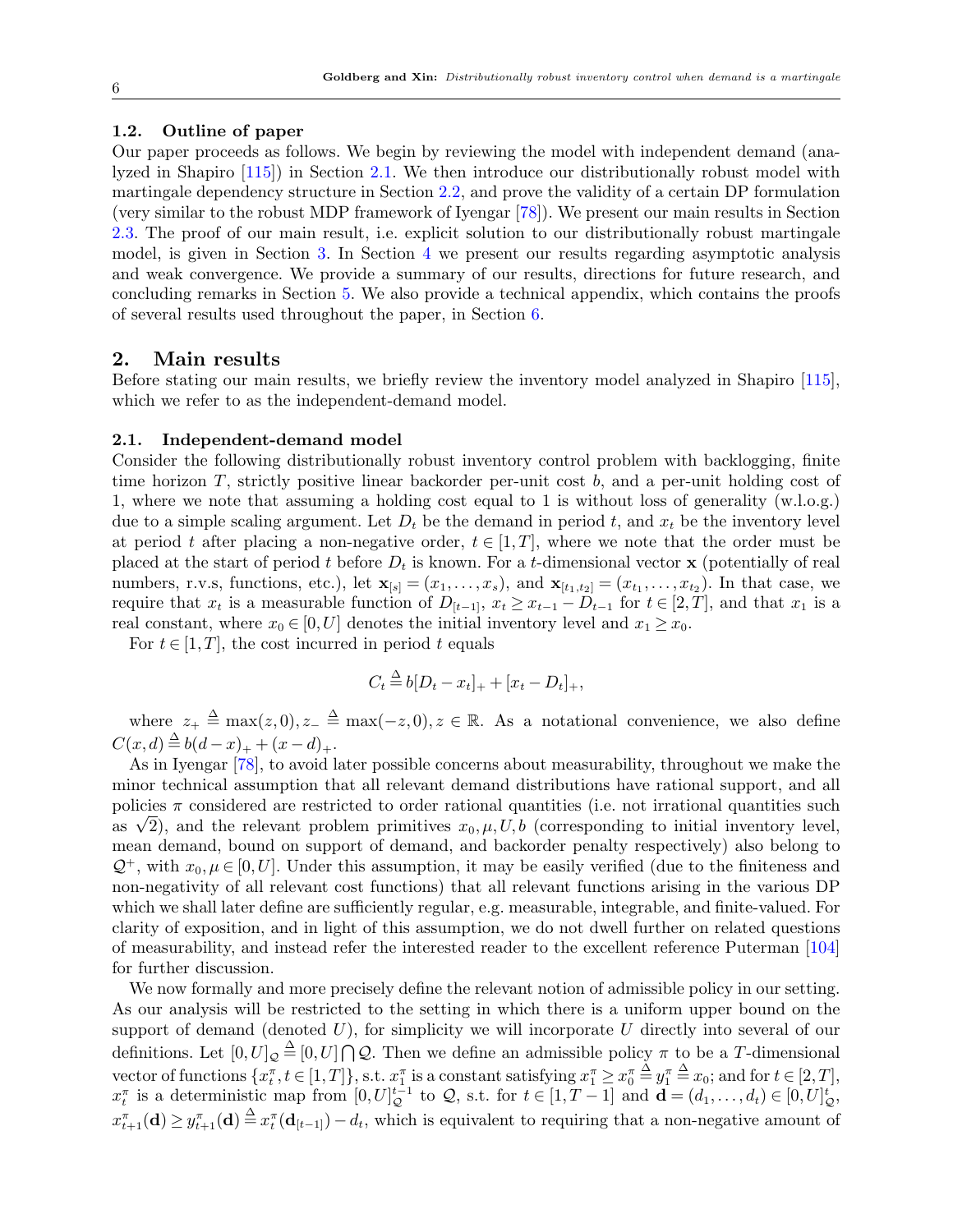### 1.2. Outline of paper

Our paper proceeds as follows. We begin by reviewing the model with independent demand (analyzed in Shapiro [115]) in Section 2.1. We then introduce our distributionally robust model with martingale dependency structure in Section 2.2, and prove the validity of a certain DP formulation (very similar to the robust MDP framework of Iyengar [78]). We present our main results in Section 2.3. The proof of our main result, i.e. explicit solution to our distributionally robust martingale model, is given in Section 3. In Section 4 we present our results regarding asymptotic analysis and weak convergence. We provide a summary of our results, directions for future research, and concluding remarks in Section 5. We also provide a technical appendix, which contains the proofs of several results used throughout the paper, in Section 6.

## 2. Main results

Before stating our main results, we briefly review the inventory model analyzed in Shapiro [115], which we refer to as the independent-demand model.

### 2.1. Independent-demand model

Consider the following distributionally robust inventory control problem with backlogging, finite time horizon $T$, strictly positive linear backorder per-unit cost $b$, and a per-unit holding cost of 1, where we note that assuming a holding cost equal to 1 is without loss of generality (w.l.o.g.) due to a simple scaling argument. Let $D_t$ be the demand in period $t$, and $x_t$ be the inventory level at period $t$ after placing a non-negative order, $t \in [1,T]$, where we note that the order must be placed at the start of period $t$ before $D_t$ is known. For a $t$-dimensional vector $\mathbf{x}$ (potentially of real numbers, r.v.s, functions, etc.), let $\mathbf{x}_{[s]} = (x_1, \ldots, x_s)$, and $\mathbf{x}_{[t_1,t_2]} = (x_{t_1}, \ldots, x_{t_2})$. In that case, we require that $x_t$ is a measurable function of $D_{[t-1]}$, $x_t \geq x_{t-1} - D_{t-1}$ for $t \in [2,T]$, and that $x_1$ is a real constant, where $x_0 \in [0,U]$ denotes the initial inventory level and $x_1 \geq x_0$.

For $t \in [1,T]$, the cost incurred in period $t$ equals

$$C_t \triangleq b[D_t - x_t]_+ + [x_t - D_t]_+,$$

where $z_+ \triangleq \max(z,0), z_- \triangleq \max(-z,0), z \in \mathbb{R}$. As a notational convenience, we also define $C(x,d) \triangleq b(d-x)_+ + (x-d)_+$.

As in Iyengar [78], to avoid later possible concerns about measurability, throughout we make the minor technical assumption that all relevant demand distributions have rational support, and all policies $\pi$ considered are restricted to order rational quantities (i.e. not irrational quantities such as $\sqrt{2}$), and the relevant problem primitives $x_0, \mu, U, b$ (corresponding to initial inventory level, mean demand, bound on support of demand, and backorder penalty respectively) also belong to $\mathcal{Q}^+$, with $x_0, \mu \in [0,U]$. Under this assumption, it may be easily verified (due to the finiteness and non-negativity of all relevant cost functions) that all relevant functions arising in the various DP which we shall later define are sufficiently regular, e.g. measurable, integrable, and finite-valued. For clarity of exposition, and in light of this assumption, we do not dwell further on related questions of measurability, and instead refer the interested reader to the excellent reference Puterman [104] for further discussion.

We now formally and more precisely define the relevant notion of admissible policy in our setting. As our analysis will be restricted to the setting in which there is a uniform upper bound on the support of demand (denoted $U$), for simplicity we will incorporate $U$ directly into several of our definitions. Let $[0,U]_{\mathcal{Q}} \triangleq [0,U] \bigcap \mathcal{Q}$. Then we define an admissible policy $\pi$ to be a $T$-dimensional vector of functions $\{x^{\pi}_t, t \in [1,T]\}$, s.t. $x^{\pi}_1$ is a constant satisfying $x^{\pi}_1 \geq x^{\pi}_0 \triangleq y^{\pi}_1 \triangleq x_0$; and for $t \in [2,T]$, $x^{\pi}_t$ is a deterministic map from $[0,U]^{t-1}_{\mathcal{Q}}$ to $\mathcal{Q}$, s.t. for $t \in [1,T-1]$ and $\mathbf{d} = (d_1, \ldots, d_t) \in [0,U]^t_{\mathcal{Q}}$, $x^{\pi}_{t+1}(\mathbf{d}) \geq y^{\pi}_{t+1}(\mathbf{d}) \triangleq x^{\pi}_t(\mathbf{d}_{[t-1]}) - d_t$, which is equivalent to requiring that a non-negative amount of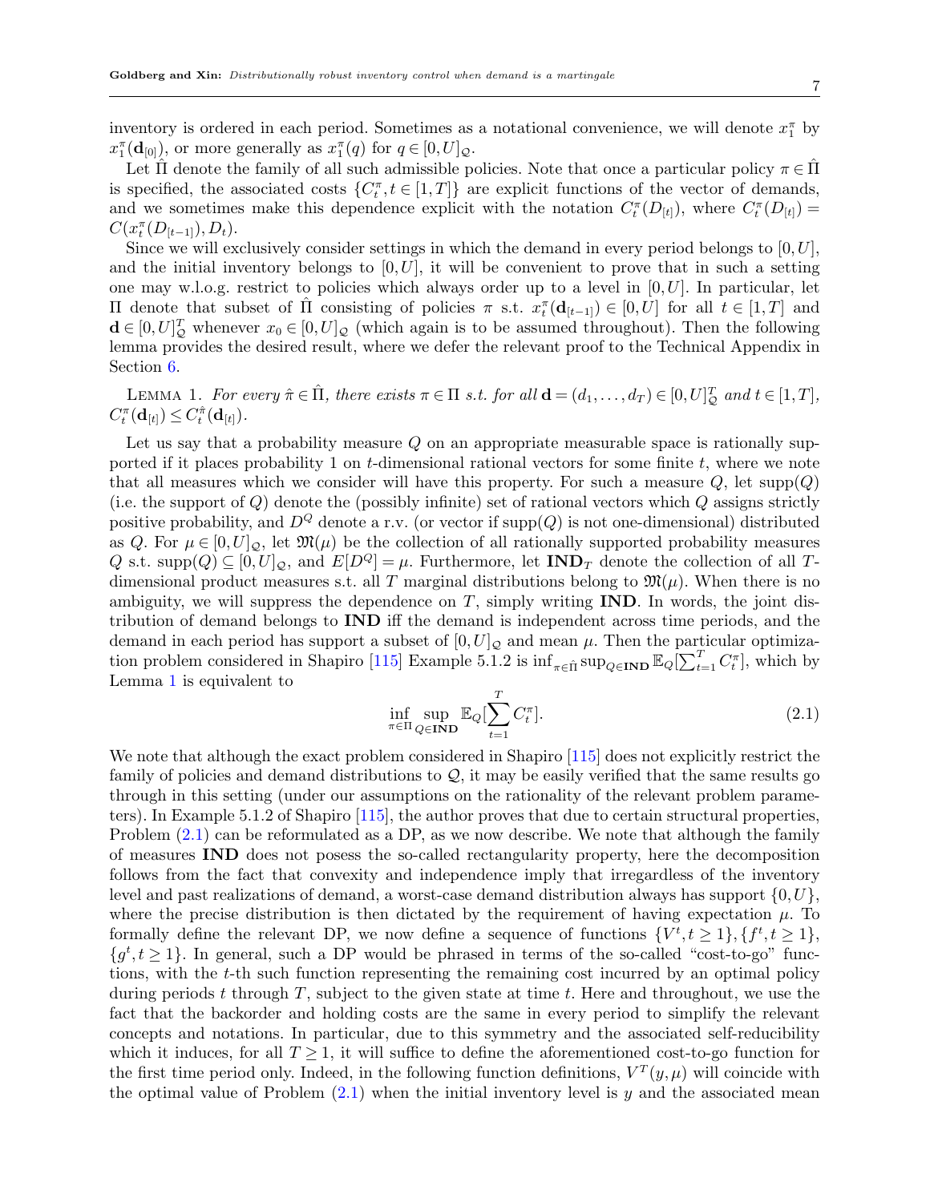inventory is ordered in each period. Sometimes as a notational convenience, we will denote $x_1^\pi$ by $x_1^\pi(\mathbf{d}_{[0]})$, or more generally as $x_1^\pi(q)$ for $q \in [0,U]_{\mathcal{Q}}$.

Let $\hat{\Pi}$ denote the family of all such admissible policies. Note that once a particular policy $\pi \in \hat{\Pi}$ is specified, the associated costs $\{C_t^\pi, t \in [1,T]\}$ are explicit functions of the vector of demands, and we sometimes make this dependence explicit with the notation $C_t^\pi(D_{[t]})$, where $C_t^\pi(D_{[t]}) = C(x_t^\pi(D_{[t-1]}), D_t)$.

Since we will exclusively consider settings in which the demand in every period belongs to $[0,U]$, and the initial inventory belongs to $[0,U]$, it will be convenient to prove that in such a setting one may w.l.o.g. restrict to policies which always order up to a level in $[0,U]$. In particular, let $\Pi$ denote that subset of $\hat{\Pi}$ consisting of policies $\pi$ s.t. $x_t^\pi(\mathbf{d}_{[t-1]}) \in [0,U]$ for all $t \in [1,T]$ and $\mathbf{d} \in [0,U]_{\mathcal{Q}}^T$ whenever $x_0 \in [0,U]_{\mathcal{Q}}$ (which again is to be assumed throughout). Then the following lemma provides the desired result, where we defer the relevant proof to the Technical Appendix in Section 6.

Lemma 1. *For every $\hat{\pi} \in \hat{\Pi}$, there exists $\pi \in \Pi$ s.t. for all $\mathbf{d} = (d_1, \ldots, d_T) \in [0,U]_{\mathcal{Q}}^T$ and $t \in [1,T]$, $C_t^\pi(\mathbf{d}_{[t]}) \leq C_t^{\hat{\pi}}(\mathbf{d}_{[t]})$.*

Let us say that a probability measure $Q$ on an appropriate measurable space is rationally supported if it places probability 1 on $t$-dimensional rational vectors for some finite $t$, where we note that all measures which we consider will have this property. For such a measure $Q$, let $\text{supp}(Q)$ (i.e. the support of $Q$) denote the (possibly infinite) set of rational vectors which $Q$ assigns strictly positive probability, and $D^Q$ denote a r.v. (or vector if $\text{supp}(Q)$ is not one-dimensional) distributed as $Q$. For $\mu \in [0,U]_{\mathcal{Q}}$, let $\mathfrak{M}(\mu)$ be the collection of all rationally supported probability measures $Q$ s.t. $\text{supp}(Q) \subseteq [0,U]_{\mathcal{Q}}$, and $E[D^Q] = \mu$. Furthermore, let $\mathbf{IND}_T$ denote the collection of all $T$-dimensional product measures s.t. all $T$ marginal distributions belong to $\mathfrak{M}(\mu)$. When there is no ambiguity, we will suppress the dependence on $T$, simply writing $\mathbf{IND}$. In words, the joint distribution of demand belongs to $\mathbf{IND}$ iff the demand is independent across time periods, and the demand in each period has support a subset of $[0,U]_{\mathcal{Q}}$ and mean $\mu$. Then the particular optimization problem considered in Shapiro [115] Example 5.1.2 is $\inf_{\pi \in \hat{\Pi}} \sup_{Q \in \mathbf{IND}} \mathbb{E}_Q[\sum_{t=1}^T C_t^\pi]$, which by Lemma 1 is equivalent to

$$\inf_{\pi \in \Pi} \sup_{Q \in \mathbf{IND}} \mathbb{E}_Q[\sum_{t=1}^{T} C_t^\pi]. \tag{2.1}$$

We note that although the exact problem considered in Shapiro [115] does not explicitly restrict the family of policies and demand distributions to $\mathcal{Q}$, it may be easily verified that the same results go through in this setting (under our assumptions on the rationality of the relevant problem parameters). In Example 5.1.2 of Shapiro [115], the author proves that due to certain structural properties, Problem (2.1) can be reformulated as a DP, as we now describe. We note that although the family of measures $\mathbf{IND}$ does not posess the so-called rectangularity property, here the decomposition follows from the fact that convexity and independence imply that irregardless of the inventory level and past realizations of demand, a worst-case demand distribution always has support $\{0, U\}$, where the precise distribution is then dictated by the requirement of having expectation $\mu$. To formally define the relevant DP, we now define a sequence of functions $\{V^t, t \geq 1\}, \{f^t, t \geq 1\}$, $\{g^t, t \geq 1\}$. In general, such a DP would be phrased in terms of the so-called "cost-to-go" functions, with the $t$-th such function representing the remaining cost incurred by an optimal policy during periods $t$ through $T$, subject to the given state at time $t$. Here and throughout, we use the fact that the backorder and holding costs are the same in every period to simplify the relevant concepts and notations. In particular, due to this symmetry and the associated self-reducibility which it induces, for all $T \geq 1$, it will suffice to define the aforementioned cost-to-go function for the first time period only. Indeed, in the following function definitions, $V^T(y, \mu)$ will coincide with the optimal value of Problem (2.1) when the initial inventory level is $y$ and the associated mean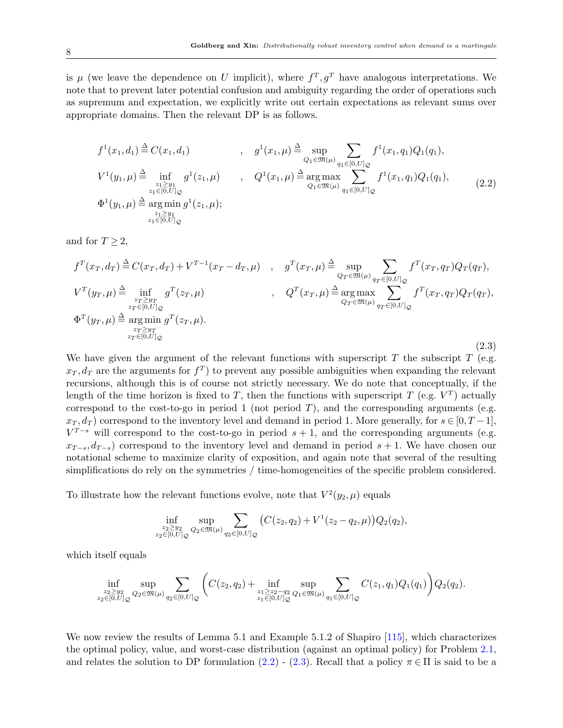is $\mu$ (we leave the dependence on $U$ implicit), where $f^T, g^T$ have analogous interpretations. We note that to prevent later potential confusion and ambiguity regarding the order of operations such as supremum and expectation, we explicitly write out certain expectations as relevant sums over appropriate domains. Then the relevant DP is as follows.

$$
\begin{aligned}
&f^1(x_1, d_1) \triangleq C(x_1, d_1) \qquad , \quad g^1(x_1, \mu) \triangleq \sup_{Q_1 \in \mathfrak{M}(\mu)} \sum_{q_1 \in [0,U]_{\mathcal{Q}}} f^1(x_1, q_1) Q_1(q_1), \\
&V^1(y_1, \mu) \triangleq \inf_{\substack{z_1 \geq y_1 \\ z_1 \in [0,U]_{\mathcal{Q}}}} g^1(z_1, \mu) \qquad , \quad Q^1(x_1, \mu) \triangleq \arg\max_{Q_1 \in \mathfrak{M}(\mu)} \sum_{q_1 \in [0,U]_{\mathcal{Q}}} f^1(x_1, q_1) Q_1(q_1), \\
&\Phi^1(y_1, \mu) \triangleq \arg\min_{\substack{z_1 \geq y_1 \\ z_1 \in [0,U]_{\mathcal{Q}}}} g^1(z_1, \mu);
\end{aligned}
\tag{2.2}
$$

and for $T \geq 2$,

$$
\begin{aligned}
&f^T(x_T, d_T) \triangleq C(x_T, d_T) + V^{T-1}(x_T - d_T, \mu) \quad , \quad g^T(x_T, \mu) \triangleq \sup_{Q_T \in \mathfrak{M}(\mu)} \sum_{q_T \in [0,U]_{\mathcal{Q}}} f^T(x_T, q_T) Q_T(q_T), \\
&V^T(y_T, \mu) \triangleq \inf_{\substack{z_T \geq y_T \\ z_T \in [0,U]_{\mathcal{Q}}}} g^T(z_T, \mu) \qquad , \quad Q^T(x_T, \mu) \triangleq \arg\max_{Q_T \in \mathfrak{M}(\mu)} \sum_{q_T \in [0,U]_{\mathcal{Q}}} f^T(x_T, q_T) Q_T(q_T), \\
&\Phi^T(y_T, \mu) \triangleq \arg\min_{\substack{z_T \geq y_T \\ z_T \in [0,U]_{\mathcal{Q}}}} g^T(z_T, \mu).
\end{aligned}
\tag{2.3}
$$

We have given the argument of the relevant functions with superscript $T$ the subscript $T$ (e.g. $x_T, d_T$ are the arguments for $f^T$) to prevent any possible ambiguities when expanding the relevant recursions, although this is of course not strictly necessary. We do note that conceptually, if the length of the time horizon is fixed to $T$, then the functions with superscript $T$ (e.g. $V^T$) actually correspond to the cost-to-go in period 1 (not period $T$), and the corresponding arguments (e.g. $x_T, d_T$) correspond to the inventory level and demand in period 1. More generally, for $s \in [0, T-1]$, $V^{T-s}$ will correspond to the cost-to-go in period $s+1$, and the corresponding arguments (e.g. $x_{T-s}, d_{T-s}$) correspond to the inventory level and demand in period $s+1$. We have chosen our notational scheme to maximize clarity of exposition, and again note that several of the resulting simplifications do rely on the symmetries / time-homogeneities of the specific problem considered.

To illustrate how the relevant functions evolve, note that $V^2(y_2, \mu)$ equals

$$
\inf_{\substack{z_2 \geq y_2 \\ z_2 \in [0,U]_{\mathcal{Q}}}} \sup_{Q_2 \in \mathfrak{M}(\mu)} \sum_{q_2 \in [0,U]_{\mathcal{Q}}} \big( C(z_2, q_2) + V^1(z_2 - q_2, \mu) \big) Q_2(q_2),
$$

which itself equals

$$
\inf_{\substack{z_2 \geq y_2 \\ z_2 \in [0,U]_{\mathcal{Q}}}} \sup_{Q_2 \in \mathfrak{M}(\mu)} \sum_{q_2 \in [0,U]_{\mathcal{Q}}} \left( C(z_2, q_2) + \inf_{\substack{z_1 \geq z_2 - q_2 \\ z_1 \in [0,U]_{\mathcal{Q}}}} \sup_{Q_1 \in \mathfrak{M}(\mu)} \sum_{q_1 \in [0,U]_{\mathcal{Q}}} C(z_1, q_1) Q_1(q_1) \right) Q_2(q_2).
$$

We now review the results of Lemma 5.1 and Example 5.1.2 of Shapiro [115], which characterizes the optimal policy, value, and worst-case distribution (against an optimal policy) for Problem 2.1, and relates the solution to DP formulation (2.2) - (2.3). Recall that a policy $\pi \in \Pi$ is said to be a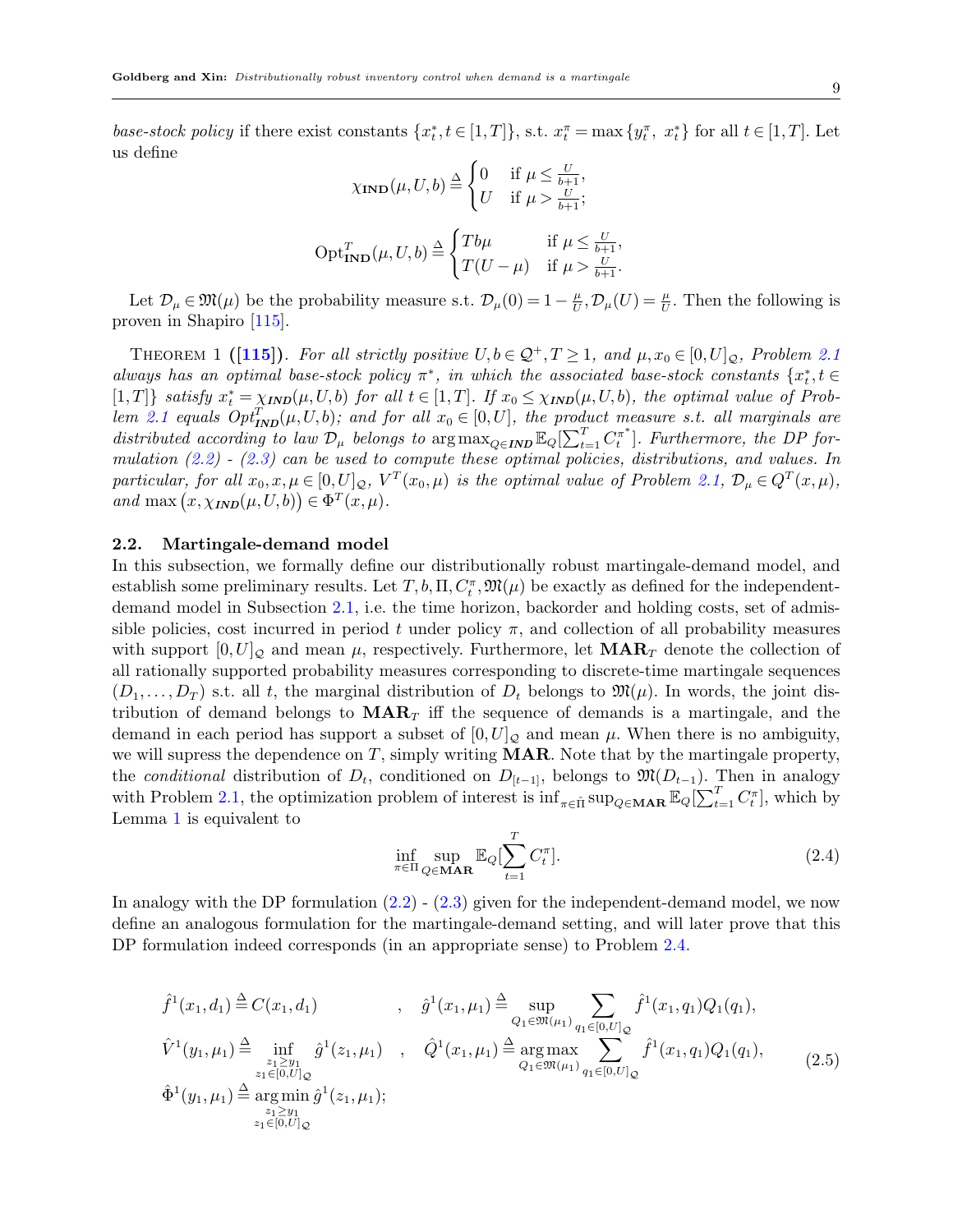*base-stock policy* if there exist constants $\{x_t^*, t \in [1,T]\}$, s.t. $x_t^\pi = \max\{y_t^\pi,\ x_t^*\}$ for all $t \in [1,T]$. Let us define

$$\chi_{\mathbf{IND}}(\mu, U, b) \triangleq \begin{cases} 0 & \text{if } \mu \leq \frac{U}{b+1}, \\ U & \text{if } \mu > \frac{U}{b+1}; \end{cases}$$

$$\text{Opt}^T_{\mathbf{IND}}(\mu, U, b) \triangleq \begin{cases} Tb\mu & \text{if } \mu \leq \frac{U}{b+1}, \\ T(U-\mu) & \text{if } \mu > \frac{U}{b+1}. \end{cases}$$

Let $\mathcal{D}_\mu \in \mathfrak{M}(\mu)$ be the probability measure s.t. $\mathcal{D}_\mu(0) = 1 - \frac{\mu}{U}, \mathcal{D}_\mu(U) = \frac{\mu}{U}$. Then the following is proven in Shapiro [115].

Theorem 1 ([115]). *For all strictly positive $U, b \in \mathcal{Q}^+, T \geq 1$, and $\mu, x_0 \in [0,U]_{\mathcal{Q}}$, Problem 2.1 always has an optimal base-stock policy $\pi^*$, in which the associated base-stock constants $\{x_t^*, t \in [1,T]\}$ satisfy $x_t^* = \chi_{\mathbf{IND}}(\mu, U, b)$ for all $t \in [1,T]$. If $x_0 \leq \chi_{\mathbf{IND}}(\mu, U, b)$, the optimal value of Problem 2.1 equals $Opt^T_{\mathbf{IND}}(\mu, U, b)$; and for all $x_0 \in [0,U]$, the product measure s.t. all marginals are distributed according to law $\mathcal{D}_\mu$ belongs to $\arg\max_{Q \in \mathbf{IND}} \mathbb{E}_Q[\sum_{t=1}^T C_t^{\pi^*}]$. Furthermore, the DP formulation (2.2) - (2.3) can be used to compute these optimal policies, distributions, and values. In particular, for all $x_0, x, \mu \in [0,U]_{\mathcal{Q}}$, $V^T(x_0, \mu)$ is the optimal value of Problem 2.1, $\mathcal{D}_\mu \in Q^T(x, \mu)$, and $\max\big(x, \chi_{\mathbf{IND}}(\mu, U, b)\big) \in \Phi^T(x, \mu)$.*

### 2.2. Martingale-demand model

In this subsection, we formally define our distributionally robust martingale-demand model, and establish some preliminary results. Let $T, b, \Pi, C_t^\pi, \mathfrak{M}(\mu)$ be exactly as defined for the independent-demand model in Subsection 2.1, i.e. the time horizon, backorder and holding costs, set of admissible policies, cost incurred in period $t$ under policy $\pi$, and collection of all probability measures with support $[0,U]_{\mathcal{Q}}$ and mean $\mu$, respectively. Furthermore, let $\mathbf{MAR}_T$ denote the collection of all rationally supported probability measures corresponding to discrete-time martingale sequences $(D_1, \ldots, D_T)$ s.t. all $t$, the marginal distribution of $D_t$ belongs to $\mathfrak{M}(\mu)$. In words, the joint distribution of demand belongs to $\mathbf{MAR}_T$ iff the sequence of demands is a martingale, and the demand in each period has support a subset of $[0,U]_{\mathcal{Q}}$ and mean $\mu$. When there is no ambiguity, we will supress the dependence on $T$, simply writing $\mathbf{MAR}$. Note that by the martingale property, the *conditional* distribution of $D_t$, conditioned on $D_{[t-1]}$, belongs to $\mathfrak{M}(D_{t-1})$. Then in analogy with Problem 2.1, the optimization problem of interest is $\inf_{\pi \in \hat{\Pi}} \sup_{Q \in \mathbf{MAR}} \mathbb{E}_Q[\sum_{t=1}^T C_t^\pi]$, which by Lemma 1 is equivalent to

$$\inf_{\pi \in \Pi} \sup_{Q \in \mathbf{MAR}} \mathbb{E}_Q[\sum_{t=1}^T C_t^\pi]. \tag{2.4}$$

In analogy with the DP formulation (2.2) - (2.3) given for the independent-demand model, we now define an analogous formulation for the martingale-demand setting, and will later prove that this DP formulation indeed corresponds (in an appropriate sense) to Problem 2.4.

$$\begin{aligned}
&\hat{f}^1(x_1, d_1) \triangleq C(x_1, d_1) \qquad , \quad \hat{g}^1(x_1, \mu_1) \triangleq \sup_{Q_1 \in \mathfrak{M}(\mu_1)} \sum_{q_1 \in [0,U]_{\mathcal{Q}}} \hat{f}^1(x_1, q_1) Q_1(q_1), \\
&\hat{V}^1(y_1, \mu_1) \triangleq \inf_{\substack{z_1 \geq y_1 \\ z_1 \in [0,U]_{\mathcal{Q}}}} \hat{g}^1(z_1, \mu_1) \quad , \quad \hat{Q}^1(x_1, \mu_1) \triangleq \arg\max_{Q_1 \in \mathfrak{M}(\mu_1)} \sum_{q_1 \in [0,U]_{\mathcal{Q}}} \hat{f}^1(x_1, q_1) Q_1(q_1), \\
&\hat{\Phi}^1(y_1, \mu_1) \triangleq \arg\min_{\substack{z_1 \geq y_1 \\ z_1 \in [0,U]_{\mathcal{Q}}}} \hat{g}^1(z_1, \mu_1);
\end{aligned} \tag{2.5}$$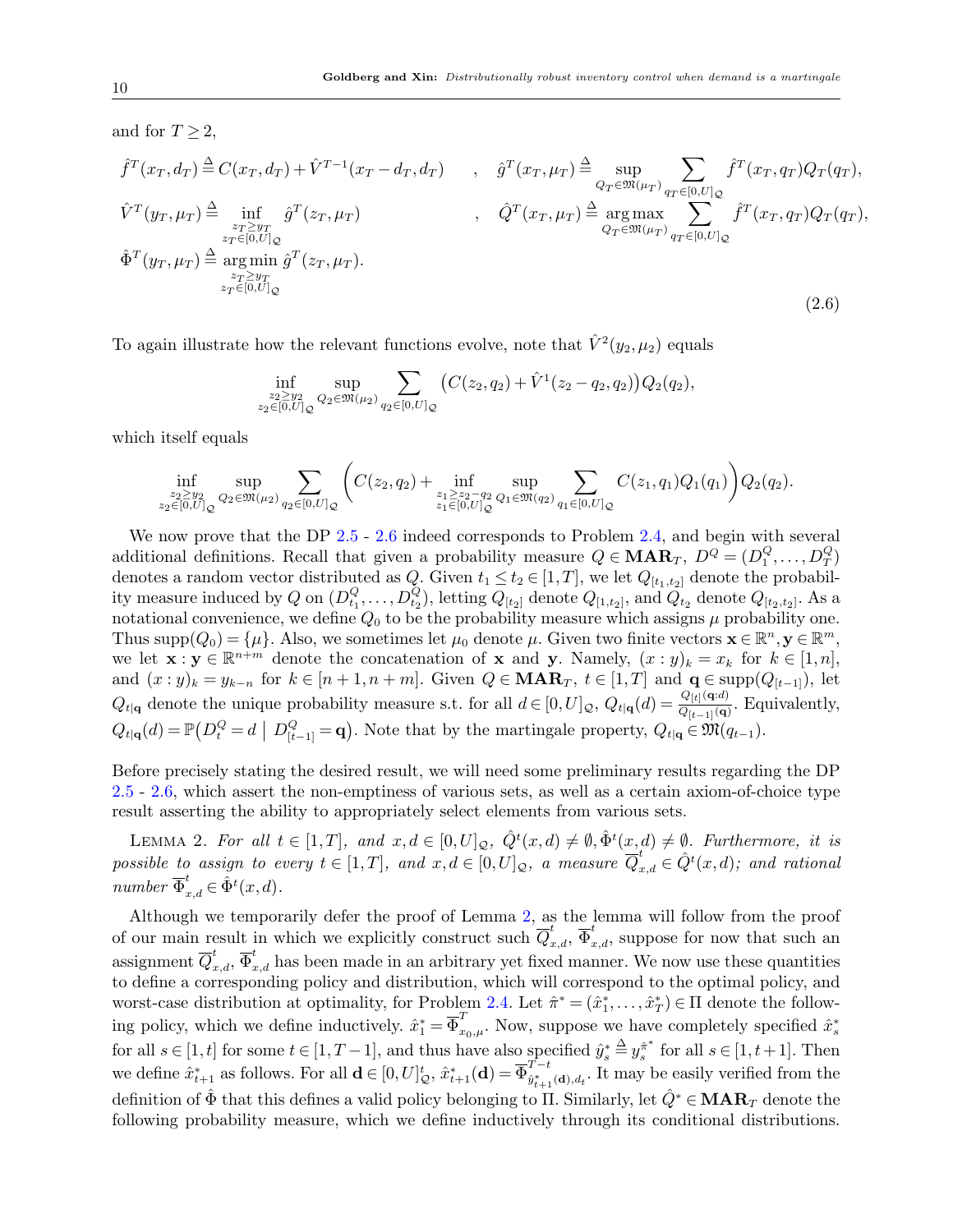and for $T \geq 2$,

$$
\begin{aligned}
\hat{f}^T(x_T, d_T) &\triangleq C(x_T, d_T) + \hat{V}^{T-1}(x_T - d_T, d_T) \quad , \quad \hat{g}^T(x_T, \mu_T) \triangleq \sup_{Q_T \in \mathfrak{M}(\mu_T)} \sum_{q_T \in [0,U]_{\mathcal{Q}}} \hat{f}^T(x_T, q_T) Q_T(q_T), \\
\hat{V}^T(y_T, \mu_T) &\triangleq \inf_{\substack{z_T \geq y_T \\ z_T \in [0,U]_{\mathcal{Q}}}} \hat{g}^T(z_T, \mu_T) \quad , \quad \hat{Q}^T(x_T, \mu_T) \triangleq \arg\max_{Q_T \in \mathfrak{M}(\mu_T)} \sum_{q_T \in [0,U]_{\mathcal{Q}}} \hat{f}^T(x_T, q_T) Q_T(q_T), \\
\hat{\Phi}^T(y_T, \mu_T) &\triangleq \arg\min_{\substack{z_T \geq y_T \\ z_T \in [0,U]_{\mathcal{Q}}}} \hat{g}^T(z_T, \mu_T).
\end{aligned}
\tag{2.6}
$$

To again illustrate how the relevant functions evolve, note that $\hat{V}^2(y_2, \mu_2)$ equals

$$
\inf_{\substack{z_2 \geq y_2 \\ z_2 \in [0,U]_{\mathcal{Q}}}} \sup_{Q_2 \in \mathfrak{M}(\mu_2)} \sum_{q_2 \in [0,U]_{\mathcal{Q}}} \big( C(z_2, q_2) + \hat{V}^1(z_2 - q_2, q_2) \big) Q_2(q_2),
$$

which itself equals

$$
\inf_{\substack{z_2 \geq y_2 \\ z_2 \in [0,U]_{\mathcal{Q}}}} \sup_{Q_2 \in \mathfrak{M}(\mu_2)} \sum_{q_2 \in [0,U]_{\mathcal{Q}}} \Bigg( C(z_2, q_2) + \inf_{\substack{z_1 \geq z_2 - q_2 \\ z_1 \in [0,U]_{\mathcal{Q}}}} \sup_{Q_1 \in \mathfrak{M}(q_2)} \sum_{q_1 \in [0,U]_{\mathcal{Q}}} C(z_1, q_1) Q_1(q_1) \Bigg) Q_2(q_2).
$$

We now prove that the DP 2.5 - 2.6 indeed corresponds to Problem 2.4, and begin with several additional definitions. Recall that given a probability measure $Q \in \mathbf{MAR}_T$, $D^Q = (D_1^Q, \ldots, D_T^Q)$ denotes a random vector distributed as $Q$. Given $t_1 \leq t_2 \in [1,T]$, we let $Q_{[t_1,t_2]}$ denote the probability measure induced by $Q$ on $(D_{t_1}^Q, \ldots, D_{t_2}^Q)$, letting $Q_{[t_2]}$ denote $Q_{[1,t_2]}$, and $Q_{t_2}$ denote $Q_{[t_2,t_2]}$. As a notational convenience, we define $Q_0$ to be the probability measure which assigns $\mu$ probability one. Thus $\text{supp}(Q_0) = \{\mu\}$. Also, we sometimes let $\mu_0$ denote $\mu$. Given two finite vectors $\mathbf{x} \in \mathbb{R}^n, \mathbf{y} \in \mathbb{R}^m$, we let $\mathbf{x} : \mathbf{y} \in \mathbb{R}^{n+m}$ denote the concatenation of $\mathbf{x}$ and $\mathbf{y}$. Namely, $(x : y)_k = x_k$ for $k \in [1,n]$, and $(x : y)_k = y_{k-n}$ for $k \in [n+1, n+m]$. Given $Q \in \mathbf{MAR}_T$, $t \in [1,T]$ and $\mathbf{q} \in \text{supp}(Q_{[t-1]})$, let $Q_{t|\mathbf{q}}$ denote the unique probability measure s.t. for all $d \in [0,U]_{\mathcal{Q}}$, $Q_{t|\mathbf{q}}(d) = \frac{Q_{[t]}(\mathbf{q}:d)}{Q_{[t-1]}(\mathbf{q})}$. Equivalently, $Q_{t|\mathbf{q}}(d) = \mathbb{P}\big(D_t^Q = d \;\big|\; D_{[t-1]}^Q = \mathbf{q}\big)$. Note that by the martingale property, $Q_{t|\mathbf{q}} \in \mathfrak{M}(q_{t-1})$.

Before precisely stating the desired result, we will need some preliminary results regarding the DP 2.5 - 2.6, which assert the non-emptiness of various sets, as well as a certain axiom-of-choice type result asserting the ability to appropriately select elements from various sets.

Lemma 2. *For all $t \in [1,T]$, and $x, d \in [0,U]_{\mathcal{Q}}$, $\hat{Q}^t(x,d) \neq \emptyset, \hat{\Phi}^t(x,d) \neq \emptyset$. Furthermore, it is possible to assign to every $t \in [1,T]$, and $x, d \in [0,U]_{\mathcal{Q}}$, a measure $\overline{Q}_{x,d}^t \in \hat{Q}^t(x,d)$; and rational number $\overline{\Phi}_{x,d}^t \in \hat{\Phi}^t(x,d)$.*

Although we temporarily defer the proof of Lemma 2, as the lemma will follow from the proof of our main result in which we explicitly construct such $\overline{Q}_{x,d}^t$, $\overline{\Phi}_{x,d}^t$, suppose for now that such an assignment $\overline{Q}_{x,d}^t$, $\overline{\Phi}_{x,d}^t$ has been made in an arbitrary yet fixed manner. We now use these quantities to define a corresponding policy and distribution, which will correspond to the optimal policy, and worst-case distribution at optimality, for Problem 2.4. Let $\hat{\pi}^* = (\hat{x}_1^*, \ldots, \hat{x}_T^*) \in \Pi$ denote the following policy, which we define inductively. $\hat{x}_1^* = \overline{\Phi}_{x_0,\mu}^T$. Now, suppose we have completely specified $\hat{x}_s^*$ for all $s \in [1,t]$ for some $t \in [1, T-1]$, and thus have also specified $\hat{y}_s^* \triangleq y_s^{\hat{\pi}^*}$ for all $s \in [1, t+1]$. Then we define $\hat{x}_{t+1}^*$ as follows. For all $\mathbf{d} \in [0,U]_{\mathcal{Q}}^t$, $\hat{x}_{t+1}^*(\mathbf{d}) = \overline{\Phi}_{\hat{y}_{t+1}^*(\mathbf{d}), d_t}^{T-t}$. It may be easily verified from the definition of $\hat{\Phi}$ that this defines a valid policy belonging to $\Pi$. Similarly, let $\hat{Q}^* \in \mathbf{MAR}_T$ denote the following probability measure, which we define inductively through its conditional distributions.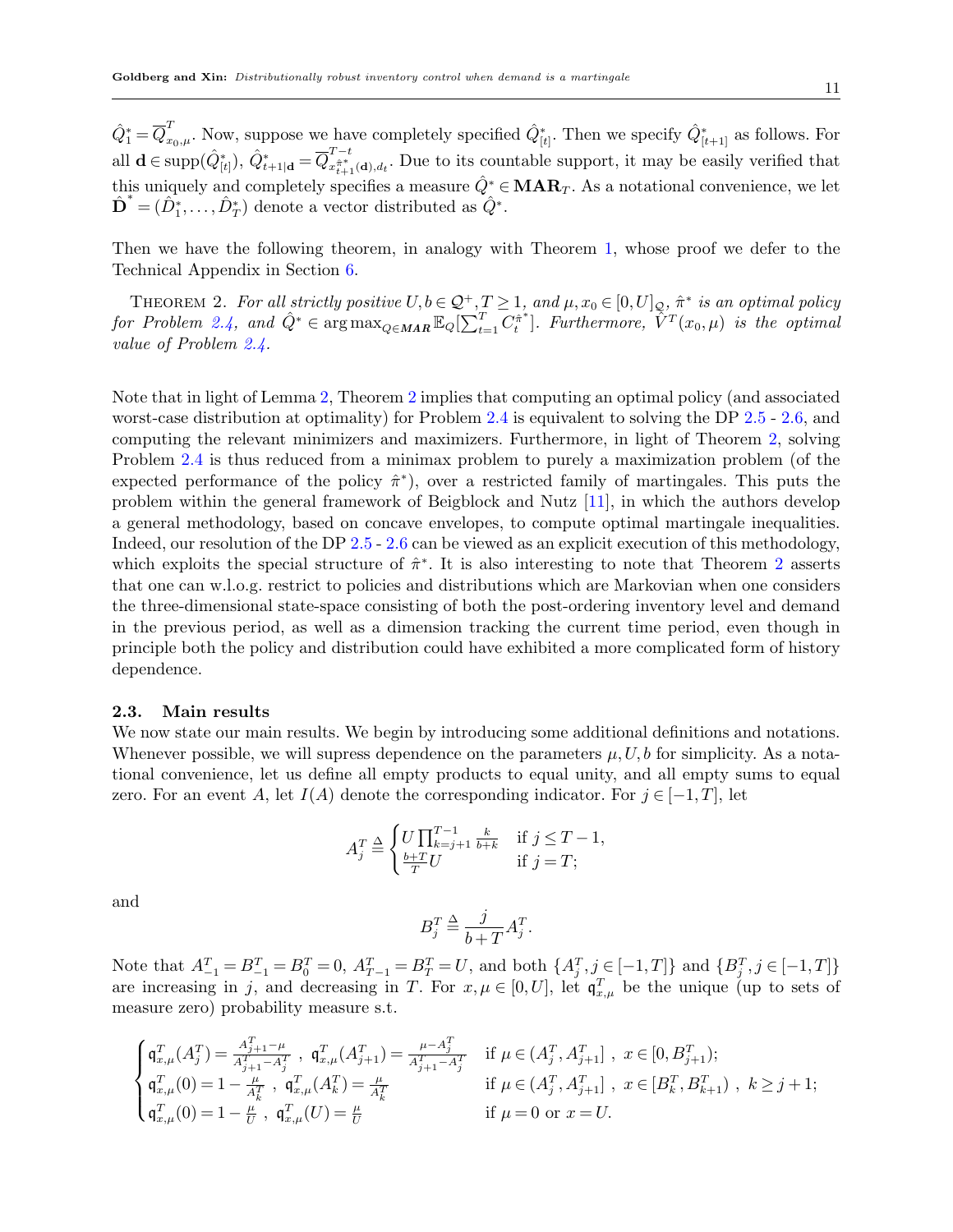$\hat{Q}^*_1 = \overline{Q}^T_{x_0,\mu}$. Now, suppose we have completely specified $\hat{Q}^*_{[t]}$. Then we specify $\hat{Q}^*_{[t+1]}$ as follows. For all $\mathbf{d} \in \text{supp}(\hat{Q}^*_{[t]})$, $\hat{Q}^*_{t+1|\mathbf{d}} = \overline{Q}^{T-t}_{x^{\hat{\pi}^*}_{t+1}(\mathbf{d}),d_t}$. Due to its countable support, it may be easily verified that this uniquely and completely specifies a measure $\hat{Q}^* \in \mathbf{MAR}_T$. As a notational convenience, we let $\hat{\mathbf{D}}^* = (\hat{D}^*_1, \ldots, \hat{D}^*_T)$ denote a vector distributed as $\hat{Q}^*$.

Then we have the following theorem, in analogy with Theorem 1, whose proof we defer to the Technical Appendix in Section 6.

Theorem 2. *For all strictly positive $U, b \in \mathcal{Q}^+, T \geq 1$, and $\mu, x_0 \in [0,U]_{\mathcal{Q}}$, $\hat{\pi}^*$ is an optimal policy for Problem 2.4, and $\hat{Q}^* \in \arg\max_{Q \in \boldsymbol{MAR}} \mathbb{E}_Q[\sum_{t=1}^T C^{\hat{\pi}^*}_t]$. Furthermore, $\hat{V}^T(x_0,\mu)$ is the optimal value of Problem 2.4.*

Note that in light of Lemma 2, Theorem 2 implies that computing an optimal policy (and associated worst-case distribution at optimality) for Problem 2.4 is equivalent to solving the DP 2.5 - 2.6, and computing the relevant minimizers and maximizers. Furthermore, in light of Theorem 2, solving Problem 2.4 is thus reduced from a minimax problem to purely a maximization problem (of the expected performance of the policy $\hat{\pi}^*$), over a restricted family of martingales. This puts the problem within the general framework of Beigblock and Nutz [11], in which the authors develop a general methodology, based on concave envelopes, to compute optimal martingale inequalities. Indeed, our resolution of the DP 2.5 - 2.6 can be viewed as an explicit execution of this methodology, which exploits the special structure of $\hat{\pi}^*$. It is also interesting to note that Theorem 2 asserts that one can w.l.o.g. restrict to policies and distributions which are Markovian when one considers the three-dimensional state-space consisting of both the post-ordering inventory level and demand in the previous period, as well as a dimension tracking the current time period, even though in principle both the policy and distribution could have exhibited a more complicated form of history dependence.

### 2.3. Main results

We now state our main results. We begin by introducing some additional definitions and notations. Whenever possible, we will supress dependence on the parameters $\mu, U, b$ for simplicity. As a notational convenience, let us define all empty products to equal unity, and all empty sums to equal zero. For an event $A$, let $I(A)$ denote the corresponding indicator. For $j \in [-1,T]$, let

$$A^T_j \triangleq \begin{cases} U\prod_{k=j+1}^{T-1}\frac{k}{b+k} & \text{if } j \leq T-1, \\ \frac{b+T}{T}U & \text{if } j = T; \end{cases}$$

and

$$B^T_j \triangleq \frac{j}{b+T}A^T_j.$$

Note that $A^T_{-1} = B^T_{-1} = B^T_0 = 0$, $A^T_{T-1} = B^T_T = U$, and both $\{A^T_j, j \in [-1,T]\}$ and $\{B^T_j, j \in [-1,T]\}$ are increasing in $j$, and decreasing in $T$. For $x, \mu \in [0,U]$, let $\mathfrak{q}^T_{x,\mu}$ be the unique (up to sets of measure zero) probability measure s.t.

$$\begin{cases} \mathfrak{q}^T_{x,\mu}(A^T_j) = \frac{A^T_{j+1}-\mu}{A^T_{j+1}-A^T_j}\ ,\ \mathfrak{q}^T_{x,\mu}(A^T_{j+1}) = \frac{\mu-A^T_j}{A^T_{j+1}-A^T_j} & \text{if } \mu \in (A^T_j, A^T_{j+1}]\ ,\ x \in [0, B^T_{j+1}); \\ \mathfrak{q}^T_{x,\mu}(0) = 1-\frac{\mu}{A^T_k}\ ,\ \mathfrak{q}^T_{x,\mu}(A^T_k) = \frac{\mu}{A^T_k} & \text{if } \mu \in (A^T_j, A^T_{j+1}]\ ,\ x \in [B^T_k, B^T_{k+1})\ ,\ k \geq j+1; \\ \mathfrak{q}^T_{x,\mu}(0) = 1-\frac{\mu}{U}\ ,\ \mathfrak{q}^T_{x,\mu}(U) = \frac{\mu}{U} & \text{if } \mu = 0 \text{ or } x = U. \end{cases}$$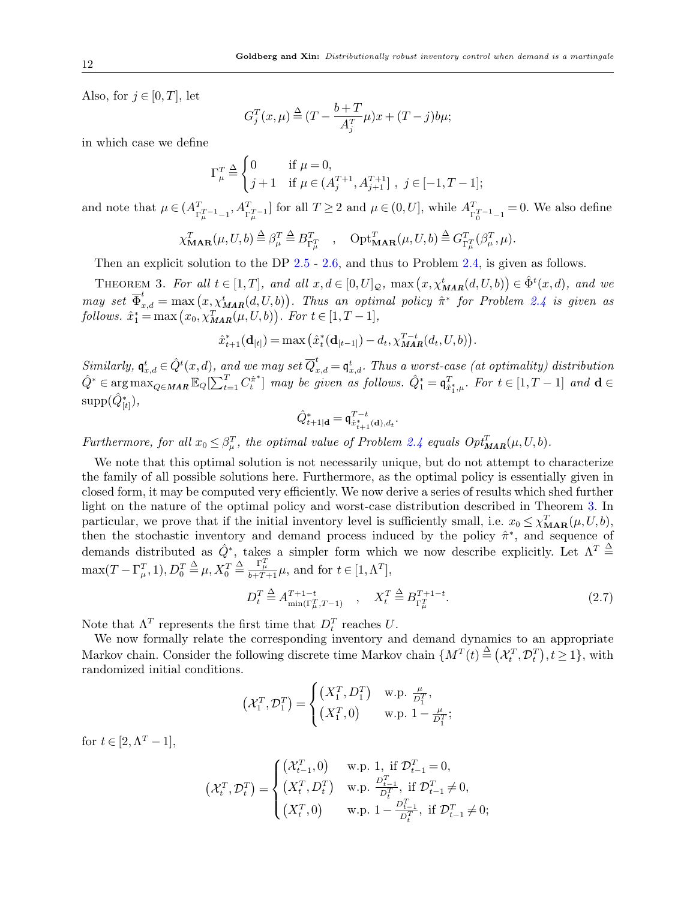Also, for $j \in [0,T]$, let

$$G_j^T(x,\mu) \triangleq (T - \frac{b+T}{A_j^T}\mu)x + (T-j)b\mu;$$

in which case we define

$$\Gamma_\mu^T \triangleq \begin{cases} 0 & \text{if } \mu = 0, \\ j+1 & \text{if } \mu \in (A_j^{T+1}, A_{j+1}^{T+1}]\ ,\ j \in [-1, T-1]; \end{cases}$$

and note that $\mu \in (A^T_{\Gamma_\mu^{T-1}-1}, A^T_{\Gamma_\mu^{T-1}}]$ for all $T \geq 2$ and $\mu \in (0,U]$, while $A^T_{\Gamma_0^{T-1}-1} = 0$. We also define

$$\chi^T_{\mathbf{MAR}}(\mu,U,b) \triangleq \beta_\mu^T \triangleq B^T_{\Gamma_\mu^T} \quad , \quad \text{Opt}^T_{\mathbf{MAR}}(\mu,U,b) \triangleq G^T_{\Gamma_\mu^T}(\beta_\mu^T,\mu).$$

Then an explicit solution to the DP 2.5 - 2.6, and thus to Problem 2.4, is given as follows.

Theorem 3. *For all $t \in [1,T]$, and all $x, d \in [0,U]_{\mathcal{Q}}$, $\max\big(x, \chi^t_{\mathbf{MAR}}(d,U,b)\big) \in \hat{\Phi}^t(x,d)$, and we may set $\overline{\Phi}^t_{x,d} = \max\big(x, \chi^t_{\mathbf{MAR}}(d,U,b)\big)$. Thus an optimal policy $\hat{\pi}^*$ for Problem 2.4 is given as follows. $\hat{x}_1^* = \max\big(x_0, \chi^T_{\mathbf{MAR}}(\mu,U,b)\big)$. For $t \in [1, T-1]$,*

$$\hat{x}^*_{t+1}(\mathbf{d}_{[t]}) = \max\big(\hat{x}^*_t(\mathbf{d}_{[t-1]}) - d_t, \chi^{T-t}_{\mathbf{MAR}}(d_t,U,b)\big).$$

*Similarly, $\mathfrak{q}^t_{x,d} \in \hat{Q}^t(x,d)$, and we may set $\overline{Q}^t_{x,d} = \mathfrak{q}^t_{x,d}$. Thus a worst-case (at optimality) distribution $\hat{Q}^* \in \arg\max_{Q \in \mathbf{MAR}} \mathbb{E}_Q[\sum_{t=1}^T C_t^{\hat{\pi}^*}]$ may be given as follows. $\hat{Q}^*_1 = \mathfrak{q}^T_{\hat{x}^*_1,\mu}$. For $t \in [1,T-1]$ and $\mathbf{d} \in \text{supp}(\hat{Q}^*_{[t]})$,*

$$\hat{Q}^*_{t+1|\mathbf{d}} = \mathfrak{q}^{T-t}_{\hat{x}^*_{t+1}(\mathbf{d}),d_t}.$$

*Furthermore, for all $x_0 \leq \beta_\mu^T$, the optimal value of Problem 2.4 equals $\text{Opt}^T_{\mathbf{MAR}}(\mu,U,b)$.*

We note that this optimal solution is not necessarily unique, but do not attempt to characterize the family of all possible solutions here. Furthermore, as the optimal policy is essentially given in closed form, it may be computed very efficiently. We now derive a series of results which shed further light on the nature of the optimal policy and worst-case distribution described in Theorem 3. In particular, we prove that if the initial inventory level is sufficiently small, i.e. $x_0 \leq \chi^T_{\mathbf{MAR}}(\mu,U,b)$, then the stochastic inventory and demand process induced by the policy $\hat{\pi}^*$, and sequence of demands distributed as $\hat{Q}^*$, takes a simpler form which we now describe explicitly. Let $\Lambda^T \triangleq \max(T - \Gamma_\mu^T, 1)$, $D_0^T \triangleq \mu$, $X_0^T \triangleq \frac{\Gamma_\mu^T}{b+T+1}\mu$, and for $t \in [1, \Lambda^T]$,

$$D_t^T \triangleq A^{T+1-t}_{\min(\Gamma_\mu^T, T-1)} \quad , \quad X_t^T \triangleq B^{T+1-t}_{\Gamma_\mu^T}. \tag{2.7}$$

Note that $\Lambda^T$ represents the first time that $D_t^T$ reaches $U$.

We now formally relate the corresponding inventory and demand dynamics to an appropriate Markov chain. Consider the following discrete time Markov chain $\{M^T(t) \triangleq \big(\mathcal{X}_t^T, \mathcal{D}_t^T\big), t \geq 1\}$, with randomized initial conditions.

$$\big(\mathcal{X}_1^T, \mathcal{D}_1^T\big) = \begin{cases} \big(X_1^T, D_1^T\big) & \text{w.p. } \frac{\mu}{D_1^T}, \\ \big(X_1^T, 0\big) & \text{w.p. } 1 - \frac{\mu}{D_1^T}; \end{cases}$$

for $t \in [2, \Lambda^T - 1]$,

$$\big(\mathcal{X}_t^T, \mathcal{D}_t^T\big) = \begin{cases} \big(\mathcal{X}_{t-1}^T, 0\big) & \text{w.p. 1, if } \mathcal{D}_{t-1}^T = 0, \\ \big(X_t^T, D_t^T\big) & \text{w.p. } \frac{D_{t-1}^T}{D_t^T}, \text{ if } \mathcal{D}_{t-1}^T \neq 0, \\ \big(X_t^T, 0\big) & \text{w.p. } 1 - \frac{D_{t-1}^T}{D_t^T}, \text{ if } \mathcal{D}_{t-1}^T \neq 0; \end{cases}$$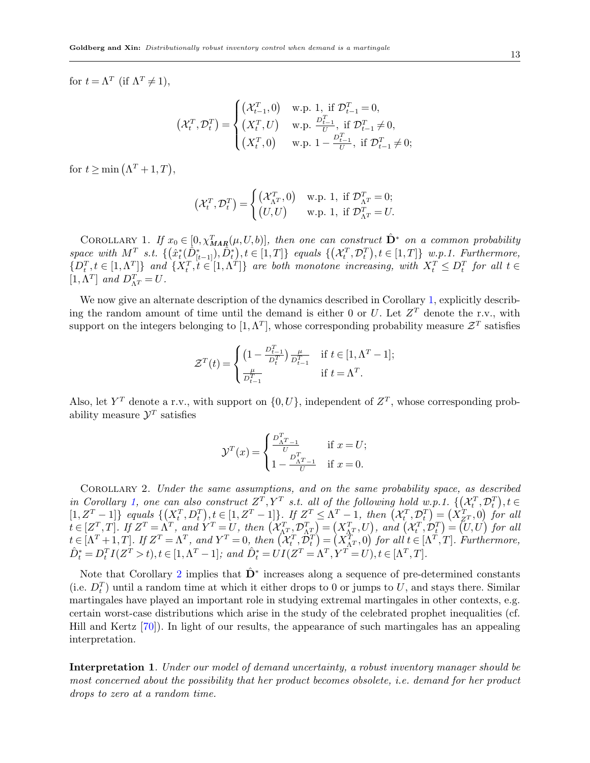for $t = \Lambda^T$ (if $\Lambda^T \neq 1$),

$$\left(\mathcal{X}_t^T, \mathcal{D}_t^T\right) = \begin{cases} \left(\mathcal{X}_{t-1}^T, 0\right) & \text{w.p. } 1, \text{ if } \mathcal{D}_{t-1}^T = 0, \\ \left(X_t^T, U\right) & \text{w.p. } \frac{D_{t-1}^T}{U}, \text{ if } \mathcal{D}_{t-1}^T \neq 0, \\ \left(X_t^T, 0\right) & \text{w.p. } 1 - \frac{D_{t-1}^T}{U}, \text{ if } \mathcal{D}_{t-1}^T \neq 0; \end{cases}$$

for $t \geq \min\left(\Lambda^T + 1, T\right)$,

$$\left(\mathcal{X}_t^T, \mathcal{D}_t^T\right) = \begin{cases} \left(\mathcal{X}_{\Lambda^T}^T, 0\right) & \text{w.p. } 1, \text{ if } \mathcal{D}_{\Lambda^T}^T = 0; \\ \left(U, U\right) & \text{w.p. } 1, \text{ if } \mathcal{D}_{\Lambda^T}^T = U. \end{cases}$$

Corollary 1. *If $x_0 \in [0, \chi_{\boldsymbol{MAR}}^T(\mu, U, b)]$, then one can construct $\hat{\mathbf{D}}^*$ on a common probability space with $M^T$ s.t. $\{(\hat{x}_t^*(\hat{D}_{[t-1]}^*), \hat{D}_t^*), t \in [1,T]\}$ equals $\{(\mathcal{X}_t^T, \mathcal{D}_t^T), t \in [1,T]\}$ w.p.1. Furthermore, $\{D_t^T, t \in [1, \Lambda^T]\}$ and $\{X_t^T, t \in [1, \Lambda^T]\}$ are both monotone increasing, with $X_t^T \leq D_t^T$ for all $t \in [1, \Lambda^T]$ and $D_{\Lambda^T}^T = U$.*

We now give an alternate description of the dynamics described in Corollary 1, explicitly describing the random amount of time until the demand is either 0 or $U$. Let $Z^T$ denote the r.v., with support on the integers belonging to $[1, \Lambda^T]$, whose corresponding probability measure $\mathcal{Z}^T$ satisfies

$$\mathcal{Z}^T(t) = \begin{cases} \left(1 - \frac{D_{t-1}^T}{D_t^T}\right) \frac{\mu}{D_{t-1}^T} & \text{if } t \in [1, \Lambda^T - 1]; \\ \frac{\mu}{D_{t-1}^T} & \text{if } t = \Lambda^T. \end{cases}$$

Also, let $Y^T$ denote a r.v., with support on $\{0, U\}$, independent of $Z^T$, whose corresponding probability measure $\mathcal{Y}^T$ satisfies

$$\mathcal{Y}^T(x) = \begin{cases} \frac{D_{\Lambda^T - 1}^T}{U} & \text{if } x = U; \\ 1 - \frac{D_{\Lambda^T - 1}^T}{U} & \text{if } x = 0. \end{cases}$$

Corollary 2. *Under the same assumptions, and on the same probability space, as described in Corollary 1, one can also construct $Z^T, Y^T$ s.t. all of the following hold w.p.1. $\{(\mathcal{X}_t^T, \mathcal{D}_t^T), t \in [1, Z^T - 1]\}$ equals $\{(X_t^T, D_t^T), t \in [1, Z^T - 1]\}$. If $Z^T \leq \Lambda^T - 1$, then $(\mathcal{X}_t^T, \mathcal{D}_t^T) = (X_{Z^T}^T, 0)$ for all $t \in [Z^T, T]$. If $Z^T = \Lambda^T$, and $Y^T = U$, then $(\mathcal{X}_{\Lambda^T}^T, \mathcal{D}_{\Lambda^T}^T) = (X_{\Lambda^T}^T, U)$, and $(\mathcal{X}_t^T, \mathcal{D}_t^T) = (U, U)$ for all $t \in [\Lambda^T + 1, T]$. If $Z^T = \Lambda^T$, and $Y^T = 0$, then $(\mathcal{X}_t^T, \mathcal{D}_t^T) = (X_{\Lambda^T}^T, 0)$ for all $t \in [\Lambda^T, T]$. Furthermore, $\hat{D}_t^* = D_t^T I(Z^T > t), t \in [1, \Lambda^T - 1]$; and $\hat{D}_t^* = U I(Z^T = \Lambda^T, Y^T = U), t \in [\Lambda^T, T]$.*

Note that Corollary 2 implies that $\hat{\mathbf{D}}^*$ increases along a sequence of pre-determined constants (i.e. $D_t^T$) until a random time at which it either drops to 0 or jumps to $U$, and stays there. Similar martingales have played an important role in studying extremal martingales in other contexts, e.g. certain worst-case distributions which arise in the study of the celebrated prophet inequalities (cf. Hill and Kertz [70]). In light of our results, the appearance of such martingales has an appealing interpretation.

**Interpretation 1**. *Under our model of demand uncertainty, a robust inventory manager should be most concerned about the possibility that her product becomes obsolete, i.e. demand for her product drops to zero at a random time.*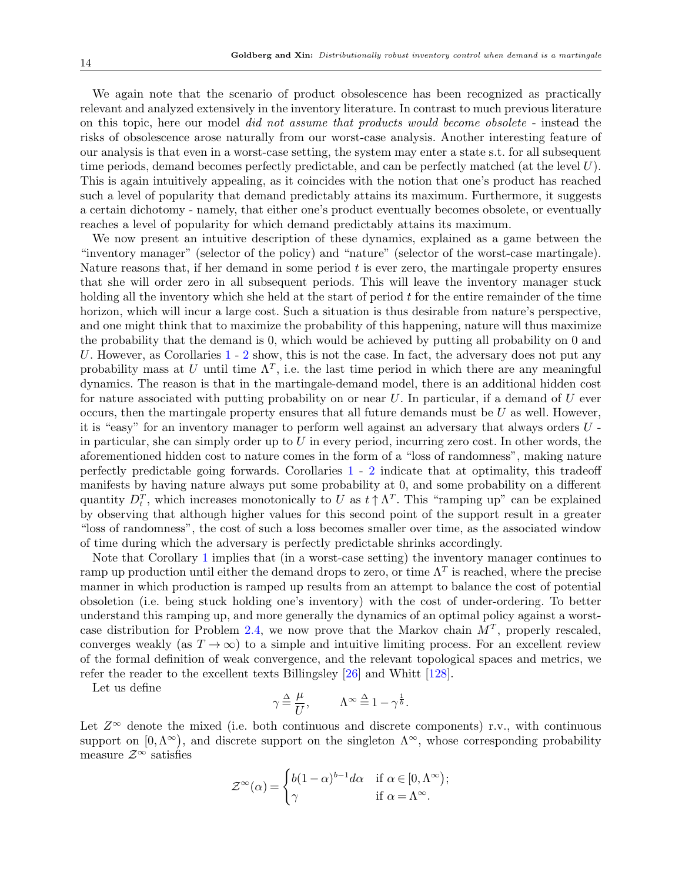We again note that the scenario of product obsolescence has been recognized as practically relevant and analyzed extensively in the inventory literature. In contrast to much previous literature on this topic, here our model *did not assume that products would become obsolete* - instead the risks of obsolescence arose naturally from our worst-case analysis. Another interesting feature of our analysis is that even in a worst-case setting, the system may enter a state s.t. for all subsequent time periods, demand becomes perfectly predictable, and can be perfectly matched (at the level $U$). This is again intuitively appealing, as it coincides with the notion that one's product has reached such a level of popularity that demand predictably attains its maximum. Furthermore, it suggests a certain dichotomy - namely, that either one's product eventually becomes obsolete, or eventually reaches a level of popularity for which demand predictably attains its maximum.

We now present an intuitive description of these dynamics, explained as a game between the "inventory manager" (selector of the policy) and "nature" (selector of the worst-case martingale). Nature reasons that, if her demand in some period $t$ is ever zero, the martingale property ensures that she will order zero in all subsequent periods. This will leave the inventory manager stuck holding all the inventory which she held at the start of period $t$ for the entire remainder of the time horizon, which will incur a large cost. Such a situation is thus desirable from nature's perspective, and one might think that to maximize the probability of this happening, nature will thus maximize the probability that the demand is 0, which would be achieved by putting all probability on 0 and $U$. However, as Corollaries 1 - 2 show, this is not the case. In fact, the adversary does not put any probability mass at $U$ until time $\Lambda^T$, i.e. the last time period in which there are any meaningful dynamics. The reason is that in the martingale-demand model, there is an additional hidden cost for nature associated with putting probability on or near $U$. In particular, if a demand of $U$ ever occurs, then the martingale property ensures that all future demands must be $U$ as well. However, it is "easy" for an inventory manager to perform well against an adversary that always orders $U$ - in particular, she can simply order up to $U$ in every period, incurring zero cost. In other words, the aforementioned hidden cost to nature comes in the form of a "loss of randomness", making nature perfectly predictable going forwards. Corollaries 1 - 2 indicate that at optimality, this tradeoff manifests by having nature always put some probability at 0, and some probability on a different quantity $D_t^T$, which increases monotonically to $U$ as $t \uparrow \Lambda^T$. This "ramping up" can be explained by observing that although higher values for this second point of the support result in a greater "loss of randomness", the cost of such a loss becomes smaller over time, as the associated window of time during which the adversary is perfectly predictable shrinks accordingly.

Note that Corollary 1 implies that (in a worst-case setting) the inventory manager continues to ramp up production until either the demand drops to zero, or time $\Lambda^T$ is reached, where the precise manner in which production is ramped up results from an attempt to balance the cost of potential obsoletion (i.e. being stuck holding one's inventory) with the cost of under-ordering. To better understand this ramping up, and more generally the dynamics of an optimal policy against a worst-case distribution for Problem 2.4, we now prove that the Markov chain $M^T$, properly rescaled, converges weakly (as $T \to \infty$) to a simple and intuitive limiting process. For an excellent review of the formal definition of weak convergence, and the relevant topological spaces and metrics, we refer the reader to the excellent texts Billingsley [26] and Whitt [128].

Let us define

$$\gamma \triangleq \frac{\mu}{U}, \qquad \Lambda^\infty \triangleq 1 - \gamma^{\frac{1}{b}}.$$

Let $Z^\infty$ denote the mixed (i.e. both continuous and discrete components) r.v., with continuous support on $[0, \Lambda^\infty)$, and discrete support on the singleton $\Lambda^\infty$, whose corresponding probability measure $\mathcal{Z}^\infty$ satisfies

$$\mathcal{Z}^\infty(\alpha) = \begin{cases} b(1-\alpha)^{b-1} d\alpha & \text{if } \alpha \in [0, \Lambda^\infty); \\ \gamma & \text{if } \alpha = \Lambda^\infty. \end{cases}$$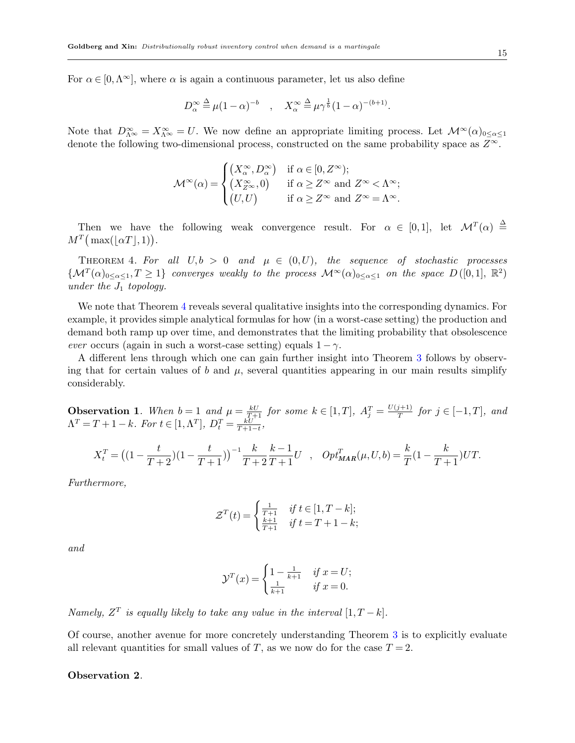For $\alpha \in [0, \Lambda^\infty]$, where $\alpha$ is again a continuous parameter, let us also define

$$D^\infty_\alpha \triangleq \mu(1-\alpha)^{-b} \quad , \quad X^\infty_\alpha \triangleq \mu\gamma^{\frac{1}{b}}(1-\alpha)^{-(b+1)}.$$

Note that $D^\infty_{\Lambda^\infty} = X^\infty_{\Lambda^\infty} = U$. We now define an appropriate limiting process. Let $\mathcal{M}^\infty(\alpha)_{0\le\alpha\le1}$ denote the following two-dimensional process, constructed on the same probability space as $Z^\infty$.

$$\mathcal{M}^\infty(\alpha) = \begin{cases} \big(X^\infty_\alpha, D^\infty_\alpha\big) & \text{if } \alpha \in [0, Z^\infty); \\ \big(X^\infty_{Z^\infty}, 0\big) & \text{if } \alpha \ge Z^\infty \text{ and } Z^\infty < \Lambda^\infty; \\ \big(U, U\big) & \text{if } \alpha \ge Z^\infty \text{ and } Z^\infty = \Lambda^\infty. \end{cases}$$

Then we have the following weak convergence result. For $\alpha \in [0,1]$, let $\mathcal{M}^T(\alpha) \triangleq M^T\big(\max(\lfloor \alpha T \rfloor, 1)\big)$.

Theorem 4. *For all $U, b > 0$ and $\mu \in (0, U)$, the sequence of stochastic processes $\{\mathcal{M}^T(\alpha)_{0\le\alpha\le1}, T \ge 1\}$ converges weakly to the process $\mathcal{M}^\infty(\alpha)_{0\le\alpha\le1}$ on the space $D([0,1], \mathbb{R}^2)$ under the $J_1$ topology.*

We note that Theorem 4 reveals several qualitative insights into the corresponding dynamics. For example, it provides simple analytical formulas for how (in a worst-case setting) the production and demand both ramp up over time, and demonstrates that the limiting probability that obsolescence *ever* occurs (again in such a worst-case setting) equals $1-\gamma$.

A different lens through which one can gain further insight into Theorem 3 follows by observing that for certain values of $b$ and $\mu$, several quantities appearing in our main results simplify considerably.

**Observation 1**. *When $b = 1$ and $\mu = \frac{kU}{T+1}$ for some $k \in [1, T]$, $A^T_j = \frac{U(j+1)}{T}$ for $j \in [-1, T]$, and $\Lambda^T = T + 1 - k$. For $t \in [1, \Lambda^T]$, $D^T_t = \frac{kU}{T+1-t}$,*

$$X^T_t = \big((1 - \frac{t}{T+2})(1 - \frac{t}{T+1})\big)^{-1} \frac{k}{T+2}\frac{k-1}{T+1} U \quad , \quad Opt^T_{\boldsymbol{MAR}}(\mu, U, b) = \frac{k}{T}(1 - \frac{k}{T+1})UT.$$

*Furthermore,*

$$\mathcal{Z}^T(t) = \begin{cases} \frac{1}{T+1} & \text{if } t \in [1, T-k]; \\ \frac{k+1}{T+1} & \text{if } t = T+1-k; \end{cases}$$

*and*

$$\mathcal{Y}^T(x) = \begin{cases} 1 - \frac{1}{k+1} & \text{if } x = U; \\ \frac{1}{k+1} & \text{if } x = 0. \end{cases}$$

*Namely, $Z^T$ is equally likely to take any value in the interval $[1, T-k]$.*

Of course, another avenue for more concretely understanding Theorem 3 is to explicitly evaluate all relevant quantities for small values of $T$, as we now do for the case $T = 2$.

**Observation 2**.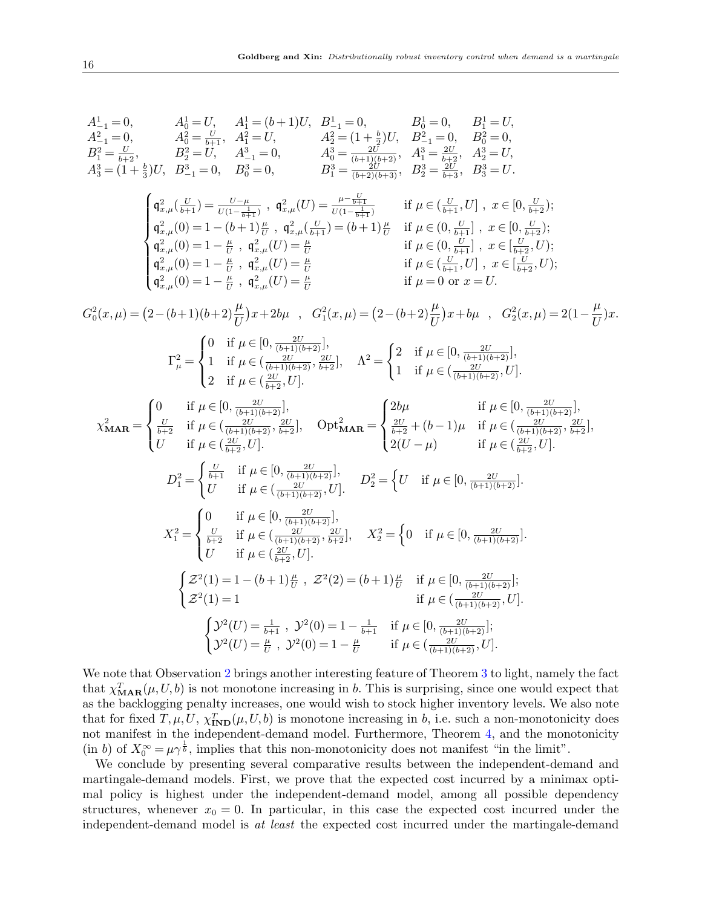$$
\begin{array}{llllll}
A^1_{-1}=0, & A^1_0=U, & A^1_1=(b+1)U, & B^1_{-1}=0, & B^1_0=0, & B^1_1=U,\\
A^2_{-1}=0, & A^2_0=\frac{U}{b+1}, & A^2_1=U, & A^2_2=(1+\frac{b}{2})U, & B^2_{-1}=0, & B^2_0=0,\\
B^2_1=\frac{U}{b+2}, & B^2_2=U, & A^3_{-1}=0, & A^3_0=\frac{2U}{(b+1)(b+2)}, & A^3_1=\frac{2U}{b+2}, & A^3_2=U,\\
A^3_3=(1+\frac{b}{3})U, & B^3_{-1}=0, & B^3_0=0, & B^3_1=\frac{2U}{(b+2)(b+3)}, & B^3_2=\frac{2U}{b+3}, & B^3_3=U.
\end{array}
$$

$$
\begin{cases}
\mathfrak{q}^2_{x,\mu}(\frac{U}{b+1})=\frac{U-\mu}{U(1-\frac{1}{b+1})}\ ,\ \mathfrak{q}^2_{x,\mu}(U)=\frac{\mu-\frac{U}{b+1}}{U(1-\frac{1}{b+1})} & \text{if } \mu\in(\frac{U}{b+1},U]\ ,\ x\in[0,\frac{U}{b+2});\\
\mathfrak{q}^2_{x,\mu}(0)=1-(b+1)\frac{\mu}{U}\ ,\ \mathfrak{q}^2_{x,\mu}(\frac{U}{b+1})=(b+1)\frac{\mu}{U} & \text{if } \mu\in(0,\frac{U}{b+1}]\ ,\ x\in[0,\frac{U}{b+2});\\
\mathfrak{q}^2_{x,\mu}(0)=1-\frac{\mu}{U}\ ,\ \mathfrak{q}^2_{x,\mu}(U)=\frac{\mu}{U} & \text{if } \mu\in(0,\frac{U}{b+1}]\ ,\ x\in[\frac{U}{b+2},U);\\
\mathfrak{q}^2_{x,\mu}(0)=1-\frac{\mu}{U}\ ,\ \mathfrak{q}^2_{x,\mu}(U)=\frac{\mu}{U} & \text{if } \mu\in(\frac{U}{b+1},U]\ ,\ x\in[\frac{U}{b+2},U);\\
\mathfrak{q}^2_{x,\mu}(0)=1-\frac{\mu}{U}\ ,\ \mathfrak{q}^2_{x,\mu}(U)=\frac{\mu}{U} & \text{if } \mu=0 \text{ or } x=U.
\end{cases}
$$

$$
G^2_0(x,\mu)=\big(2-(b+1)(b+2)\frac{\mu}{U}\big)x+2b\mu\quad,\quad G^2_1(x,\mu)=\big(2-(b+2)\frac{\mu}{U}\big)x+b\mu\quad,\quad G^2_2(x,\mu)=2(1-\frac{\mu}{U})x.
$$

$$
\Gamma^2_\mu=\begin{cases}0 & \text{if } \mu\in[0,\frac{2U}{(b+1)(b+2)}],\\ 1 & \text{if } \mu\in(\frac{2U}{(b+1)(b+2)},\frac{2U}{b+2}],\\ 2 & \text{if } \mu\in(\frac{2U}{b+2},U].\end{cases}\quad
\Lambda^2=\begin{cases}2 & \text{if } \mu\in[0,\frac{2U}{(b+1)(b+2)}],\\ 1 & \text{if } \mu\in(\frac{2U}{(b+1)(b+2)},U].\end{cases}
$$

$$
\chi^2_{\mathbf{MAR}}=\begin{cases}0 & \text{if } \mu\in[0,\frac{2U}{(b+1)(b+2)}],\\ \frac{U}{b+2} & \text{if } \mu\in(\frac{2U}{(b+1)(b+2)},\frac{2U}{b+2}],\\ U & \text{if } \mu\in(\frac{2U}{b+2},U].\end{cases}\quad
\mathrm{Opt}^2_{\mathbf{MAR}}=\begin{cases}2b\mu & \text{if } \mu\in[0,\frac{2U}{(b+1)(b+2)}],\\ \frac{2U}{b+2}+(b-1)\mu & \text{if } \mu\in(\frac{2U}{(b+1)(b+2)},\frac{2U}{b+2}],\\ 2(U-\mu) & \text{if } \mu\in(\frac{2U}{b+2},U].\end{cases}
$$

$$
D^2_1=\begin{cases}\frac{U}{b+1} & \text{if } \mu\in[0,\frac{2U}{(b+1)(b+2)}],\\ U & \text{if } \mu\in(\frac{2U}{(b+1)(b+2)},U].\end{cases}\quad
D^2_2=\Big\{U\quad \text{if } \mu\in[0,\frac{2U}{(b+1)(b+2)}].
$$

$$
X^2_1=\begin{cases}0 & \text{if } \mu\in[0,\frac{2U}{(b+1)(b+2)}],\\ \frac{U}{b+2} & \text{if } \mu\in(\frac{2U}{(b+1)(b+2)},\frac{2U}{b+2}],\\ U & \text{if } \mu\in(\frac{2U}{b+2},U].\end{cases}\quad
X^2_2=\Big\{0\quad \text{if } \mu\in[0,\frac{2U}{(b+1)(b+2)}].
$$

$$
\begin{cases}\mathcal{Z}^2(1)=1-(b+1)\frac{\mu}{U}\ ,\ \mathcal{Z}^2(2)=(b+1)\frac{\mu}{U} & \text{if } \mu\in[0,\frac{2U}{(b+1)(b+2)}];\\ \mathcal{Z}^2(1)=1 & \text{if } \mu\in(\frac{2U}{(b+1)(b+2)},U].\end{cases}
$$

$$
\begin{cases}\mathcal{Y}^2(U)=\frac{1}{b+1}\ ,\ \mathcal{Y}^2(0)=1-\frac{1}{b+1} & \text{if } \mu\in[0,\frac{2U}{(b+1)(b+2)}];\\ \mathcal{Y}^2(U)=\frac{\mu}{U}\ ,\ \mathcal{Y}^2(0)=1-\frac{\mu}{U} & \text{if } \mu\in(\frac{2U}{(b+1)(b+2)},U].\end{cases}
$$

We note that Observation 2 brings another interesting feature of Theorem 3 to light, namely the fact that $\chi^T_{\mathbf{MAR}}(\mu,U,b)$ is not monotone increasing in $b$. This is surprising, since one would expect that as the backlogging penalty increases, one would wish to stock higher inventory levels. We also note that for fixed $T,\mu,U$, $\chi^T_{\mathbf{IND}}(\mu,U,b)$ is monotone increasing in $b$, i.e. such a non-monotonicity does not manifest in the independent-demand model. Furthermore, Theorem 4, and the monotonicity (in $b$) of $X^\infty_0=\mu\gamma^{\frac{1}{b}}$, implies that this non-monotonicity does not manifest "in the limit".

We conclude by presenting several comparative results between the independent-demand and martingale-demand models. First, we prove that the expected cost incurred by a minimax optimal policy is highest under the independent-demand model, among all possible dependency structures, whenever $x_0=0$. In particular, in this case the expected cost incurred under the independent-demand model is *at least* the expected cost incurred under the martingale-demand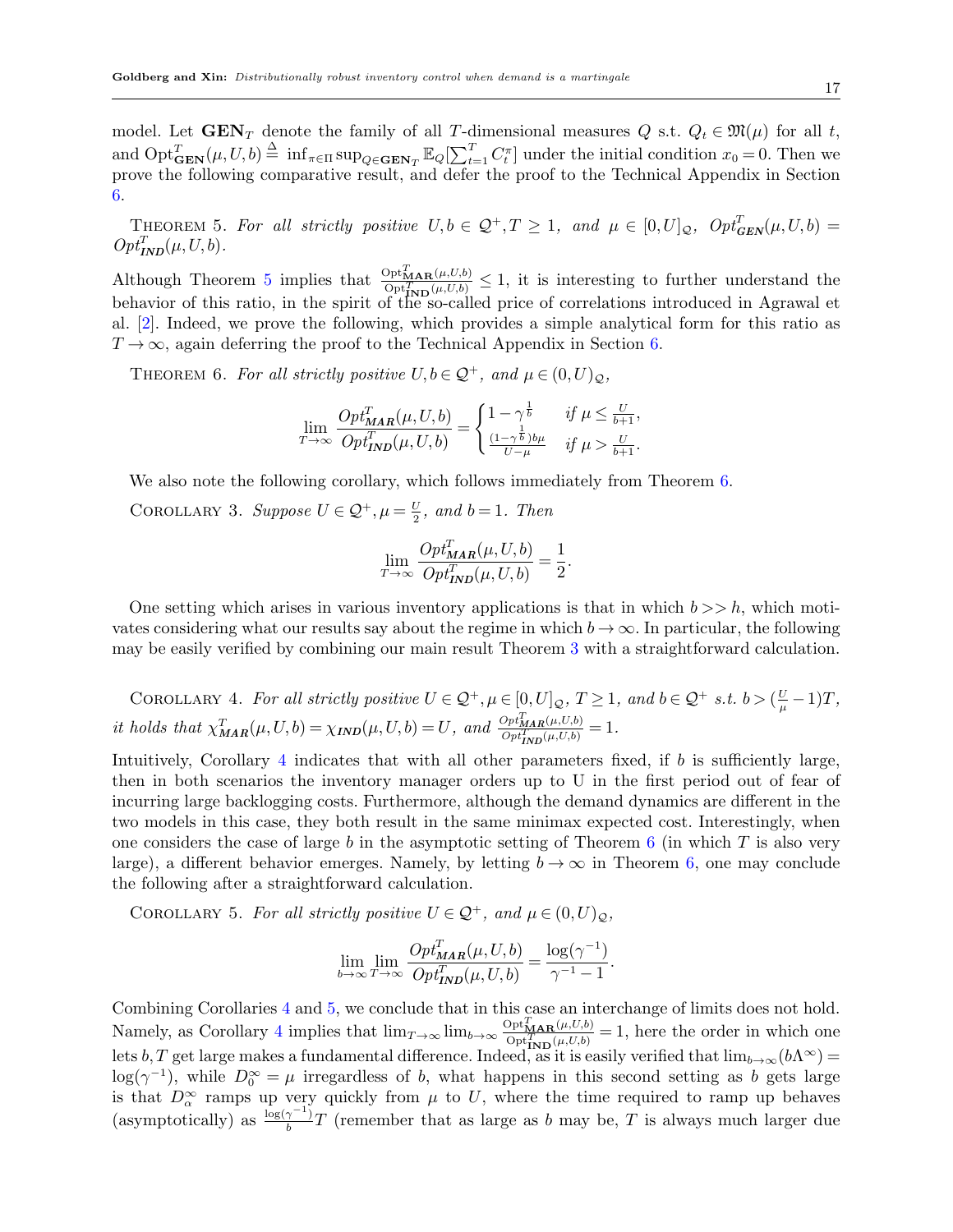model. Let $\mathbf{GEN}_T$ denote the family of all $T$-dimensional measures $Q$ s.t. $Q_t \in \mathfrak{M}(\mu)$ for all $t$, and $\text{Opt}^T_{\mathbf{GEN}}(\mu,U,b) \overset{\Delta}{=} \inf_{\pi\in\Pi}\sup_{Q\in\mathbf{GEN}_T}\mathbb{E}_Q[\sum_{t=1}^T C^\pi_t]$ under the initial condition $x_0=0$. Then we prove the following comparative result, and defer the proof to the Technical Appendix in Section 6.

Theorem 5. *For all strictly positive $U,b\in\mathcal{Q}^+, T\geq 1$, and $\mu\in[0,U]_{\mathcal{Q}}$, $Opt^T_{\boldsymbol{GEN}}(\mu,U,b) = Opt^T_{\boldsymbol{IND}}(\mu,U,b)$.*

Although Theorem 5 implies that $\frac{\text{Opt}^T_{\mathbf{MAR}}(\mu,U,b)}{\text{Opt}^T_{\mathbf{IND}}(\mu,U,b)}\leq 1$, it is interesting to further understand the behavior of this ratio, in the spirit of the so-called price of correlations introduced in Agrawal et al. [2]. Indeed, we prove the following, which provides a simple analytical form for this ratio as $T\to\infty$, again deferring the proof to the Technical Appendix in Section 6.

Theorem 6. *For all strictly positive $U,b\in\mathcal{Q}^+$, and $\mu\in(0,U)_{\mathcal{Q}}$,*

$$\lim_{T\to\infty}\frac{Opt^T_{\boldsymbol{MAR}}(\mu,U,b)}{Opt^T_{\boldsymbol{IND}}(\mu,U,b)} = \begin{cases} 1-\gamma^{\frac{1}{b}} & \text{if } \mu\leq\frac{U}{b+1}, \\ \frac{(1-\gamma^{\frac{1}{b}})b\mu}{U-\mu} & \text{if } \mu>\frac{U}{b+1}. \end{cases}$$

We also note the following corollary, which follows immediately from Theorem 6.

Corollary 3. *Suppose $U\in\mathcal{Q}^+, \mu=\frac{U}{2}$, and $b=1$. Then*

$$\lim_{T\to\infty}\frac{Opt^T_{\boldsymbol{MAR}}(\mu,U,b)}{Opt^T_{\boldsymbol{IND}}(\mu,U,b)} = \frac{1}{2}.$$

One setting which arises in various inventory applications is that in which $b>>h$, which motivates considering what our results say about the regime in which $b\to\infty$. In particular, the following may be easily verified by combining our main result Theorem 3 with a straightforward calculation.

Corollary 4. *For all strictly positive $U\in\mathcal{Q}^+,\mu\in[0,U]_{\mathcal{Q}}$, $T\geq 1$, and $b\in\mathcal{Q}^+$ s.t. $b>(\frac{U}{\mu}-1)T$, it holds that $\chi^T_{\boldsymbol{MAR}}(\mu,U,b)=\chi_{\boldsymbol{IND}}(\mu,U,b)=U$, and $\frac{Opt^T_{\boldsymbol{MAR}}(\mu,U,b)}{Opt^T_{\boldsymbol{IND}}(\mu,U,b)}=1$.*

Intuitively, Corollary 4 indicates that with all other parameters fixed, if $b$ is sufficiently large, then in both scenarios the inventory manager orders up to U in the first period out of fear of incurring large backlogging costs. Furthermore, although the demand dynamics are different in the two models in this case, they both result in the same minimax expected cost. Interestingly, when one considers the case of large $b$ in the asymptotic setting of Theorem 6 (in which $T$ is also very large), a different behavior emerges. Namely, by letting $b\to\infty$ in Theorem 6, one may conclude the following after a straightforward calculation.

Corollary 5. *For all strictly positive $U\in\mathcal{Q}^+$, and $\mu\in(0,U)_{\mathcal{Q}}$,*

$$\lim_{b\to\infty}\lim_{T\to\infty}\frac{Opt^T_{\boldsymbol{MAR}}(\mu,U,b)}{Opt^T_{\boldsymbol{IND}}(\mu,U,b)} = \frac{\log(\gamma^{-1})}{\gamma^{-1}-1}.$$

Combining Corollaries 4 and 5, we conclude that in this case an interchange of limits does not hold. Namely, as Corollary 4 implies that $\lim_{T\to\infty}\lim_{b\to\infty}\frac{\text{Opt}^T_{\mathbf{MAR}}(\mu,U,b)}{\text{Opt}^T_{\mathbf{IND}}(\mu,U,b)}=1$, here the order in which one lets $b,T$ get large makes a fundamental difference. Indeed, as it is easily verified that $\lim_{b\to\infty}(b\Lambda^\infty)=\log(\gamma^{-1})$, while $D^\infty_0=\mu$ irregardless of $b$, what happens in this second setting as $b$ gets large is that $D^\infty_\alpha$ ramps up very quickly from $\mu$ to $U$, where the time required to ramp up behaves (asymptotically) as $\frac{\log(\gamma^{-1})}{b}T$ (remember that as large as $b$ may be, $T$ is always much larger due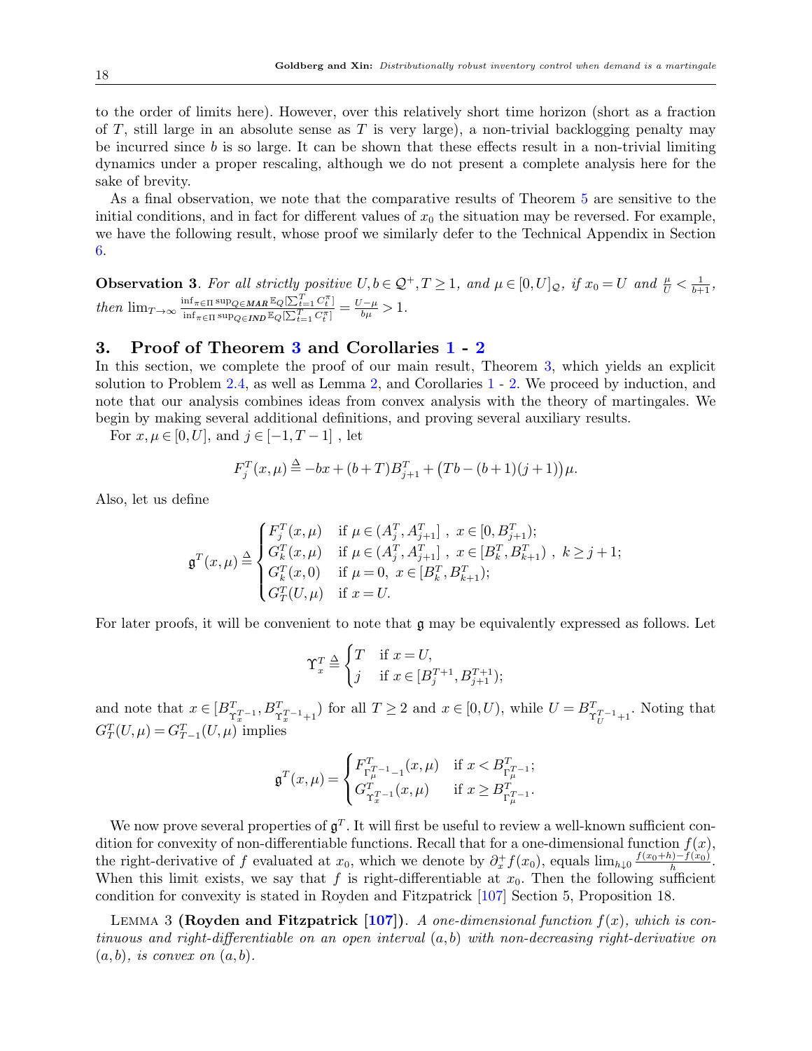to the order of limits here). However, over this relatively short time horizon (short as a fraction of $T$, still large in an absolute sense as $T$ is very large), a non-trivial backlogging penalty may be incurred since $b$ is so large. It can be shown that these effects result in a non-trivial limiting dynamics under a proper rescaling, although we do not present a complete analysis here for the sake of brevity.

As a final observation, we note that the comparative results of Theorem 5 are sensitive to the initial conditions, and in fact for different values of $x_0$ the situation may be reversed. For example, we have the following result, whose proof we similarly defer to the Technical Appendix in Section 6.

**Observation 3**. *For all strictly positive $U, b \in \mathcal{Q}^+, T \geq 1$, and $\mu \in [0,U]_{\mathcal{Q}}$, if $x_0 = U$ and $\frac{\mu}{U} < \frac{1}{b+1}$, then* $\lim_{T\to\infty} \frac{\inf_{\pi\in\Pi}\sup_{Q\in \boldsymbol{MAR}} \mathbb{E}_Q[\sum_{t=1}^T C_t^\pi]}{\inf_{\pi\in\Pi}\sup_{Q\in \boldsymbol{IND}} \mathbb{E}_Q[\sum_{t=1}^T C_t^\pi]} = \frac{U-\mu}{b\mu} > 1.$

## 3. Proof of Theorem 3 and Corollaries 1 - 2

In this section, we complete the proof of our main result, Theorem 3, which yields an explicit solution to Problem 2.4, as well as Lemma 2, and Corollaries 1 - 2. We proceed by induction, and note that our analysis combines ideas from convex analysis with the theory of martingales. We begin by making several additional definitions, and proving several auxiliary results.

For $x, \mu \in [0, U]$, and $j \in [-1, T-1]$ , let

$$F_j^T(x,\mu) \triangleq -bx + (b+T)B_{j+1}^T + \big(Tb - (b+1)(j+1)\big)\mu.$$

Also, let us define

$$\mathfrak{g}^T(x,\mu) \triangleq \begin{cases} F_j^T(x,\mu) & \text{if } \mu \in (A_j^T, A_{j+1}^T] \ , \ x \in [0, B_{j+1}^T); \\ G_k^T(x,\mu) & \text{if } \mu \in (A_j^T, A_{j+1}^T] \ , \ x \in [B_k^T, B_{k+1}^T) \ , \ k \geq j+1; \\ G_k^T(x,0) & \text{if } \mu = 0, \ x \in [B_k^T, B_{k+1}^T); \\ G_T^T(U,\mu) & \text{if } x = U. \end{cases}$$

For later proofs, it will be convenient to note that $\mathfrak{g}$ may be equivalently expressed as follows. Let

$$\Upsilon_x^T \triangleq \begin{cases} T & \text{if } x = U, \\ j & \text{if } x \in [B_j^{T+1}, B_{j+1}^{T+1}); \end{cases}$$

and note that $x \in [B^T_{\Upsilon_x^{T-1}}, B^T_{\Upsilon_x^{T-1}+1})$ for all $T \geq 2$ and $x \in [0, U)$, while $U = B^T_{\Upsilon_U^{T-1}+1}$. Noting that $G_T^T(U,\mu) = G_{T-1}^T(U,\mu)$ implies

$$\mathfrak{g}^T(x,\mu) = \begin{cases} F^T_{\Gamma_\mu^{T-1}-1}(x,\mu) & \text{if } x < B^T_{\Gamma_\mu^{T-1}}; \\ G^T_{\Upsilon_x^{T-1}}(x,\mu) & \text{if } x \geq B^T_{\Gamma_\mu^{T-1}}. \end{cases}$$

We now prove several properties of $\mathfrak{g}^T$. It will first be useful to review a well-known sufficient condition for convexity of non-differentiable functions. Recall that for a one-dimensional function $f(x)$, the right-derivative of $f$ evaluated at $x_0$, which we denote by $\partial_x^+ f(x_0)$, equals $\lim_{h\downarrow 0} \frac{f(x_0+h)-f(x_0)}{h}$. When this limit exists, we say that $f$ is right-differentiable at $x_0$. Then the following sufficient condition for convexity is stated in Royden and Fitzpatrick [107] Section 5, Proposition 18.

LEMMA 3 **(Royden and Fitzpatrick [107])**. *A one-dimensional function $f(x)$, which is continuous and right-differentiable on an open interval $(a,b)$ with non-decreasing right-derivative on $(a,b)$, is convex on $(a,b)$.*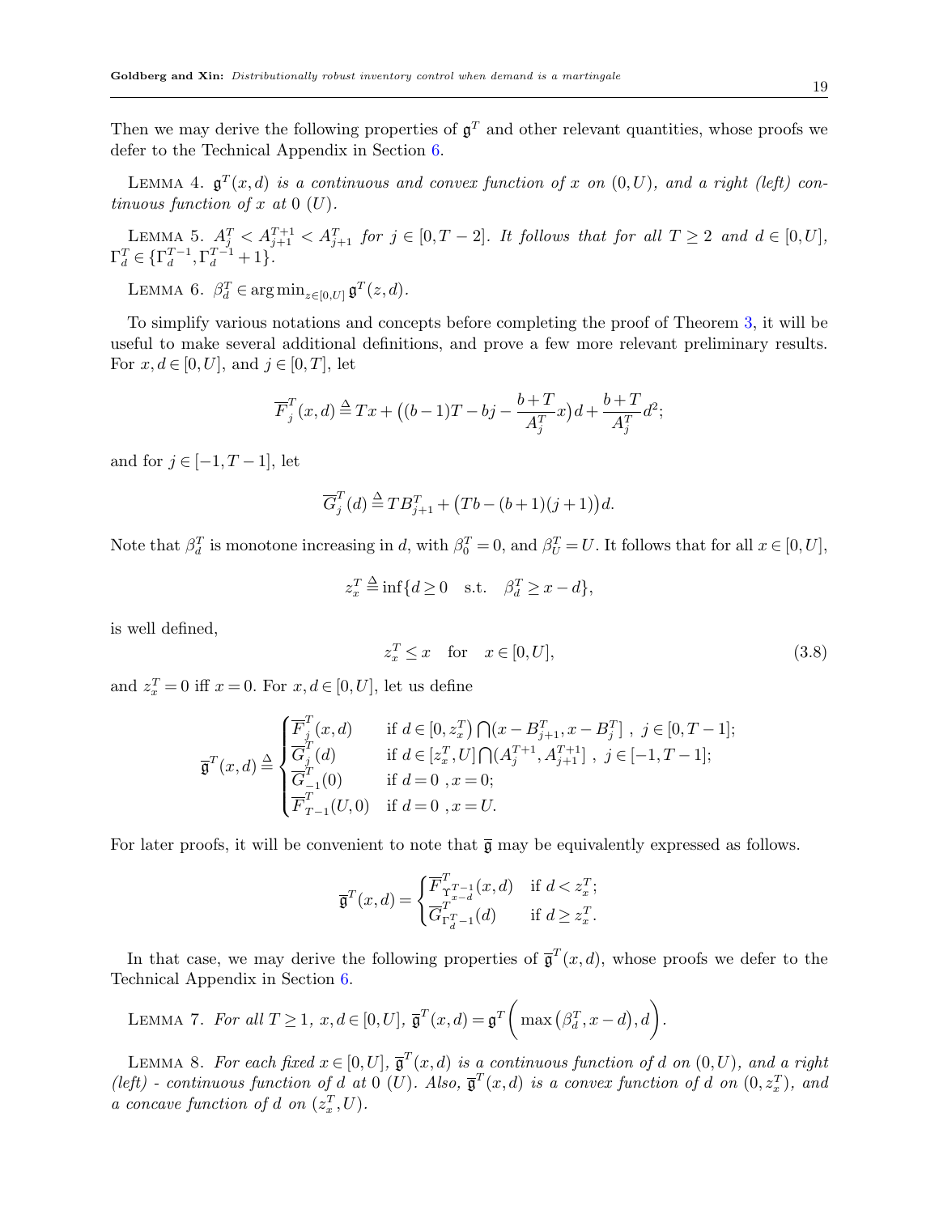Then we may derive the following properties of $\mathfrak{g}^T$ and other relevant quantities, whose proofs we defer to the Technical Appendix in Section 6.

LEMMA 4. *$\mathfrak{g}^T(x,d)$ is a continuous and convex function of $x$ on $(0,U)$, and a right (left) continuous function of $x$ at $0$ $(U)$.*

LEMMA 5. *$A^T_j < A^{T+1}_{j+1} < A^T_{j+1}$ for $j \in [0, T-2]$. It follows that for all $T \geq 2$ and $d \in [0,U]$, $\Gamma^T_d \in \{\Gamma^{T-1}_d, \Gamma^{T-1}_d + 1\}$.*

LEMMA 6. *$\beta^T_d \in \arg\min_{z \in [0,U]} \mathfrak{g}^T(z,d)$.*

To simplify various notations and concepts before completing the proof of Theorem 3, it will be useful to make several additional definitions, and prove a few more relevant preliminary results. For $x,d \in [0,U]$, and $j \in [0,T]$, let

$$\overline{F}^T_j(x,d) \triangleq Tx + \big((b-1)T - bj - \frac{b+T}{A^T_j}x\big)d + \frac{b+T}{A^T_j}d^2;$$

and for $j \in [-1, T-1]$, let

$$\overline{G}^T_j(d) \triangleq TB^T_{j+1} + \big(Tb - (b+1)(j+1)\big)d.$$

Note that $\beta^T_d$ is monotone increasing in $d$, with $\beta^T_0 = 0$, and $\beta^T_U = U$. It follows that for all $x \in [0,U]$,

$$z^T_x \triangleq \inf\{d \geq 0 \quad \text{s.t.} \quad \beta^T_d \geq x - d\},$$

is well defined,

$$z^T_x \leq x \quad \text{for} \quad x \in [0,U], \tag{3.8}$$

and $z^T_x = 0$ iff $x = 0$. For $x,d \in [0,U]$, let us define

$$\overline{\mathfrak{g}}^T(x,d) \triangleq \begin{cases} \overline{F}^T_j(x,d) & \text{if } d \in [0, z^T_x) \bigcap (x - B^T_{j+1}, x - B^T_j] \ , \ j \in [0, T-1]; \\ \overline{G}^T_j(d) & \text{if } d \in [z^T_x, U] \bigcap (A^{T+1}_j, A^{T+1}_{j+1}] \ , \ j \in [-1, T-1]; \\ \overline{G}^T_{-1}(0) & \text{if } d = 0 \ , x = 0; \\ \overline{F}^T_{T-1}(U,0) & \text{if } d = 0 \ , x = U. \end{cases}$$

For later proofs, it will be convenient to note that $\overline{\mathfrak{g}}$ may be equivalently expressed as follows.

$$\overline{\mathfrak{g}}^T(x,d) = \begin{cases} \overline{F}^T_{\Upsilon^{T-1}_{x-d}}(x,d) & \text{if } d < z^T_x; \\ \overline{G}^T_{\Gamma^T_d - 1}(d) & \text{if } d \geq z^T_x. \end{cases}$$

In that case, we may derive the following properties of $\overline{\mathfrak{g}}^T(x,d)$, whose proofs we defer to the Technical Appendix in Section 6.

LEMMA 7. *For all $T \geq 1$, $x,d \in [0,U]$, $\overline{\mathfrak{g}}^T(x,d) = \mathfrak{g}^T\bigg(\max\big(\beta^T_d, x-d\big), d\bigg)$.*

LEMMA 8. *For each fixed $x \in [0,U]$, $\overline{\mathfrak{g}}^T(x,d)$ is a continuous function of $d$ on $(0,U)$, and a right (left) - continuous function of $d$ at $0$ $(U)$. Also, $\overline{\mathfrak{g}}^T(x,d)$ is a convex function of $d$ on $(0, z^T_x)$, and a concave function of $d$ on $(z^T_x, U)$.*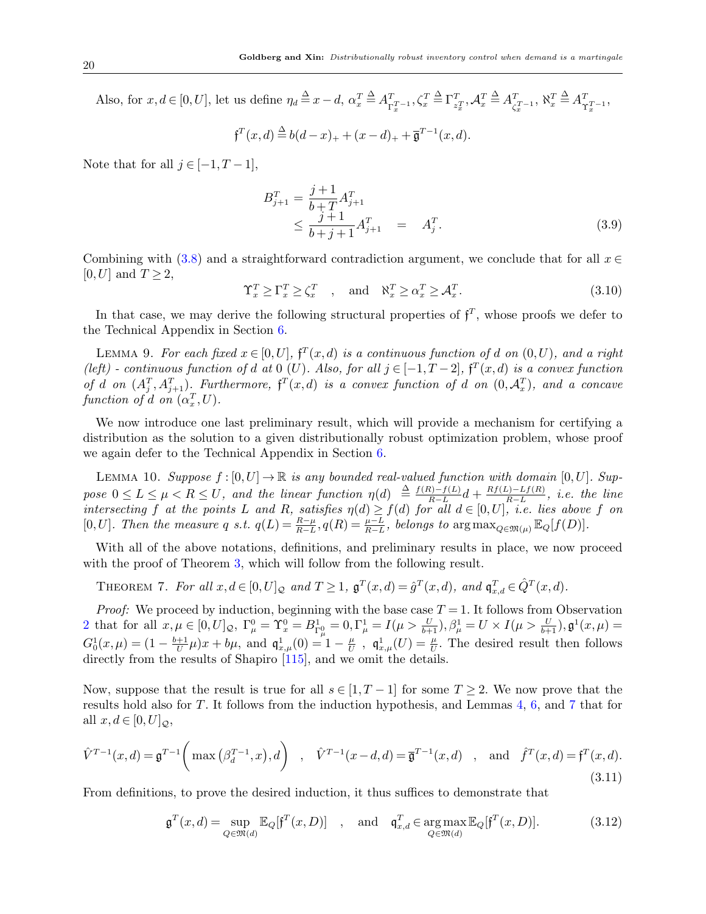Also, for $x, d \in [0,U]$, let us define $\eta_d \triangleq x - d$, $\alpha^T_x \triangleq A^T_{\Gamma^{T-1}_x}$, $\zeta^T_x \triangleq \Gamma^T_{z^T_x}$, $\mathcal{A}^T_x \triangleq A^T_{\zeta^{T-1}_x}$, $\aleph^T_x \triangleq A^T_{\Upsilon^{T-1}_x}$,

$$\mathfrak{f}^T(x,d) \triangleq b(d-x)_+ + (x-d)_+ + \overline{\mathfrak{g}}^{T-1}(x,d).$$

Note that for all $j \in [-1, T-1]$,

$$\begin{aligned} B^T_{j+1} &= \frac{j+1}{b+T} A^T_{j+1} \\ &\le \frac{j+1}{b+j+1} A^T_{j+1} \quad = \quad A^T_j. \end{aligned} \tag{3.9}$$

Combining with (3.8) and a straightforward contradiction argument, we conclude that for all $x \in [0,U]$ and $T \ge 2$,

$$\Upsilon^T_x \ge \Gamma^T_x \ge \zeta^T_x \quad , \quad \text{and} \quad \aleph^T_x \ge \alpha^T_x \ge \mathcal{A}^T_x. \tag{3.10}$$

In that case, we may derive the following structural properties of $\mathfrak{f}^T$, whose proofs we defer to the Technical Appendix in Section 6.

Lemma 9. *For each fixed $x \in [0,U]$, $\mathfrak{f}^T(x,d)$ is a continuous function of $d$ on $(0,U)$, and a right (left) - continuous function of $d$ at $0$ $(U)$. Also, for all $j \in [-1, T-2]$, $\mathfrak{f}^T(x,d)$ is a convex function of $d$ on $(A^T_j, A^T_{j+1})$. Furthermore, $\mathfrak{f}^T(x,d)$ is a convex function of $d$ on $(0, \mathcal{A}^T_x)$, and a concave function of $d$ on $(\alpha^T_x, U)$.*

We now introduce one last preliminary result, which will provide a mechanism for certifying a distribution as the solution to a given distributionally robust optimization problem, whose proof we again defer to the Technical Appendix in Section 6.

Lemma 10. *Suppose $f : [0,U] \to \mathbb{R}$ is any bounded real-valued function with domain $[0,U]$. Suppose $0 \le L \le \mu < R \le U$, and the linear function $\eta(d) \triangleq \frac{f(R)-f(L)}{R-L} d + \frac{Rf(L)-Lf(R)}{R-L}$, i.e. the line intersecting $f$ at the points $L$ and $R$, satisfies $\eta(d) \ge f(d)$ for all $d \in [0,U]$, i.e. lies above $f$ on $[0,U]$. Then the measure $q$ s.t. $q(L) = \frac{R-\mu}{R-L}, q(R) = \frac{\mu - L}{R-L}$, belongs to $\arg\max_{Q \in \mathfrak{M}(\mu)} \mathbb{E}_Q[f(D)]$.*

With all of the above notations, definitions, and preliminary results in place, we now proceed with the proof of Theorem 3, which will follow from the following result.

Theorem 7. *For all $x, d \in [0,U]_{\mathcal{Q}}$ and $T \ge 1$, $\mathfrak{g}^T(x,d) = \hat{g}^T(x,d)$, and $\mathfrak{q}^T_{x,d} \in \hat{Q}^T(x,d)$.*

*Proof:* We proceed by induction, beginning with the base case $T = 1$. It follows from Observation 2 that for all $x, \mu \in [0,U]_{\mathcal{Q}}$, $\Gamma^0_\mu = \Upsilon^0_x = B^1_{\Gamma^0_\mu} = 0, \Gamma^1_\mu = I(\mu > \frac{U}{b+1}), \beta^1_\mu = U \times I(\mu > \frac{U}{b+1}), \mathfrak{g}^1(x,\mu) = G^1_0(x,\mu) = (1 - \frac{b+1}{U}\mu)x + b\mu$, and $\mathfrak{q}^1_{x,\mu}(0) = 1 - \frac{\mu}{U}$ , $\mathfrak{q}^1_{x,\mu}(U) = \frac{\mu}{U}$. The desired result then follows directly from the results of Shapiro [115], and we omit the details.

Now, suppose that the result is true for all $s \in [1, T-1]$ for some $T \ge 2$. We now prove that the results hold also for $T$. It follows from the induction hypothesis, and Lemmas 4, 6, and 7 that for all $x, d \in [0,U]_{\mathcal{Q}}$,

$$\hat{V}^{T-1}(x,d) = \mathfrak{g}^{T-1}\bigg(\max\big(\beta^{T-1}_d, x\big), d\bigg) \quad , \quad \hat{V}^{T-1}(x-d,d) = \overline{\mathfrak{g}}^{T-1}(x,d) \quad , \quad \text{and} \quad \hat{f}^T(x,d) = \mathfrak{f}^T(x,d). \tag{3.11}$$

From definitions, to prove the desired induction, it thus suffices to demonstrate that

$$\mathfrak{g}^T(x,d) = \sup_{Q \in \mathfrak{M}(d)} \mathbb{E}_Q[\mathfrak{f}^T(x,D)] \quad , \quad \text{and} \quad \mathfrak{q}^T_{x,d} \in \arg\max_{Q \in \mathfrak{M}(d)} \mathbb{E}_Q[\mathfrak{f}^T(x,D)]. \tag{3.12}$$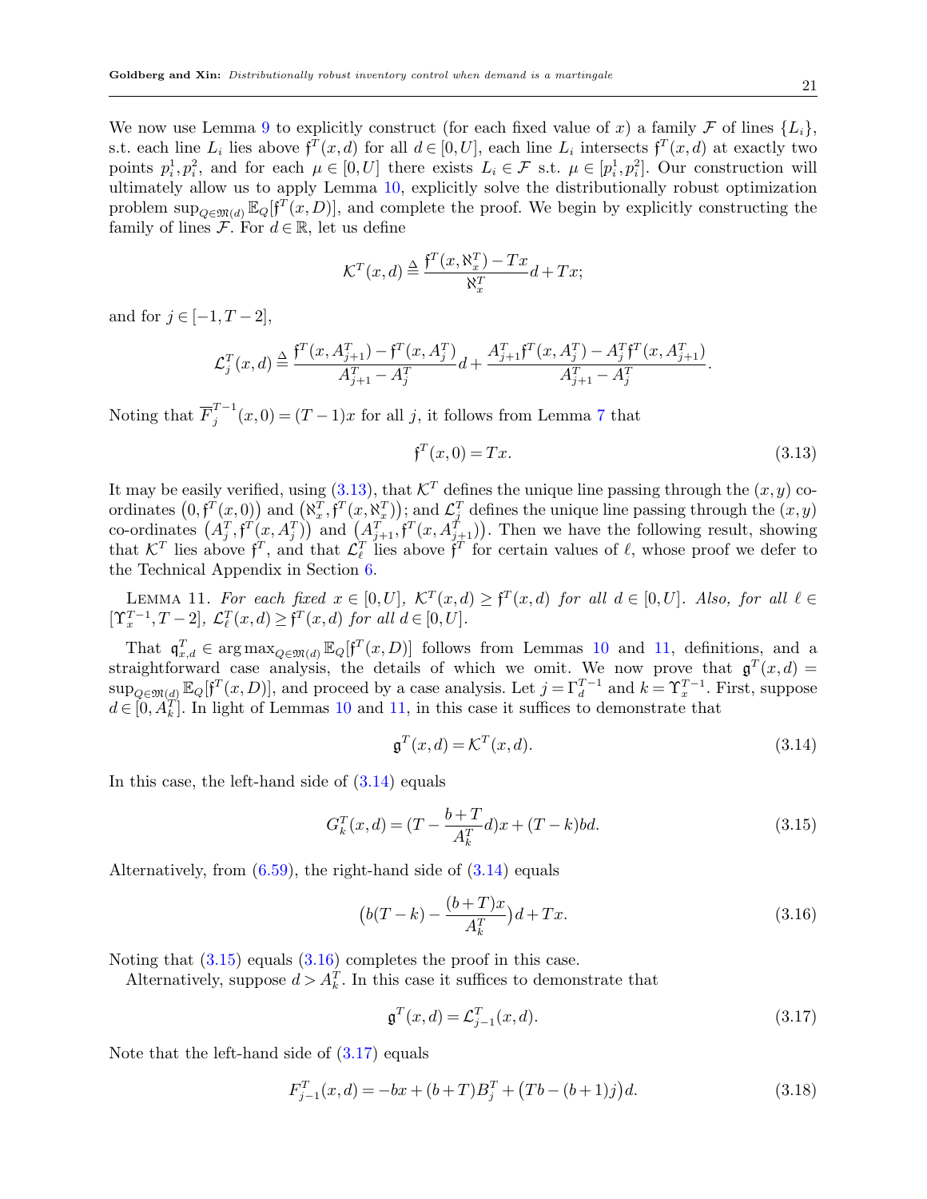We now use Lemma 9 to explicitly construct (for each fixed value of $x$) a family $\mathcal{F}$ of lines $\{L_i\}$, s.t. each line $L_i$ lies above $\mathfrak{f}^T(x,d)$ for all $d \in [0,U]$, each line $L_i$ intersects $\mathfrak{f}^T(x,d)$ at exactly two points $p_i^1, p_i^2$, and for each $\mu \in [0,U]$ there exists $L_i \in \mathcal{F}$ s.t. $\mu \in [p_i^1, p_i^2]$. Our construction will ultimately allow us to apply Lemma 10, explicitly solve the distributionally robust optimization problem $\sup_{Q \in \mathfrak{M}(d)} \mathbb{E}_Q[\mathfrak{f}^T(x,D)]$, and complete the proof. We begin by explicitly constructing the family of lines $\mathcal{F}$. For $d \in \mathbb{R}$, let us define

$$\mathcal{K}^T(x,d) \triangleq \frac{\mathfrak{f}^T(x, \aleph_x^T) - Tx}{\aleph_x^T} d + Tx;$$

and for $j \in [-1, T-2]$,

$$\mathcal{L}_j^T(x,d) \triangleq \frac{\mathfrak{f}^T(x, A_{j+1}^T) - \mathfrak{f}^T(x, A_j^T)}{A_{j+1}^T - A_j^T} d + \frac{A_{j+1}^T \mathfrak{f}^T(x, A_j^T) - A_j^T \mathfrak{f}^T(x, A_{j+1}^T)}{A_{j+1}^T - A_j^T}.$$

Noting that $\overline{F}_j^{T-1}(x,0) = (T-1)x$ for all $j$, it follows from Lemma 7 that

$$\mathfrak{f}^T(x,0) = Tx. \tag{3.13}$$

It may be easily verified, using (3.13), that $\mathcal{K}^T$ defines the unique line passing through the $(x,y)$ co-ordinates $\big(0, \mathfrak{f}^T(x,0)\big)$ and $\big(\aleph_x^T, \mathfrak{f}^T(x, \aleph_x^T)\big)$; and $\mathcal{L}_j^T$ defines the unique line passing through the $(x,y)$ co-ordinates $\big(A_j^T, \mathfrak{f}^T(x, A_j^T)\big)$ and $\big(A_{j+1}^T, \mathfrak{f}^T(x, A_{j+1}^T)\big)$. Then we have the following result, showing that $\mathcal{K}^T$ lies above $\mathfrak{f}^T$, and that $\mathcal{L}_\ell^T$ lies above $\mathfrak{f}^T$ for certain values of $\ell$, whose proof we defer to the Technical Appendix in Section 6.

Lemma 11. *For each fixed $x \in [0,U]$, $\mathcal{K}^T(x,d) \geq \mathfrak{f}^T(x,d)$ for all $d \in [0,U]$. Also, for all $\ell \in [\Upsilon_x^{T-1}, T-2]$, $\mathcal{L}_\ell^T(x,d) \geq \mathfrak{f}^T(x,d)$ for all $d \in [0,U]$.*

That $\mathfrak{q}_{x,d}^T \in \arg\max_{Q \in \mathfrak{M}(d)} \mathbb{E}_Q[\mathfrak{f}^T(x,D)]$ follows from Lemmas 10 and 11, definitions, and a straightforward case analysis, the details of which we omit. We now prove that $\mathfrak{g}^T(x,d) = \sup_{Q \in \mathfrak{M}(d)} \mathbb{E}_Q[\mathfrak{f}^T(x,D)]$, and proceed by a case analysis. Let $j = \Gamma_d^{T-1}$ and $k = \Upsilon_x^{T-1}$. First, suppose $d \in [0, A_k^T]$. In light of Lemmas 10 and 11, in this case it suffices to demonstrate that

$$\mathfrak{g}^T(x,d) = \mathcal{K}^T(x,d). \tag{3.14}$$

In this case, the left-hand side of (3.14) equals

$$G_k^T(x,d) = (T - \frac{b+T}{A_k^T} d)x + (T-k)bd. \tag{3.15}$$

Alternatively, from (6.59), the right-hand side of (3.14) equals

$$\big(b(T-k) - \frac{(b+T)x}{A_k^T}\big)d + Tx. \tag{3.16}$$

Noting that (3.15) equals (3.16) completes the proof in this case.

Alternatively, suppose $d > A_k^T$. In this case it suffices to demonstrate that

$$\mathfrak{g}^T(x,d) = \mathcal{L}_{j-1}^T(x,d). \tag{3.17}$$

Note that the left-hand side of (3.17) equals

$$F_{j-1}^T(x,d) = -bx + (b+T)B_j^T + \big(Tb - (b+1)j\big)d. \tag{3.18}$$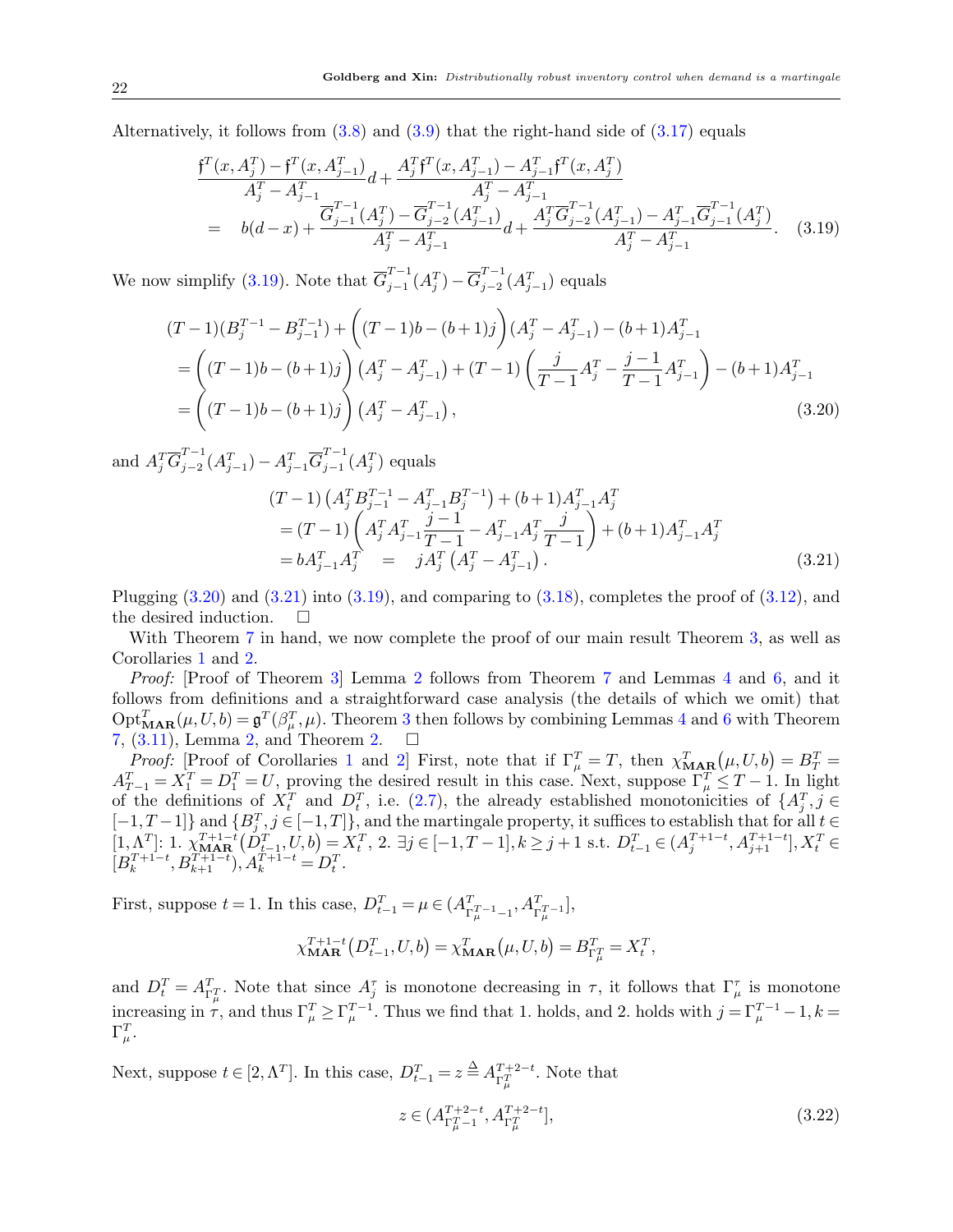Alternatively, it follows from (3.8) and (3.9) that the right-hand side of (3.17) equals

$$
\begin{aligned}
&\frac{\mathfrak{f}^T(x,A_j^T)-\mathfrak{f}^T(x,A_{j-1}^T)}{A_j^T-A_{j-1}^T}d+\frac{A_j^T\mathfrak{f}^T(x,A_{j-1}^T)-A_{j-1}^T\mathfrak{f}^T(x,A_j^T)}{A_j^T-A_{j-1}^T}\\
&= \quad b(d-x)+\frac{\overline{G}_{j-1}^{T-1}(A_j^T)-\overline{G}_{j-2}^{T-1}(A_{j-1}^T)}{A_j^T-A_{j-1}^T}d+\frac{A_j^T\overline{G}_{j-2}^{T-1}(A_{j-1}^T)-A_{j-1}^T\overline{G}_{j-1}^{T-1}(A_j^T)}{A_j^T-A_{j-1}^T}. \quad (3.19)
\end{aligned}
$$

We now simplify (3.19). Note that $\overline{G}_{j-1}^{T-1}(A_j^T)-\overline{G}_{j-2}^{T-1}(A_{j-1}^T)$ equals

$$
\begin{aligned}
&(T-1)(B_j^{T-1}-B_{j-1}^{T-1})+\Big((T-1)b-(b+1)j\Big)(A_j^T-A_{j-1}^T)-(b+1)A_{j-1}^T\\
&=\Big((T-1)b-(b+1)j\Big)\left(A_j^T-A_{j-1}^T\right)+(T-1)\left(\frac{j}{T-1}A_j^T-\frac{j-1}{T-1}A_{j-1}^T\right)-(b+1)A_{j-1}^T\\
&=\Big((T-1)b-(b+1)j\Big)\left(A_j^T-A_{j-1}^T\right), \quad (3.20)
\end{aligned}
$$

and $A_j^T\overline{G}_{j-2}^{T-1}(A_{j-1}^T)-A_{j-1}^T\overline{G}_{j-1}^{T-1}(A_j^T)$ equals

$$
\begin{aligned}
&(T-1)\left(A_j^TB_{j-1}^{T-1}-A_{j-1}^TB_j^{T-1}\right)+(b+1)A_{j-1}^TA_j^T\\
&=(T-1)\left(A_j^TA_{j-1}^T\frac{j-1}{T-1}-A_{j-1}^TA_j^T\frac{j}{T-1}\right)+(b+1)A_{j-1}^TA_j^T\\
&=bA_{j-1}^TA_j^T \quad = \quad jA_j^T\left(A_j^T-A_{j-1}^T\right). \quad (3.21)
\end{aligned}
$$

Plugging (3.20) and (3.21) into (3.19), and comparing to (3.18), completes the proof of (3.12), and the desired induction. □

With Theorem 7 in hand, we now complete the proof of our main result Theorem 3, as well as Corollaries 1 and 2.

*Proof:* [Proof of Theorem 3] Lemma 2 follows from Theorem 7 and Lemmas 4 and 6, and it follows from definitions and a straightforward case analysis (the details of which we omit) that $\text{Opt}^T_{\mathbf{MAR}}(\mu,U,b)=\mathfrak{g}^T(\beta^T_\mu,\mu)$. Theorem 3 then follows by combining Lemmas 4 and 6 with Theorem 7, (3.11), Lemma 2, and Theorem 2. □

*Proof:* [Proof of Corollaries 1 and 2] First, note that if $\Gamma^T_\mu=T$, then $\chi^T_{\mathbf{MAR}}(\mu,U,b)=B^T_T=A^T_{T-1}=X^T_1=D^T_1=U$, proving the desired result in this case. Next, suppose $\Gamma^T_\mu\le T-1$. In light of the definitions of $X^T_t$ and $D^T_t$, i.e. (2.7), the already established monotonicities of $\{A^T_j, j\in[-1,T-1]\}$ and $\{B^T_j, j\in[-1,T]\}$, and the martingale property, it suffices to establish that for all $t\in[1,\Lambda^T]$: 1. $\chi^{T+1-t}_{\mathbf{MAR}}(D^T_{t-1},U,b)=X^T_t$, 2. $\exists j\in[-1,T-1], k\ge j+1$ s.t. $D^T_{t-1}\in(A^{T+1-t}_j,A^{T+1-t}_{j+1}], X^T_t\in[B^{T+1-t}_k,B^{T+1-t}_{k+1}), A^{T+1-t}_k=D^T_t$.

First, suppose $t=1$. In this case, $D^T_{t-1}=\mu\in(A^T_{\Gamma^{T-1}_\mu-1},A^T_{\Gamma^{T-1}_\mu}]$,

$$
\chi^{T+1-t}_{\mathbf{MAR}}(D^T_{t-1},U,b)=\chi^T_{\mathbf{MAR}}(\mu,U,b)=B^T_{\Gamma^T_\mu}=X^T_t,
$$

and $D^T_t=A^T_{\Gamma^T_\mu}$. Note that since $A^\tau_j$ is monotone decreasing in $\tau$, it follows that $\Gamma^\tau_\mu$ is monotone increasing in $\tau$, and thus $\Gamma^T_\mu\ge\Gamma^{T-1}_\mu$. Thus we find that 1. holds, and 2. holds with $j=\Gamma^{T-1}_\mu-1, k=\Gamma^T_\mu$.

Next, suppose $t\in[2,\Lambda^T]$. In this case, $D^T_{t-1}=z\triangleq A^{T+2-t}_{\Gamma^T_\mu}$. Note that

$$
z\in(A^{T+2-t}_{\Gamma^T_\mu-1},A^{T+2-t}_{\Gamma^T_\mu}], \quad (3.22)
$$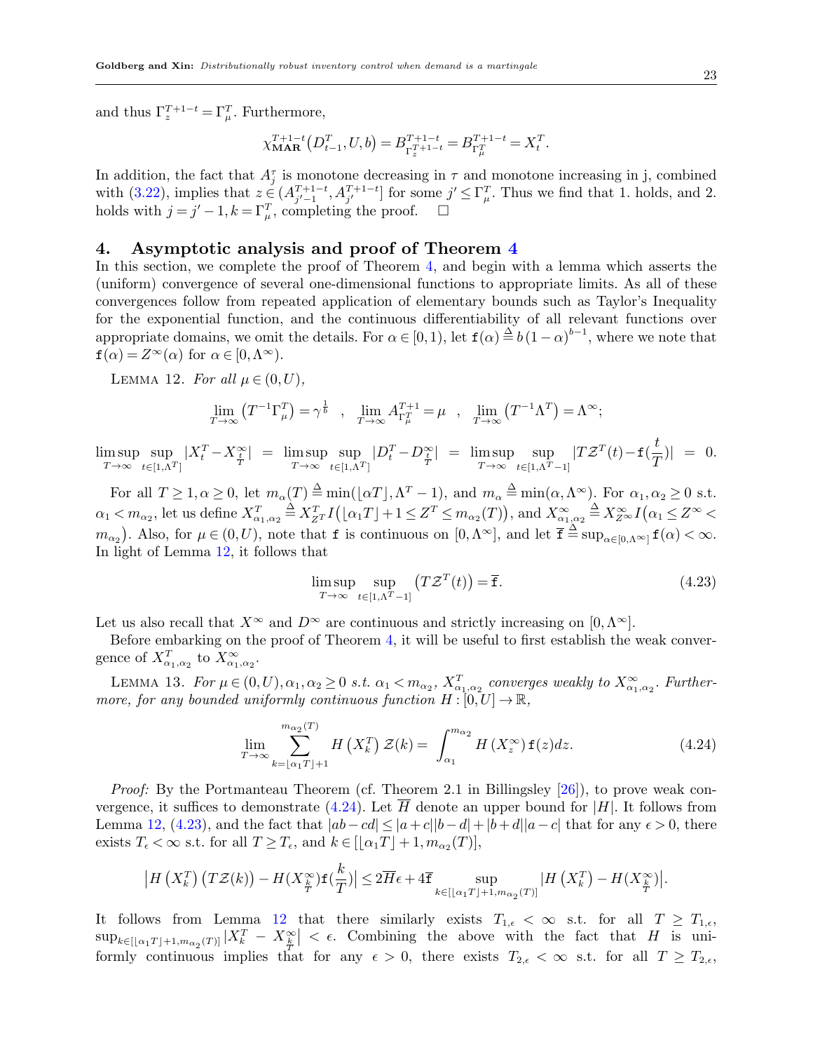and thus $\Gamma_z^{T+1-t} = \Gamma_\mu^T$. Furthermore,

$$\chi_{\mathbf{MAR}}^{T+1-t}\big(D_{t-1}^T, U, b\big) = B_{\Gamma_z^{T+1-t}}^{T+1-t} = B_{\Gamma_\mu^T}^{T+1-t} = X_t^T.$$

In addition, the fact that $A_j^\tau$ is monotone decreasing in $\tau$ and monotone increasing in j, combined with (3.22), implies that $z \in (A_{j'-1}^{T+1-t}, A_{j'}^{T+1-t}]$ for some $j' \leq \Gamma_\mu^T$. Thus we find that 1. holds, and 2. holds with $j = j'-1, k = \Gamma_\mu^T$, completing the proof. $\square$

## 4. Asymptotic analysis and proof of Theorem 4

In this section, we complete the proof of Theorem 4, and begin with a lemma which asserts the (uniform) convergence of several one-dimensional functions to appropriate limits. As all of these convergences follow from repeated application of elementary bounds such as Taylor's Inequality for the exponential function, and the continuous differentiability of all relevant functions over appropriate domains, we omit the details. For $\alpha \in [0,1)$, let $\mathtt{f}(\alpha) \triangleq b(1-\alpha)^{b-1}$, where we note that $\mathtt{f}(\alpha) = Z^\infty(\alpha)$ for $\alpha \in [0, \Lambda^\infty)$.

Lemma 12. *For all $\mu \in (0,U)$,*

$$\lim_{T\to\infty}\big(T^{-1}\Gamma_\mu^T\big) = \gamma^{\frac{1}{b}} \quad , \quad \lim_{T\to\infty} A_{\Gamma_\mu^T}^{T+1} = \mu \quad , \quad \lim_{T\to\infty}\big(T^{-1}\Lambda^T\big) = \Lambda^\infty;$$

$$\limsup_{T\to\infty}\sup_{t\in[1,\Lambda^T]}|X_t^T - X_{\frac{t}{T}}^\infty| \;=\; \limsup_{T\to\infty}\sup_{t\in[1,\Lambda^T]}|D_t^T - D_{\frac{t}{T}}^\infty| \;=\; \limsup_{T\to\infty}\sup_{t\in[1,\Lambda^T-1]}|T\mathcal{Z}^T(t) - \mathtt{f}(\frac{t}{T})| \;=\; 0.$$

For all $T \geq 1, \alpha \geq 0$, let $m_\alpha(T) \triangleq \min(\lfloor \alpha T\rfloor, \Lambda^T - 1)$, and $m_\alpha \triangleq \min(\alpha, \Lambda^\infty)$. For $\alpha_1, \alpha_2 \geq 0$ s.t. $\alpha_1 < m_{\alpha_2}$, let us define $X_{\alpha_1,\alpha_2}^T \triangleq X_{Z^T}^T I\big(\lfloor \alpha_1 T\rfloor + 1 \leq Z^T \leq m_{\alpha_2}(T)\big)$, and $X_{\alpha_1,\alpha_2}^\infty \triangleq X_{Z^\infty}^\infty I\big(\alpha_1 \leq Z^\infty < m_{\alpha_2}\big)$. Also, for $\mu \in (0,U)$, note that $\mathtt{f}$ is continuous on $[0,\Lambda^\infty]$, and let $\overline{\mathtt{f}} \triangleq \sup_{\alpha\in[0,\Lambda^\infty]}\mathtt{f}(\alpha) < \infty$. In light of Lemma 12, it follows that

$$\limsup_{T\to\infty}\sup_{t\in[1,\Lambda^T-1]}\big(T\mathcal{Z}^T(t)\big) = \overline{\mathtt{f}}. \tag{4.23}$$

Let us also recall that $X^\infty$ and $D^\infty$ are continuous and strictly increasing on $[0,\Lambda^\infty]$.

Before embarking on the proof of Theorem 4, it will be useful to first establish the weak convergence of $X_{\alpha_1,\alpha_2}^T$ to $X_{\alpha_1,\alpha_2}^\infty$.

Lemma 13. *For $\mu \in (0,U), \alpha_1, \alpha_2 \geq 0$ s.t. $\alpha_1 < m_{\alpha_2}$, $X_{\alpha_1,\alpha_2}^T$ converges weakly to $X_{\alpha_1,\alpha_2}^\infty$. Furthermore, for any bounded uniformly continuous function $H : [0,U] \to \mathbb{R}$,*

$$\lim_{T\to\infty}\sum_{k=\lfloor \alpha_1 T\rfloor+1}^{m_{\alpha_2}(T)} H\big(X_k^T\big)\,\mathcal{Z}(k) = \int_{\alpha_1}^{m_{\alpha_2}} H\big(X_z^\infty\big)\,\mathtt{f}(z)dz. \tag{4.24}$$

*Proof:* By the Portmanteau Theorem (cf. Theorem 2.1 in Billingsley [26]), to prove weak convergence, it suffices to demonstrate (4.24). Let $\overline{H}$ denote an upper bound for $|H|$. It follows from Lemma 12, (4.23), and the fact that $|ab - cd| \leq |a+c||b-d| + |b+d||a-c|$ that for any $\epsilon > 0$, there exists $T_\epsilon < \infty$ s.t. for all $T \geq T_\epsilon$, and $k \in [\lfloor \alpha_1 T\rfloor + 1, m_{\alpha_2}(T)]$,

$$\big|H\big(X_k^T\big)\big(T\mathcal{Z}(k)\big) - H(X_{\frac{k}{T}}^\infty)\mathtt{f}(\frac{k}{T})\big| \leq 2\overline{H}\epsilon + 4\overline{\mathtt{f}}\sup_{k\in[\lfloor \alpha_1 T\rfloor+1, m_{\alpha_2}(T)]}\big|H\big(X_k^T\big) - H(X_{\frac{k}{T}}^\infty)\big|.$$

It follows from Lemma 12 that there similarly exists $T_{1,\epsilon} < \infty$ s.t. for all $T \geq T_{1,\epsilon}$, $\sup_{k\in[\lfloor \alpha_1 T\rfloor+1, m_{\alpha_2}(T)]}\big|X_k^T - X_{\frac{k}{T}}^\infty\big| < \epsilon$. Combining the above with the fact that $H$ is uniformly continuous implies that for any $\epsilon > 0$, there exists $T_{2,\epsilon} < \infty$ s.t. for all $T \geq T_{2,\epsilon}$,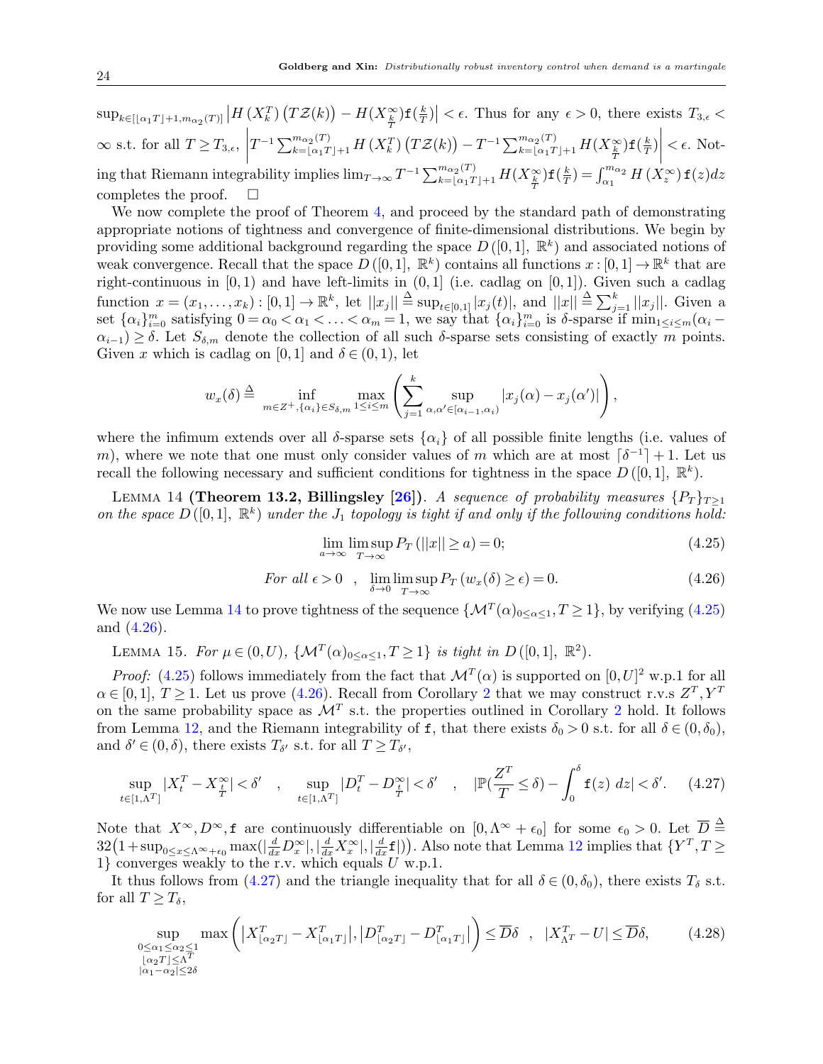$\sup_{k\in[\lfloor\alpha_1 T\rfloor+1,m_{\alpha_2}(T)]} \left|H\left(X^T_k\right)\left(T\mathcal{Z}(k)\right) - H(X^\infty_{\frac{k}{T}})\mathtt{f}(\frac{k}{T})\right| < \epsilon$. Thus for any $\epsilon > 0$, there exists $T_{3,\epsilon} < \infty$ s.t. for all $T \geq T_{3,\epsilon}$, $\left|T^{-1}\sum_{k=\lfloor\alpha_1 T\rfloor+1}^{m_{\alpha_2}(T)} H\left(X^T_k\right)\left(T\mathcal{Z}(k)\right) - T^{-1}\sum_{k=\lfloor\alpha_1 T\rfloor+1}^{m_{\alpha_2}(T)} H(X^\infty_{\frac{k}{T}})\mathtt{f}(\frac{k}{T})\right| < \epsilon$. Noting that Riemann integrability implies $\lim_{T\to\infty} T^{-1}\sum_{k=\lfloor\alpha_1 T\rfloor+1}^{m_{\alpha_2}(T)} H(X^\infty_{\frac{k}{T}})\mathtt{f}(\frac{k}{T}) = \int_{\alpha_1}^{m_{\alpha_2}} H\left(X^\infty_z\right)\mathtt{f}(z)dz$ completes the proof. $\square$

We now complete the proof of Theorem 4, and proceed by the standard path of demonstrating appropriate notions of tightness and convergence of finite-dimensional distributions. We begin by providing some additional background regarding the space $D\left([0,1],\ \mathbb{R}^k\right)$ and associated notions of weak convergence. Recall that the space $D\left([0,1],\ \mathbb{R}^k\right)$ contains all functions $x:[0,1]\to\mathbb{R}^k$ that are right-continuous in $[0,1)$ and have left-limits in $(0,1]$ (i.e. cadlag on $[0,1]$). Given such a cadlag function $x = (x_1,\ldots,x_k):[0,1]\to\mathbb{R}^k$, let $||x_j|| \triangleq \sup_{t\in[0,1]}|x_j(t)|$, and $||x|| \triangleq \sum_{j=1}^k ||x_j||$. Given a set $\{\alpha_i\}_{i=0}^m$ satisfying $0=\alpha_0<\alpha_1<\ldots<\alpha_m=1$, we say that $\{\alpha_i\}_{i=0}^m$ is $\delta$-sparse if $\min_{1\leq i\leq m}(\alpha_i - \alpha_{i-1}) \geq \delta$. Let $S_{\delta,m}$ denote the collection of all such $\delta$-sparse sets consisting of exactly $m$ points. Given $x$ which is cadlag on $[0,1]$ and $\delta\in(0,1)$, let

$$w_x(\delta) \triangleq \inf_{m\in Z^+,\{\alpha_i\}\in S_{\delta,m}} \max_{1\leq i\leq m}\left(\sum_{j=1}^k \sup_{\alpha,\alpha'\in[\alpha_{i-1},\alpha_i)} |x_j(\alpha)-x_j(\alpha')|\right),$$

where the infimum extends over all $\delta$-sparse sets $\{\alpha_i\}$ of all possible finite lengths (i.e. values of $m$), where we note that one must only consider values of $m$ which are at most $\lceil\delta^{-1}\rceil+1$. Let us recall the following necessary and sufficient conditions for tightness in the space $D\left([0,1],\ \mathbb{R}^k\right)$.

LEMMA 14 **(Theorem 13.2, Billingsley [26])**. *A sequence of probability measures $\{P_T\}_{T\geq 1}$ on the space $D\left([0,1],\ \mathbb{R}^k\right)$ under the $J_1$ topology is tight if and only if the following conditions hold:*

$$\lim_{a\to\infty}\limsup_{T\to\infty} P_T\left(||x||\geq a\right) = 0; \tag{4.25}$$

$$\textit{For all } \epsilon>0 \quad , \quad \lim_{\delta\to 0}\limsup_{T\to\infty} P_T\left(w_x(\delta)\geq\epsilon\right) = 0. \tag{4.26}$$

We now use Lemma 14 to prove tightness of the sequence $\{\mathcal{M}^T(\alpha)_{0\leq\alpha\leq 1}, T\geq 1\}$, by verifying (4.25) and (4.26).

LEMMA 15. *For $\mu\in(0,U)$, $\{\mathcal{M}^T(\alpha)_{0\leq\alpha\leq 1}, T\geq 1\}$ is tight in $D\left([0,1],\ \mathbb{R}^2\right)$.*

*Proof:* (4.25) follows immediately from the fact that $\mathcal{M}^T(\alpha)$ is supported on $[0,U]^2$ w.p.1 for all $\alpha\in[0,1]$, $T\geq 1$. Let us prove (4.26). Recall from Corollary 2 that we may construct r.v.s $Z^T, Y^T$ on the same probability space as $\mathcal{M}^T$ s.t. the properties outlined in Corollary 2 hold. It follows from Lemma 12, and the Riemann integrability of $\mathtt{f}$, that there exists $\delta_0>0$ s.t. for all $\delta\in(0,\delta_0)$, and $\delta'\in(0,\delta)$, there exists $T_{\delta'}$ s.t. for all $T\geq T_{\delta'}$,

$$\sup_{t\in[1,\Lambda^T]}|X^T_t - X^\infty_{\frac{t}{T}}| < \delta' \quad , \quad \sup_{t\in[1,\Lambda^T]}|D^T_t - D^\infty_{\frac{t}{T}}| < \delta' \quad , \quad |\mathbb{P}(\frac{Z^T}{T}\leq\delta) - \int_0^\delta \mathtt{f}(z)\ dz| < \delta'. \tag{4.27}$$

Note that $X^\infty, D^\infty, \mathtt{f}$ are continuously differentiable on $[0,\Lambda^\infty+\epsilon_0]$ for some $\epsilon_0>0$. Let $\overline{D} \triangleq 32\big(1+\sup_{0\leq x\leq\Lambda^\infty+\epsilon_0}\max(|\frac{d}{dx}D^\infty_x|, |\frac{d}{dx}X^\infty_x|, |\frac{d}{dx}\mathtt{f}|)\big)$. Also note that Lemma 12 implies that $\{Y^T, T\geq 1\}$ converges weakly to the r.v. which equals $U$ w.p.1.

It thus follows from (4.27) and the triangle inequality that for all $\delta\in(0,\delta_0)$, there exists $T_\delta$ s.t. for all $T\geq T_\delta$,

$$\sup_{\substack{0\leq\alpha_1\leq\alpha_2\leq 1\\ \lfloor\alpha_2 T\rfloor\leq\Lambda^T\\ |\alpha_1-\alpha_2|\leq 2\delta}} \max\left(\left|X^T_{\lfloor\alpha_2 T\rfloor} - X^T_{\lfloor\alpha_1 T\rfloor}\right|, \left|D^T_{\lfloor\alpha_2 T\rfloor} - D^T_{\lfloor\alpha_1 T\rfloor}\right|\right) \leq \overline{D}\delta \quad , \quad |X^T_{\Lambda^T} - U| \leq \overline{D}\delta, \tag{4.28}$$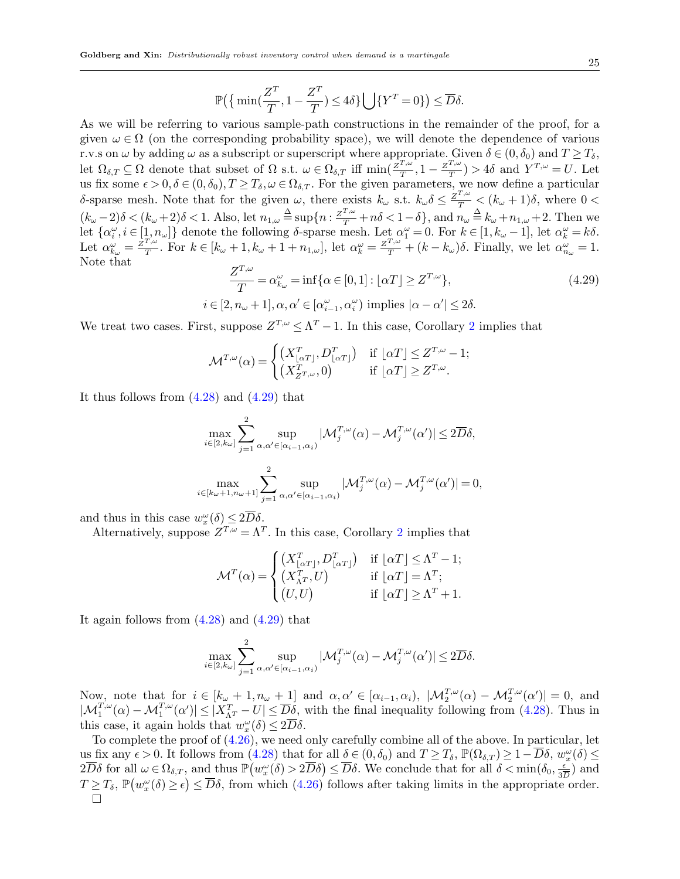$$\mathbb{P}\big(\{\min(\frac{Z^T}{T}, 1 - \frac{Z^T}{T}) \le 4\delta\} \bigcup \{Y^T = 0\}\big) \le \overline{D}\delta.$$

As we will be referring to various sample-path constructions in the remainder of the proof, for a given $\omega \in \Omega$ (on the corresponding probability space), we will denote the dependence of various r.v.s on $\omega$ by adding $\omega$ as a subscript or superscript where appropriate. Given $\delta \in (0, \delta_0)$ and $T \ge T_\delta$, let $\Omega_{\delta,T} \subseteq \Omega$ denote that subset of $\Omega$ s.t. $\omega \in \Omega_{\delta,T}$ iff $\min(\frac{Z^{T,\omega}}{T}, 1 - \frac{Z^{T,\omega}}{T}) > 4\delta$ and $Y^{T,\omega} = U$. Let us fix some $\epsilon > 0, \delta \in (0, \delta_0), T \ge T_\delta, \omega \in \Omega_{\delta,T}$. For the given parameters, we now define a particular $\delta$-sparse mesh. Note that for the given $\omega$, there exists $k_\omega$ s.t. $k_\omega \delta \le \frac{Z^{T,\omega}}{T} < (k_\omega + 1)\delta$, where $0 < (k_\omega - 2)\delta < (k_\omega + 2)\delta < 1$. Also, let $n_{1,\omega} \triangleq \sup\{n : \frac{Z^{T,\omega}}{T} + n\delta < 1 - \delta\}$, and $n_\omega \triangleq k_\omega + n_{1,\omega} + 2$. Then we let $\{\alpha_i^\omega, i \in [1, n_\omega]\}$ denote the following $\delta$-sparse mesh. Let $\alpha_1^\omega = 0$. For $k \in [1, k_\omega - 1]$, let $\alpha_k^\omega = k\delta$. Let $\alpha_{k_\omega}^\omega = \frac{Z^{T,\omega}}{T}$. For $k \in [k_\omega + 1, k_\omega + 1 + n_{1,\omega}]$, let $\alpha_k^\omega = \frac{Z^{T,\omega}}{T} + (k - k_\omega)\delta$. Finally, we let $\alpha_{n_\omega}^\omega = 1$. Note that

$$\frac{Z^{T,\omega}}{T} = \alpha_{k_\omega}^\omega = \inf\{\alpha \in [0,1] : \lfloor \alpha T \rfloor \ge Z^{T,\omega}\}, \tag{4.29}$$

$$i \in [2, n_\omega + 1], \alpha, \alpha' \in [\alpha_{i-1}^\omega, \alpha_i^\omega) \text{ implies } |\alpha - \alpha'| \le 2\delta.$$

We treat two cases. First, suppose $Z^{T,\omega} \le \Lambda^T - 1$. In this case, Corollary 2 implies that

$$\mathcal{M}^{T,\omega}(\alpha) = \begin{cases} \big(X^T_{\lfloor \alpha T \rfloor}, D^T_{\lfloor \alpha T \rfloor}\big) & \text{if } \lfloor \alpha T \rfloor \le Z^{T,\omega} - 1; \\ \big(X^T_{Z^{T,\omega}}, 0\big) & \text{if } \lfloor \alpha T \rfloor \ge Z^{T,\omega}. \end{cases}$$

It thus follows from (4.28) and (4.29) that

$$\max_{i \in [2, k_\omega]} \sum_{j=1}^{2} \sup_{\alpha, \alpha' \in [\alpha_{i-1}, \alpha_i)} |\mathcal{M}_j^{T,\omega}(\alpha) - \mathcal{M}_j^{T,\omega}(\alpha')| \le 2\overline{D}\delta,$$

$$\max_{i \in [k_\omega + 1, n_\omega + 1]} \sum_{j=1}^{2} \sup_{\alpha, \alpha' \in [\alpha_{i-1}, \alpha_i)} |\mathcal{M}_j^{T,\omega}(\alpha) - \mathcal{M}_j^{T,\omega}(\alpha')| = 0,$$

and thus in this case $w_x^\omega(\delta) \le 2\overline{D}\delta$.

Alternatively, suppose $Z^{T,\omega} = \Lambda^T$. In this case, Corollary 2 implies that

$$\mathcal{M}^T(\alpha) = \begin{cases} \big(X^T_{\lfloor \alpha T \rfloor}, D^T_{\lfloor \alpha T \rfloor}\big) & \text{if } \lfloor \alpha T \rfloor \le \Lambda^T - 1; \\ \big(X^T_{\Lambda^T}, U\big) & \text{if } \lfloor \alpha T \rfloor = \Lambda^T; \\ \big(U, U\big) & \text{if } \lfloor \alpha T \rfloor \ge \Lambda^T + 1. \end{cases}$$

It again follows from (4.28) and (4.29) that

$$\max_{i \in [2, k_\omega]} \sum_{j=1}^{2} \sup_{\alpha, \alpha' \in [\alpha_{i-1}, \alpha_i)} |\mathcal{M}_j^{T,\omega}(\alpha) - \mathcal{M}_j^{T,\omega}(\alpha')| \le 2\overline{D}\delta.$$

Now, note that for $i \in [k_\omega + 1, n_\omega + 1]$ and $\alpha, \alpha' \in [\alpha_{i-1}, \alpha_i)$, $|\mathcal{M}_2^{T,\omega}(\alpha) - \mathcal{M}_2^{T,\omega}(\alpha')| = 0$, and $|\mathcal{M}_1^{T,\omega}(\alpha) - \mathcal{M}_1^{T,\omega}(\alpha')| \le |X^T_{\Lambda^T} - U| \le \overline{D}\delta$, with the final inequality following from (4.28). Thus in this case, it again holds that $w_x^\omega(\delta) \le 2\overline{D}\delta$.

To complete the proof of (4.26), we need only carefully combine all of the above. In particular, let us fix any $\epsilon > 0$. It follows from (4.28) that for all $\delta \in (0, \delta_0)$ and $T \ge T_\delta$, $\mathbb{P}(\Omega_{\delta,T}) \ge 1 - \overline{D}\delta$, $w_x^\omega(\delta) \le 2\overline{D}\delta$ for all $\omega \in \Omega_{\delta,T}$, and thus $\mathbb{P}\big(w_x^\omega(\delta) > 2\overline{D}\delta\big) \le \overline{D}\delta$. We conclude that for all $\delta < \min(\delta_0, \frac{\epsilon}{3\overline{D}})$ and $T \ge T_\delta$, $\mathbb{P}\big(w_x^\omega(\delta) \ge \epsilon\big) \le \overline{D}\delta$, from which (4.26) follows after taking limits in the appropriate order. □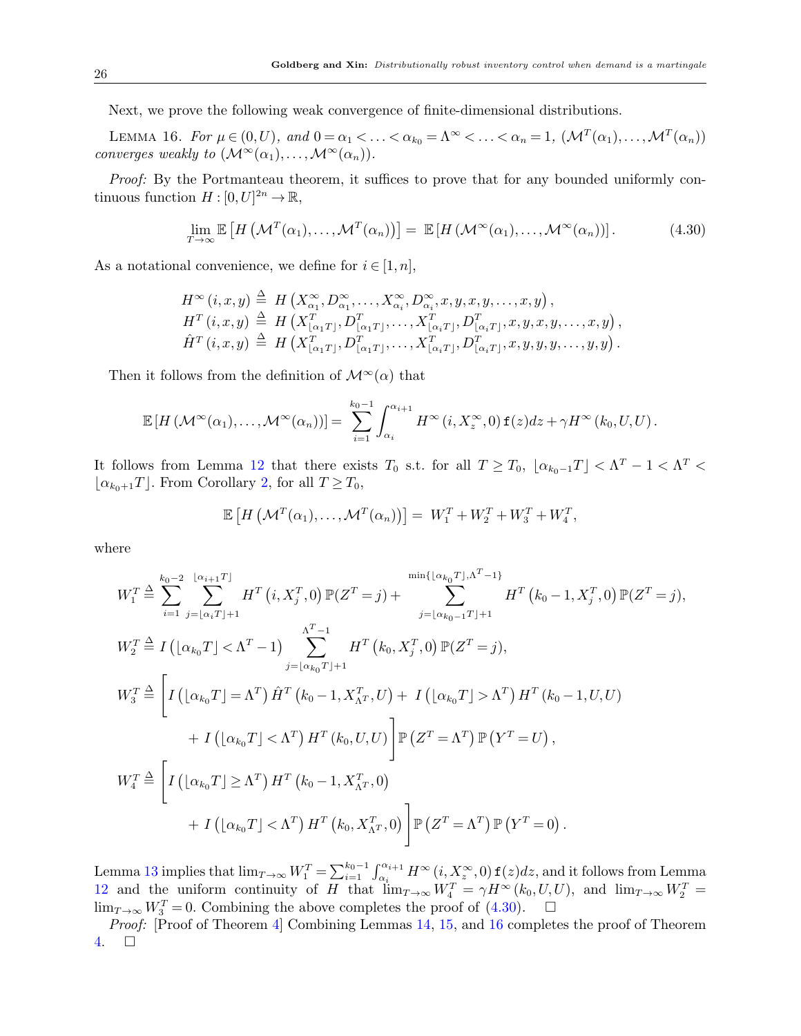Next, we prove the following weak convergence of finite-dimensional distributions.

LEMMA 16. *For $\mu \in (0,U)$, and $0=\alpha_1<\ldots<\alpha_{k_0}=\Lambda^\infty<\ldots<\alpha_n=1$, $(\mathcal{M}^T(\alpha_1),\ldots,\mathcal{M}^T(\alpha_n))$ converges weakly to $(\mathcal{M}^\infty(\alpha_1),\ldots,\mathcal{M}^\infty(\alpha_n))$.*

*Proof:* By the Portmanteau theorem, it suffices to prove that for any bounded uniformly continuous function $H:[0,U]^{2n}\to\mathbb{R}$,

$$\lim_{T\to\infty}\mathbb{E}\left[H\left(\mathcal{M}^T(\alpha_1),\ldots,\mathcal{M}^T(\alpha_n)\right)\right]=\mathbb{E}\left[H\left(\mathcal{M}^\infty(\alpha_1),\ldots,\mathcal{M}^\infty(\alpha_n)\right)\right]. \tag{4.30}$$

As a notational convenience, we define for $i\in[1,n]$,

$$\begin{aligned}
H^\infty(i,x,y) &\triangleq H\left(X^\infty_{\alpha_1},D^\infty_{\alpha_1},\ldots,X^\infty_{\alpha_i},D^\infty_{\alpha_i},x,y,x,y,\ldots,x,y\right),\\
H^T(i,x,y) &\triangleq H\left(X^T_{\lfloor\alpha_1T\rfloor},D^T_{\lfloor\alpha_1T\rfloor},\ldots,X^T_{\lfloor\alpha_iT\rfloor},D^T_{\lfloor\alpha_iT\rfloor},x,y,x,y,\ldots,x,y\right),\\
\hat{H}^T(i,x,y) &\triangleq H\left(X^T_{\lfloor\alpha_1T\rfloor},D^T_{\lfloor\alpha_1T\rfloor},\ldots,X^T_{\lfloor\alpha_iT\rfloor},D^T_{\lfloor\alpha_iT\rfloor},x,y,y,y,\ldots,y,y\right).
\end{aligned}$$

Then it follows from the definition of $\mathcal{M}^\infty(\alpha)$ that

$$\mathbb{E}\left[H\left(\mathcal{M}^\infty(\alpha_1),\ldots,\mathcal{M}^\infty(\alpha_n)\right)\right]=\sum_{i=1}^{k_0-1}\int_{\alpha_i}^{\alpha_{i+1}}H^\infty\left(i,X^\infty_z,0\right)\mathtt{f}(z)dz+\gamma H^\infty\left(k_0,U,U\right).$$

It follows from Lemma 12 that there exists $T_0$ s.t. for all $T\geq T_0$, $\lfloor\alpha_{k_0-1}T\rfloor<\Lambda^T-1<\Lambda^T<\lfloor\alpha_{k_0+1}T\rfloor$. From Corollary 2, for all $T\geq T_0$,

$$\mathbb{E}\left[H\left(\mathcal{M}^T(\alpha_1),\ldots,\mathcal{M}^T(\alpha_n)\right)\right]=W_1^T+W_2^T+W_3^T+W_4^T,$$

where

$$\begin{aligned}
W_1^T &\triangleq \sum_{i=1}^{k_0-2}\sum_{j=\lfloor\alpha_iT\rfloor+1}^{\lfloor\alpha_{i+1}T\rfloor}H^T\left(i,X^T_j,0\right)\mathbb{P}(Z^T=j)+\sum_{j=\lfloor\alpha_{k_0-1}T\rfloor+1}^{\min\{\lfloor\alpha_{k_0}T\rfloor,\Lambda^T-1\}}H^T\left(k_0-1,X^T_j,0\right)\mathbb{P}(Z^T=j),\\
W_2^T &\triangleq I\left(\lfloor\alpha_{k_0}T\rfloor<\Lambda^T-1\right)\sum_{j=\lfloor\alpha_{k_0}T\rfloor+1}^{\Lambda^T-1}H^T\left(k_0,X^T_j,0\right)\mathbb{P}(Z^T=j),\\
W_3^T &\triangleq \Bigg[I\left(\lfloor\alpha_{k_0}T\rfloor=\Lambda^T\right)\hat{H}^T\left(k_0-1,X^T_{\Lambda^T},U\right)+I\left(\lfloor\alpha_{k_0}T\rfloor>\Lambda^T\right)H^T\left(k_0-1,U,U\right)\\
&\qquad+I\left(\lfloor\alpha_{k_0}T\rfloor<\Lambda^T\right)H^T\left(k_0,U,U\right)\Bigg]\mathbb{P}\left(Z^T=\Lambda^T\right)\mathbb{P}\left(Y^T=U\right),\\
W_4^T &\triangleq \Bigg[I\left(\lfloor\alpha_{k_0}T\rfloor\geq\Lambda^T\right)H^T\left(k_0-1,X^T_{\Lambda^T},0\right)\\
&\qquad+I\left(\lfloor\alpha_{k_0}T\rfloor<\Lambda^T\right)H^T\left(k_0,X^T_{\Lambda^T},0\right)\Bigg]\mathbb{P}\left(Z^T=\Lambda^T\right)\mathbb{P}\left(Y^T=0\right).
\end{aligned}$$

Lemma 13 implies that $\lim_{T\to\infty}W_1^T=\sum_{i=1}^{k_0-1}\int_{\alpha_i}^{\alpha_{i+1}}H^\infty\left(i,X^\infty_z,0\right)\mathtt{f}(z)dz$, and it follows from Lemma 12 and the uniform continuity of $H$ that $\lim_{T\to\infty}W_4^T=\gamma H^\infty(k_0,U,U)$, and $\lim_{T\to\infty}W_2^T=\lim_{T\to\infty}W_3^T=0$. Combining the above completes the proof of (4.30). $\square$

*Proof:* [Proof of Theorem 4] Combining Lemmas 14, 15, and 16 completes the proof of Theorem 4. $\square$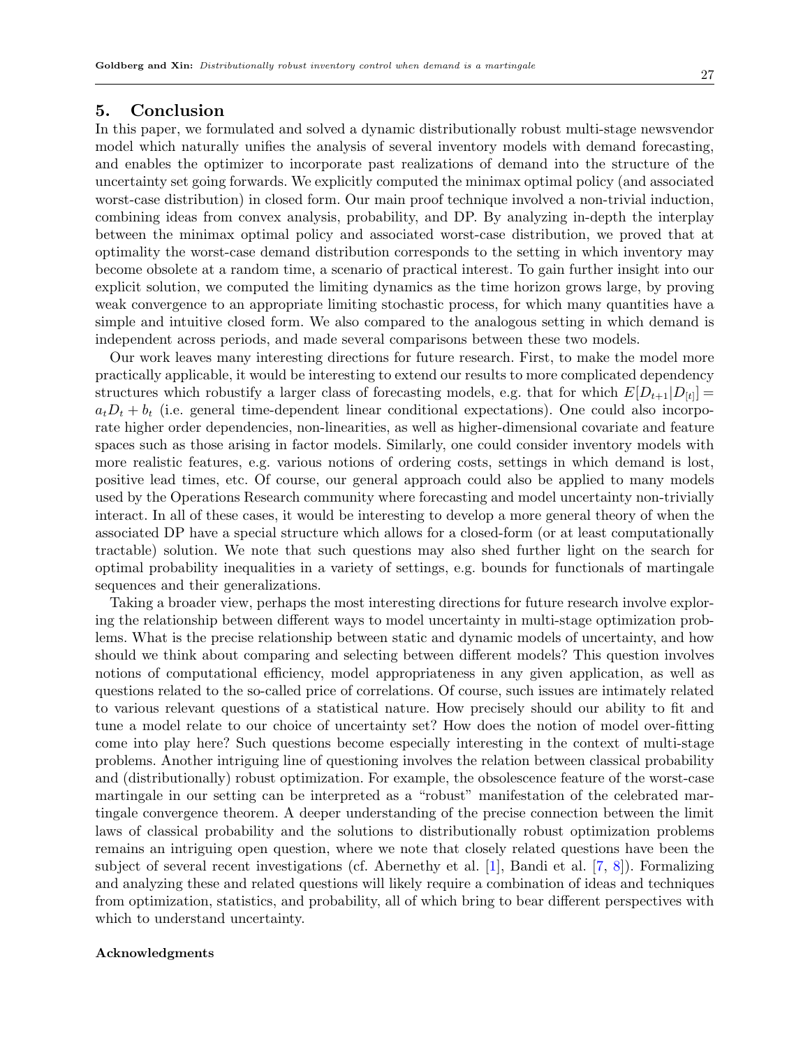## 5. Conclusion

In this paper, we formulated and solved a dynamic distributionally robust multi-stage newsvendor model which naturally unifies the analysis of several inventory models with demand forecasting, and enables the optimizer to incorporate past realizations of demand into the structure of the uncertainty set going forwards. We explicitly computed the minimax optimal policy (and associated worst-case distribution) in closed form. Our main proof technique involved a non-trivial induction, combining ideas from convex analysis, probability, and DP. By analyzing in-depth the interplay between the minimax optimal policy and associated worst-case distribution, we proved that at optimality the worst-case demand distribution corresponds to the setting in which inventory may become obsolete at a random time, a scenario of practical interest. To gain further insight into our explicit solution, we computed the limiting dynamics as the time horizon grows large, by proving weak convergence to an appropriate limiting stochastic process, for which many quantities have a simple and intuitive closed form. We also compared to the analogous setting in which demand is independent across periods, and made several comparisons between these two models.

Our work leaves many interesting directions for future research. First, to make the model more practically applicable, it would be interesting to extend our results to more complicated dependency structures which robustify a larger class of forecasting models, e.g. that for which $E[D_{t+1}|D_{[t]}] = a_t D_t + b_t$ (i.e. general time-dependent linear conditional expectations). One could also incorporate higher order dependencies, non-linearities, as well as higher-dimensional covariate and feature spaces such as those arising in factor models. Similarly, one could consider inventory models with more realistic features, e.g. various notions of ordering costs, settings in which demand is lost, positive lead times, etc. Of course, our general approach could also be applied to many models used by the Operations Research community where forecasting and model uncertainty non-trivially interact. In all of these cases, it would be interesting to develop a more general theory of when the associated DP have a special structure which allows for a closed-form (or at least computationally tractable) solution. We note that such questions may also shed further light on the search for optimal probability inequalities in a variety of settings, e.g. bounds for functionals of martingale sequences and their generalizations.

Taking a broader view, perhaps the most interesting directions for future research involve exploring the relationship between different ways to model uncertainty in multi-stage optimization problems. What is the precise relationship between static and dynamic models of uncertainty, and how should we think about comparing and selecting between different models? This question involves notions of computational efficiency, model appropriateness in any given application, as well as questions related to the so-called price of correlations. Of course, such issues are intimately related to various relevant questions of a statistical nature. How precisely should our ability to fit and tune a model relate to our choice of uncertainty set? How does the notion of model over-fitting come into play here? Such questions become especially interesting in the context of multi-stage problems. Another intriguing line of questioning involves the relation between classical probability and (distributionally) robust optimization. For example, the obsolescence feature of the worst-case martingale in our setting can be interpreted as a "robust" manifestation of the celebrated martingale convergence theorem. A deeper understanding of the precise connection between the limit laws of classical probability and the solutions to distributionally robust optimization problems remains an intriguing open question, where we note that closely related questions have been the subject of several recent investigations (cf. Abernethy et al. [1], Bandi et al. [7, 8]). Formalizing and analyzing these and related questions will likely require a combination of ideas and techniques from optimization, statistics, and probability, all of which bring to bear different perspectives with which to understand uncertainty.

**Acknowledgments**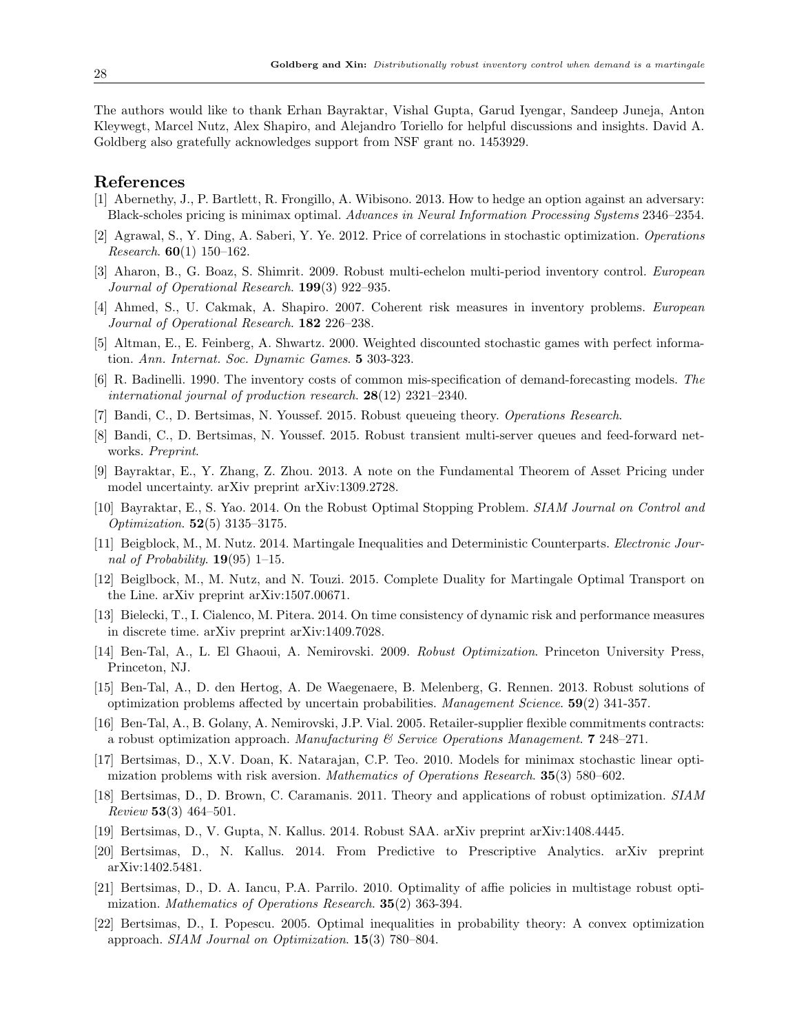The authors would like to thank Erhan Bayraktar, Vishal Gupta, Garud Iyengar, Sandeep Juneja, Anton Kleywegt, Marcel Nutz, Alex Shapiro, and Alejandro Toriello for helpful discussions and insights. David A. Goldberg also gratefully acknowledges support from NSF grant no. 1453929.

## References

[1] Abernethy, J., P. Bartlett, R. Frongillo, A. Wibisono. 2013. How to hedge an option against an adversary: Black-scholes pricing is minimax optimal. *Advances in Neural Information Processing Systems* 2346–2354.

[2] Agrawal, S., Y. Ding, A. Saberi, Y. Ye. 2012. Price of correlations in stochastic optimization. *Operations Research*. **60**(1) 150–162.

[3] Aharon, B., G. Boaz, S. Shimrit. 2009. Robust multi-echelon multi-period inventory control. *European Journal of Operational Research*. **199**(3) 922–935.

[4] Ahmed, S., U. Cakmak, A. Shapiro. 2007. Coherent risk measures in inventory problems. *European Journal of Operational Research*. **182** 226–238.

[5] Altman, E., E. Feinberg, A. Shwartz. 2000. Weighted discounted stochastic games with perfect information. *Ann. Internat. Soc. Dynamic Games*. **5** 303-323.

[6] R. Badinelli. 1990. The inventory costs of common mis-specification of demand-forecasting models. *The international journal of production research*. **28**(12) 2321–2340.

[7] Bandi, C., D. Bertsimas, N. Youssef. 2015. Robust queueing theory. *Operations Research*.

[8] Bandi, C., D. Bertsimas, N. Youssef. 2015. Robust transient multi-server queues and feed-forward networks. *Preprint*.

[9] Bayraktar, E., Y. Zhang, Z. Zhou. 2013. A note on the Fundamental Theorem of Asset Pricing under model uncertainty. arXiv preprint arXiv:1309.2728.

[10] Bayraktar, E., S. Yao. 2014. On the Robust Optimal Stopping Problem. *SIAM Journal on Control and Optimization*. **52**(5) 3135–3175.

[11] Beigblock, M., M. Nutz. 2014. Martingale Inequalities and Deterministic Counterparts. *Electronic Journal of Probability*. **19**(95) 1–15.

[12] Beiglbock, M., M. Nutz, and N. Touzi. 2015. Complete Duality for Martingale Optimal Transport on the Line. arXiv preprint arXiv:1507.00671.

[13] Bielecki, T., I. Cialenco, M. Pitera. 2014. On time consistency of dynamic risk and performance measures in discrete time. arXiv preprint arXiv:1409.7028.

[14] Ben-Tal, A., L. El Ghaoui, A. Nemirovski. 2009. *Robust Optimization*. Princeton University Press, Princeton, NJ.

[15] Ben-Tal, A., D. den Hertog, A. De Waegenaere, B. Melenberg, G. Rennen. 2013. Robust solutions of optimization problems affected by uncertain probabilities. *Management Science*. **59**(2) 341-357.

[16] Ben-Tal, A., B. Golany, A. Nemirovski, J.P. Vial. 2005. Retailer-supplier flexible commitments contracts: a robust optimization approach. *Manufacturing & Service Operations Management*. **7** 248–271.

[17] Bertsimas, D., X.V. Doan, K. Natarajan, C.P. Teo. 2010. Models for minimax stochastic linear optimization problems with risk aversion. *Mathematics of Operations Research*. **35**(3) 580–602.

[18] Bertsimas, D., D. Brown, C. Caramanis. 2011. Theory and applications of robust optimization. *SIAM Review* **53**(3) 464–501.

[19] Bertsimas, D., V. Gupta, N. Kallus. 2014. Robust SAA. arXiv preprint arXiv:1408.4445.

[20] Bertsimas, D., N. Kallus. 2014. From Predictive to Prescriptive Analytics. arXiv preprint arXiv:1402.5481.

[21] Bertsimas, D., D. A. Iancu, P.A. Parrilo. 2010. Optimality of affie policies in multistage robust optimization. *Mathematics of Operations Research*. **35**(2) 363-394.

[22] Bertsimas, D., I. Popescu. 2005. Optimal inequalities in probability theory: A convex optimization approach. *SIAM Journal on Optimization*. **15**(3) 780–804.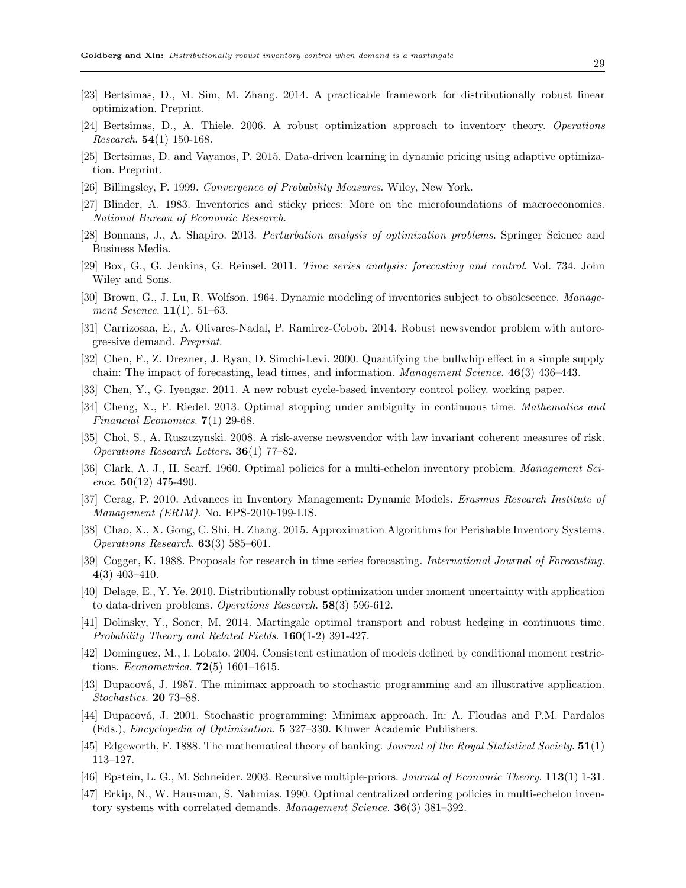[23] Bertsimas, D., M. Sim, M. Zhang. 2014. A practicable framework for distributionally robust linear optimization. Preprint.

[24] Bertsimas, D., A. Thiele. 2006. A robust optimization approach to inventory theory. *Operations Research*. **54**(1) 150-168.

[25] Bertsimas, D. and Vayanos, P. 2015. Data-driven learning in dynamic pricing using adaptive optimization. Preprint.

[26] Billingsley, P. 1999. *Convergence of Probability Measures*. Wiley, New York.

[27] Blinder, A. 1983. Inventories and sticky prices: More on the microfoundations of macroeconomics. *National Bureau of Economic Research*.

[28] Bonnans, J., A. Shapiro. 2013. *Perturbation analysis of optimization problems*. Springer Science and Business Media.

[29] Box, G., G. Jenkins, G. Reinsel. 2011. *Time series analysis: forecasting and control*. Vol. 734. John Wiley and Sons.

[30] Brown, G., J. Lu, R. Wolfson. 1964. Dynamic modeling of inventories subject to obsolescence. *Management Science*. **11**(1). 51–63.

[31] Carrizosaa, E., A. Olivares-Nadal, P. Ramirez-Cobob. 2014. Robust newsvendor problem with autoregressive demand. *Preprint*.

[32] Chen, F., Z. Drezner, J. Ryan, D. Simchi-Levi. 2000. Quantifying the bullwhip effect in a simple supply chain: The impact of forecasting, lead times, and information. *Management Science*. **46**(3) 436–443.

[33] Chen, Y., G. Iyengar. 2011. A new robust cycle-based inventory control policy. working paper.

[34] Cheng, X., F. Riedel. 2013. Optimal stopping under ambiguity in continuous time. *Mathematics and Financial Economics*. **7**(1) 29-68.

[35] Choi, S., A. Ruszczynski. 2008. A risk-averse newsvendor with law invariant coherent measures of risk. *Operations Research Letters*. **36**(1) 77–82.

[36] Clark, A. J., H. Scarf. 1960. Optimal policies for a multi-echelon inventory problem. *Management Science*. **50**(12) 475-490.

[37] Cerag, P. 2010. Advances in Inventory Management: Dynamic Models. *Erasmus Research Institute of Management (ERIM)*. No. EPS-2010-199-LIS.

[38] Chao, X., X. Gong, C. Shi, H. Zhang. 2015. Approximation Algorithms for Perishable Inventory Systems. *Operations Research*. **63**(3) 585–601.

[39] Cogger, K. 1988. Proposals for research in time series forecasting. *International Journal of Forecasting*. **4**(3) 403–410.

[40] Delage, E., Y. Ye. 2010. Distributionally robust optimization under moment uncertainty with application to data-driven problems. *Operations Research*. **58**(3) 596-612.

[41] Dolinsky, Y., Soner, M. 2014. Martingale optimal transport and robust hedging in continuous time. *Probability Theory and Related Fields*. **160**(1-2) 391-427.

[42] Dominguez, M., I. Lobato. 2004. Consistent estimation of models defined by conditional moment restrictions. *Econometrica*. **72**(5) 1601–1615.

[43] Dupacová, J. 1987. The minimax approach to stochastic programming and an illustrative application. *Stochastics*. **20** 73–88.

[44] Dupacová, J. 2001. Stochastic programming: Minimax approach. In: A. Floudas and P.M. Pardalos (Eds.), *Encyclopedia of Optimization*. **5** 327–330. Kluwer Academic Publishers.

[45] Edgeworth, F. 1888. The mathematical theory of banking. *Journal of the Royal Statistical Society*. **51**(1) 113–127.

[46] Epstein, L. G., M. Schneider. 2003. Recursive multiple-priors. *Journal of Economic Theory*. **113**(1) 1-31.

[47] Erkip, N., W. Hausman, S. Nahmias. 1990. Optimal centralized ordering policies in multi-echelon inventory systems with correlated demands. *Management Science*. **36**(3) 381–392.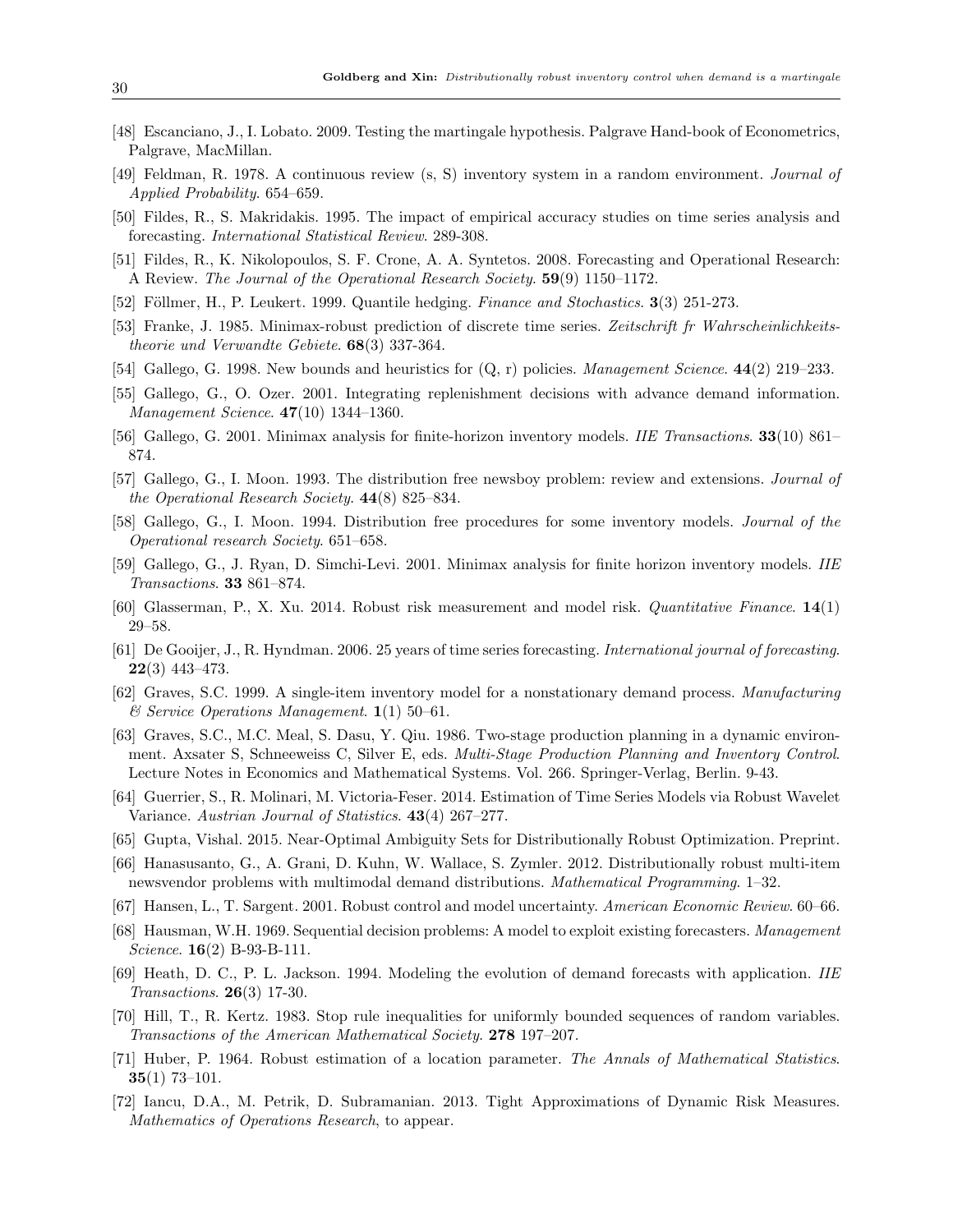[48] Escanciano, J., I. Lobato. 2009. Testing the martingale hypothesis. Palgrave Hand-book of Econometrics, Palgrave, MacMillan.

[49] Feldman, R. 1978. A continuous review (s, S) inventory system in a random environment. *Journal of Applied Probability*. 654–659.

[50] Fildes, R., S. Makridakis. 1995. The impact of empirical accuracy studies on time series analysis and forecasting. *International Statistical Review*. 289-308.

[51] Fildes, R., K. Nikolopoulos, S. F. Crone, A. A. Syntetos. 2008. Forecasting and Operational Research: A Review. *The Journal of the Operational Research Society*. **59**(9) 1150–1172.

[52] Föllmer, H., P. Leukert. 1999. Quantile hedging. *Finance and Stochastics*. **3**(3) 251-273.

[53] Franke, J. 1985. Minimax-robust prediction of discrete time series. *Zeitschrift fr Wahrscheinlichkeitstheorie und Verwandte Gebiete*. **68**(3) 337-364.

[54] Gallego, G. 1998. New bounds and heuristics for (Q, r) policies. *Management Science*. **44**(2) 219–233.

[55] Gallego, G., O. Ozer. 2001. Integrating replenishment decisions with advance demand information. *Management Science*. **47**(10) 1344–1360.

[56] Gallego, G. 2001. Minimax analysis for finite-horizon inventory models. *IIE Transactions*. **33**(10) 861–874.

[57] Gallego, G., I. Moon. 1993. The distribution free newsboy problem: review and extensions. *Journal of the Operational Research Society*. **44**(8) 825–834.

[58] Gallego, G., I. Moon. 1994. Distribution free procedures for some inventory models. *Journal of the Operational research Society*. 651–658.

[59] Gallego, G., J. Ryan, D. Simchi-Levi. 2001. Minimax analysis for finite horizon inventory models. *IIE Transactions*. **33** 861–874.

[60] Glasserman, P., X. Xu. 2014. Robust risk measurement and model risk. *Quantitative Finance*. **14**(1) 29–58.

[61] De Gooijer, J., R. Hyndman. 2006. 25 years of time series forecasting. *International journal of forecasting*. **22**(3) 443–473.

[62] Graves, S.C. 1999. A single-item inventory model for a nonstationary demand process. *Manufacturing & Service Operations Management*. **1**(1) 50–61.

[63] Graves, S.C., M.C. Meal, S. Dasu, Y. Qiu. 1986. Two-stage production planning in a dynamic environment. Axsater S, Schneeweiss C, Silver E, eds. *Multi-Stage Production Planning and Inventory Control*. Lecture Notes in Economics and Mathematical Systems. Vol. 266. Springer-Verlag, Berlin. 9-43.

[64] Guerrier, S., R. Molinari, M. Victoria-Feser. 2014. Estimation of Time Series Models via Robust Wavelet Variance. *Austrian Journal of Statistics*. **43**(4) 267–277.

[65] Gupta, Vishal. 2015. Near-Optimal Ambiguity Sets for Distributionally Robust Optimization. Preprint.

[66] Hanasusanto, G., A. Grani, D. Kuhn, W. Wallace, S. Zymler. 2012. Distributionally robust multi-item newsvendor problems with multimodal demand distributions. *Mathematical Programming*. 1–32.

[67] Hansen, L., T. Sargent. 2001. Robust control and model uncertainty. *American Economic Review*. 60–66.

[68] Hausman, W.H. 1969. Sequential decision problems: A model to exploit existing forecasters. *Management Science*. **16**(2) B-93-B-111.

[69] Heath, D. C., P. L. Jackson. 1994. Modeling the evolution of demand forecasts with application. *IIE Transactions*. **26**(3) 17-30.

[70] Hill, T., R. Kertz. 1983. Stop rule inequalities for uniformly bounded sequences of random variables. *Transactions of the American Mathematical Society*. **278** 197–207.

[71] Huber, P. 1964. Robust estimation of a location parameter. *The Annals of Mathematical Statistics*. **35**(1) 73–101.

[72] Iancu, D.A., M. Petrik, D. Subramanian. 2013. Tight Approximations of Dynamic Risk Measures. *Mathematics of Operations Research*, to appear.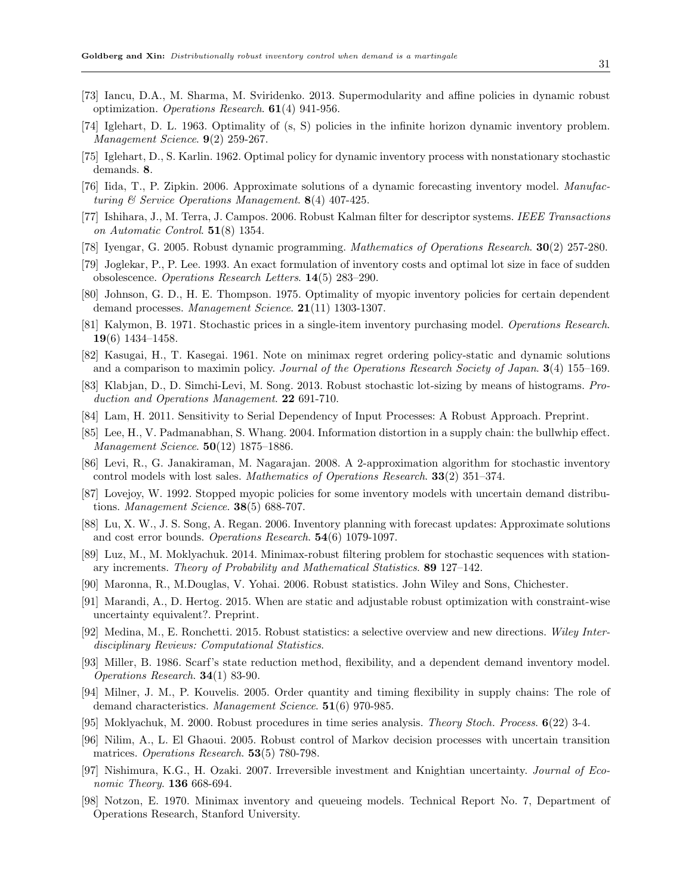[73] Iancu, D.A., M. Sharma, M. Sviridenko. 2013. Supermodularity and affine policies in dynamic robust optimization. *Operations Research*. **61**(4) 941-956.

[74] Iglehart, D. L. 1963. Optimality of (s, S) policies in the infinite horizon dynamic inventory problem. *Management Science*. **9**(2) 259-267.

[75] Iglehart, D., S. Karlin. 1962. Optimal policy for dynamic inventory process with nonstationary stochastic demands. **8**.

[76] Iida, T., P. Zipkin. 2006. Approximate solutions of a dynamic forecasting inventory model. *Manufacturing & Service Operations Management*. **8**(4) 407-425.

[77] Ishihara, J., M. Terra, J. Campos. 2006. Robust Kalman filter for descriptor systems. *IEEE Transactions on Automatic Control*. **51**(8) 1354.

[78] Iyengar, G. 2005. Robust dynamic programming. *Mathematics of Operations Research*. **30**(2) 257-280.

[79] Joglekar, P., P. Lee. 1993. An exact formulation of inventory costs and optimal lot size in face of sudden obsolescence. *Operations Research Letters*. **14**(5) 283–290.

[80] Johnson, G. D., H. E. Thompson. 1975. Optimality of myopic inventory policies for certain dependent demand processes. *Management Science*. **21**(11) 1303-1307.

[81] Kalymon, B. 1971. Stochastic prices in a single-item inventory purchasing model. *Operations Research*. **19**(6) 1434–1458.

[82] Kasugai, H., T. Kasegai. 1961. Note on minimax regret ordering policy-static and dynamic solutions and a comparison to maximin policy. *Journal of the Operations Research Society of Japan*. **3**(4) 155–169.

[83] Klabjan, D., D. Simchi-Levi, M. Song. 2013. Robust stochastic lot-sizing by means of histograms. *Production and Operations Management*. **22** 691-710.

[84] Lam, H. 2011. Sensitivity to Serial Dependency of Input Processes: A Robust Approach. Preprint.

[85] Lee, H., V. Padmanabhan, S. Whang. 2004. Information distortion in a supply chain: the bullwhip effect. *Management Science*. **50**(12) 1875–1886.

[86] Levi, R., G. Janakiraman, M. Nagarajan. 2008. A 2-approximation algorithm for stochastic inventory control models with lost sales. *Mathematics of Operations Research*. **33**(2) 351–374.

[87] Lovejoy, W. 1992. Stopped myopic policies for some inventory models with uncertain demand distributions. *Management Science*. **38**(5) 688-707.

[88] Lu, X. W., J. S. Song, A. Regan. 2006. Inventory planning with forecast updates: Approximate solutions and cost error bounds. *Operations Research*. **54**(6) 1079-1097.

[89] Luz, M., M. Moklyachuk. 2014. Minimax-robust filtering problem for stochastic sequences with stationary increments. *Theory of Probability and Mathematical Statistics*. **89** 127–142.

[90] Maronna, R., M.Douglas, V. Yohai. 2006. Robust statistics. John Wiley and Sons, Chichester.

[91] Marandi, A., D. Hertog. 2015. When are static and adjustable robust optimization with constraint-wise uncertainty equivalent?. Preprint.

[92] Medina, M., E. Ronchetti. 2015. Robust statistics: a selective overview and new directions. *Wiley Interdisciplinary Reviews: Computational Statistics*.

[93] Miller, B. 1986. Scarf's state reduction method, flexibility, and a dependent demand inventory model. *Operations Research*. **34**(1) 83-90.

[94] Milner, J. M., P. Kouvelis. 2005. Order quantity and timing flexibility in supply chains: The role of demand characteristics. *Management Science*. **51**(6) 970-985.

[95] Moklyachuk, M. 2000. Robust procedures in time series analysis. *Theory Stoch. Process*. **6**(22) 3-4.

[96] Nilim, A., L. El Ghaoui. 2005. Robust control of Markov decision processes with uncertain transition matrices. *Operations Research*. **53**(5) 780-798.

[97] Nishimura, K.G., H. Ozaki. 2007. Irreversible investment and Knightian uncertainty. *Journal of Economic Theory*. **136** 668-694.

[98] Notzon, E. 1970. Minimax inventory and queueing models. Technical Report No. 7, Department of Operations Research, Stanford University.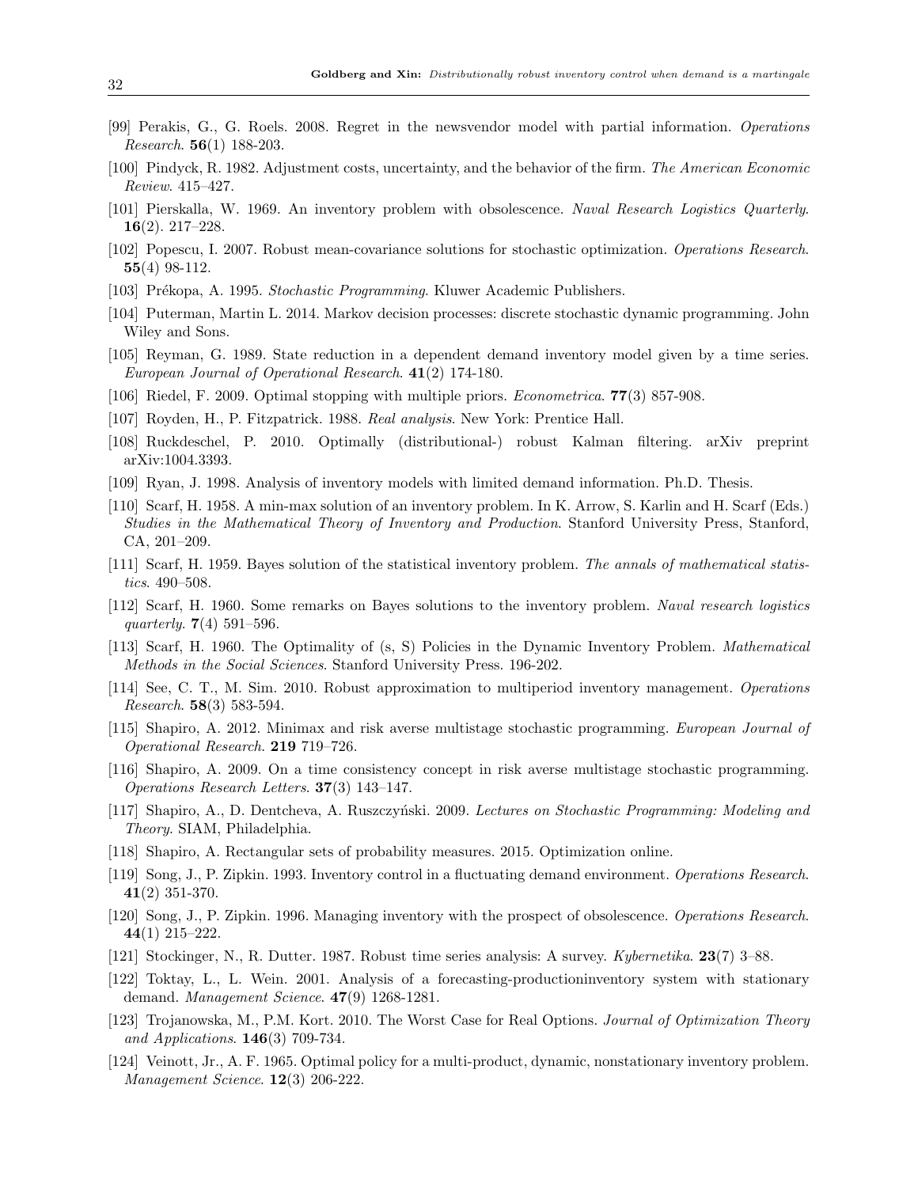[99] Perakis, G., G. Roels. 2008. Regret in the newsvendor model with partial information. *Operations Research*. **56**(1) 188-203.

[100] Pindyck, R. 1982. Adjustment costs, uncertainty, and the behavior of the firm. *The American Economic Review*. 415–427.

[101] Pierskalla, W. 1969. An inventory problem with obsolescence. *Naval Research Logistics Quarterly*. **16**(2). 217–228.

[102] Popescu, I. 2007. Robust mean-covariance solutions for stochastic optimization. *Operations Research*. **55**(4) 98-112.

[103] Prékopa, A. 1995. *Stochastic Programming*. Kluwer Academic Publishers.

[104] Puterman, Martin L. 2014. Markov decision processes: discrete stochastic dynamic programming. John Wiley and Sons.

[105] Reyman, G. 1989. State reduction in a dependent demand inventory model given by a time series. *European Journal of Operational Research*. **41**(2) 174-180.

[106] Riedel, F. 2009. Optimal stopping with multiple priors. *Econometrica*. **77**(3) 857-908.

[107] Royden, H., P. Fitzpatrick. 1988. *Real analysis*. New York: Prentice Hall.

[108] Ruckdeschel, P. 2010. Optimally (distributional-) robust Kalman filtering. arXiv preprint arXiv:1004.3393.

[109] Ryan, J. 1998. Analysis of inventory models with limited demand information. Ph.D. Thesis.

[110] Scarf, H. 1958. A min-max solution of an inventory problem. In K. Arrow, S. Karlin and H. Scarf (Eds.) *Studies in the Mathematical Theory of Inventory and Production*. Stanford University Press, Stanford, CA, 201–209.

[111] Scarf, H. 1959. Bayes solution of the statistical inventory problem. *The annals of mathematical statistics*. 490–508.

[112] Scarf, H. 1960. Some remarks on Bayes solutions to the inventory problem. *Naval research logistics quarterly*. **7**(4) 591–596.

[113] Scarf, H. 1960. The Optimality of (s, S) Policies in the Dynamic Inventory Problem. *Mathematical Methods in the Social Sciences*. Stanford University Press. 196-202.

[114] See, C. T., M. Sim. 2010. Robust approximation to multiperiod inventory management. *Operations Research*. **58**(3) 583-594.

[115] Shapiro, A. 2012. Minimax and risk averse multistage stochastic programming. *European Journal of Operational Research*. **219** 719–726.

[116] Shapiro, A. 2009. On a time consistency concept in risk averse multistage stochastic programming. *Operations Research Letters*. **37**(3) 143–147.

[117] Shapiro, A., D. Dentcheva, A. Ruszczyński. 2009. *Lectures on Stochastic Programming: Modeling and Theory*. SIAM, Philadelphia.

[118] Shapiro, A. Rectangular sets of probability measures. 2015. Optimization online.

[119] Song, J., P. Zipkin. 1993. Inventory control in a fluctuating demand environment. *Operations Research*. **41**(2) 351-370.

[120] Song, J., P. Zipkin. 1996. Managing inventory with the prospect of obsolescence. *Operations Research*. **44**(1) 215–222.

[121] Stockinger, N., R. Dutter. 1987. Robust time series analysis: A survey. *Kybernetika*. **23**(7) 3–88.

[122] Toktay, L., L. Wein. 2001. Analysis of a forecasting-productioninventory system with stationary demand. *Management Science*. **47**(9) 1268-1281.

[123] Trojanowska, M., P.M. Kort. 2010. The Worst Case for Real Options. *Journal of Optimization Theory and Applications*. **146**(3) 709-734.

[124] Veinott, Jr., A. F. 1965. Optimal policy for a multi-product, dynamic, nonstationary inventory problem. *Management Science*. **12**(3) 206-222.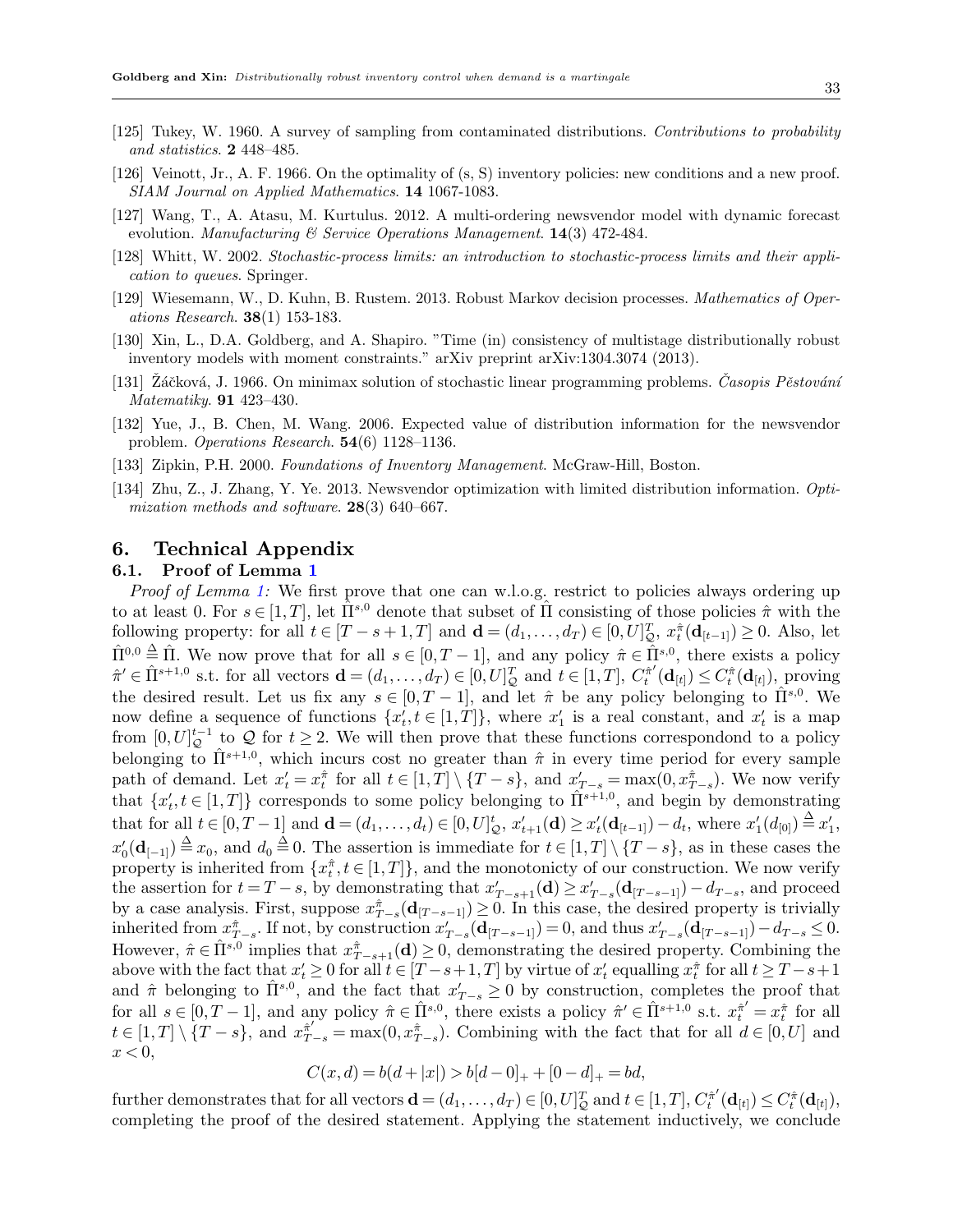[125] Tukey, W. 1960. A survey of sampling from contaminated distributions. *Contributions to probability and statistics*. **2** 448–485.

[126] Veinott, Jr., A. F. 1966. On the optimality of (s, S) inventory policies: new conditions and a new proof. *SIAM Journal on Applied Mathematics*. **14** 1067-1083.

[127] Wang, T., A. Atasu, M. Kurtulus. 2012. A multi-ordering newsvendor model with dynamic forecast evolution. *Manufacturing & Service Operations Management*. **14**(3) 472-484.

[128] Whitt, W. 2002. *Stochastic-process limits: an introduction to stochastic-process limits and their application to queues*. Springer.

[129] Wiesemann, W., D. Kuhn, B. Rustem. 2013. Robust Markov decision processes. *Mathematics of Operations Research*. **38**(1) 153-183.

[130] Xin, L., D.A. Goldberg, and A. Shapiro. "Time (in) consistency of multistage distributionally robust inventory models with moment constraints." arXiv preprint arXiv:1304.3074 (2013).

[131] Žáčková, J. 1966. On minimax solution of stochastic linear programming problems. *Časopis Pěstování Matematiky*. **91** 423–430.

[132] Yue, J., B. Chen, M. Wang. 2006. Expected value of distribution information for the newsvendor problem. *Operations Research*. **54**(6) 1128–1136.

[133] Zipkin, P.H. 2000. *Foundations of Inventory Management*. McGraw-Hill, Boston.

[134] Zhu, Z., J. Zhang, Y. Ye. 2013. Newsvendor optimization with limited distribution information. *Optimization methods and software*. **28**(3) 640–667.

# 6. Technical Appendix

## 6.1. Proof of Lemma 1

*Proof of Lemma 1:* We first prove that one can w.l.o.g. restrict to policies always ordering up to at least 0. For $s \in [1,T]$, let $\hat{\Pi}^{s,0}$ denote that subset of $\hat{\Pi}$ consisting of those policies $\hat{\pi}$ with the following property: for all $t \in [T-s+1,T]$ and $\mathbf{d} = (d_1,\ldots,d_T) \in [0,U]^T_{\mathcal{Q}}$, $x^{\hat{\pi}}_t(\mathbf{d}_{[t-1]}) \geq 0$. Also, let $\hat{\Pi}^{0,0} \triangleq \hat{\Pi}$. We now prove that for all $s \in [0,T-1]$, and any policy $\hat{\pi} \in \hat{\Pi}^{s,0}$, there exists a policy $\hat{\pi}' \in \hat{\Pi}^{s+1,0}$ s.t. for all vectors $\mathbf{d} = (d_1,\ldots,d_T) \in [0,U]^T_{\mathcal{Q}}$ and $t \in [1,T]$, $C^{\hat{\pi}'}_t(\mathbf{d}_{[t]}) \leq C^{\hat{\pi}}_t(\mathbf{d}_{[t]})$, proving the desired result. Let us fix any $s \in [0,T-1]$, and let $\hat{\pi}$ be any policy belonging to $\hat{\Pi}^{s,0}$. We now define a sequence of functions $\{x'_t, t \in [1,T]\}$, where $x'_1$ is a real constant, and $x'_t$ is a map from $[0,U]^{t-1}_{\mathcal{Q}}$ to $\mathcal{Q}$ for $t \geq 2$. We will then prove that these functions correspondond to a policy belonging to $\hat{\Pi}^{s+1,0}$, which incurs cost no greater than $\hat{\pi}$ in every time period for every sample path of demand. Let $x'_t = x^{\hat{\pi}}_t$ for all $t \in [1,T] \setminus \{T-s\}$, and $x'_{T-s} = \max(0, x^{\hat{\pi}}_{T-s})$. We now verify that $\{x'_t, t \in [1,T]\}$ corresponds to some policy belonging to $\hat{\Pi}^{s+1,0}$, and begin by demonstrating that for all $t \in [0,T-1]$ and $\mathbf{d} = (d_1,\ldots,d_t) \in [0,U]^t_{\mathcal{Q}}$, $x'_{t+1}(\mathbf{d}) \geq x'_t(\mathbf{d}_{[t-1]}) - d_t$, where $x'_1(d_{[0]}) \triangleq x'_1$, $x'_0(\mathbf{d}_{[-1]}) \triangleq x_0$, and $d_0 \triangleq 0$. The assertion is immediate for $t \in [1,T] \setminus \{T-s\}$, as in these cases the property is inherited from $\{x^{\hat{\pi}}_t, t \in [1,T]\}$, and the monotonicty of our construction. We now verify the assertion for $t = T-s$, by demonstrating that $x'_{T-s+1}(\mathbf{d}) \geq x'_{T-s}(\mathbf{d}_{[T-s-1]}) - d_{T-s}$, and proceed by a case analysis. First, suppose $x^{\hat{\pi}}_{T-s}(\mathbf{d}_{[T-s-1]}) \geq 0$. In this case, the desired property is trivially inherited from $x^{\hat{\pi}}_{T-s}$. If not, by construction $x'_{T-s}(\mathbf{d}_{[T-s-1]}) = 0$, and thus $x'_{T-s}(\mathbf{d}_{[T-s-1]}) - d_{T-s} \leq 0$. However, $\hat{\pi} \in \hat{\Pi}^{s,0}$ implies that $x^{\hat{\pi}}_{T-s+1}(\mathbf{d}) \geq 0$, demonstrating the desired property. Combining the above with the fact that $x'_t \geq 0$ for all $t \in [T-s+1,T]$ by virtue of $x'_t$ equalling $x^{\hat{\pi}}_t$ for all $t \geq T-s+1$ and $\hat{\pi}$ belonging to $\hat{\Pi}^{s,0}$, and the fact that $x'_{T-s} \geq 0$ by construction, completes the proof that for all $s \in [0,T-1]$, and any policy $\hat{\pi} \in \hat{\Pi}^{s,0}$, there exists a policy $\hat{\pi}' \in \hat{\Pi}^{s+1,0}$ s.t. $x^{\hat{\pi}'}_t = x^{\hat{\pi}}_t$ for all $t \in [1,T] \setminus \{T-s\}$, and $x^{\hat{\pi}'}_{T-s} = \max(0, x^{\hat{\pi}}_{T-s})$. Combining with the fact that for all $d \in [0,U]$ and $x < 0$,

$$C(x,d) = b(d + |x|) > b[d-0]_+ + [0-d]_+ = bd,$$

further demonstrates that for all vectors $\mathbf{d} = (d_1,\ldots,d_T) \in [0,U]^T_{\mathcal{Q}}$ and $t \in [1,T]$, $C^{\hat{\pi}'}_t(\mathbf{d}_{[t]}) \leq C^{\hat{\pi}}_t(\mathbf{d}_{[t]})$, completing the proof of the desired statement. Applying the statement inductively, we conclude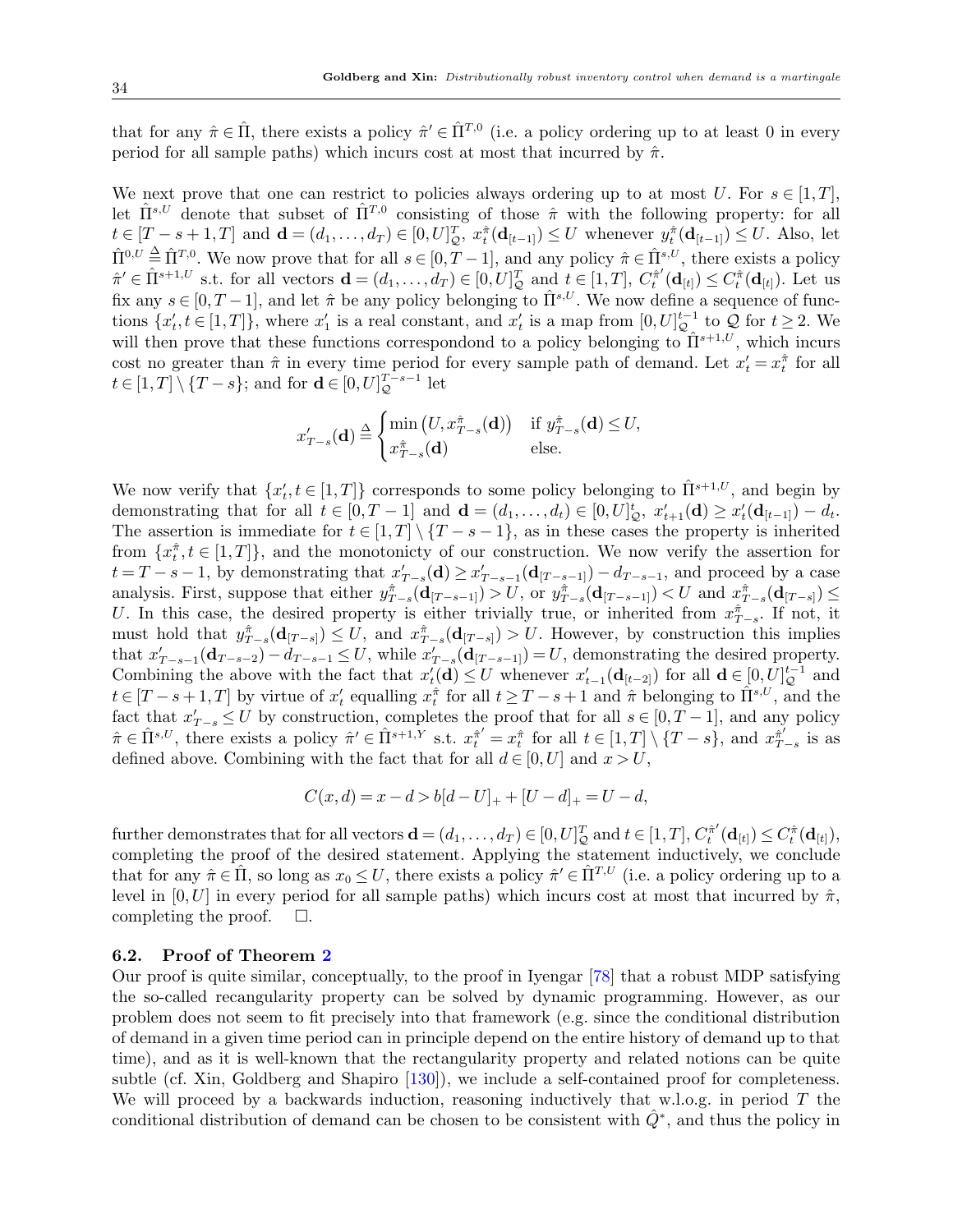that for any $\hat{\pi} \in \hat{\Pi}$, there exists a policy $\hat{\pi}' \in \hat{\Pi}^{T,0}$ (i.e. a policy ordering up to at least 0 in every period for all sample paths) which incurs cost at most that incurred by $\hat{\pi}$.

We next prove that one can restrict to policies always ordering up to at most $U$. For $s \in [1,T]$, let $\hat{\Pi}^{s,U}$ denote that subset of $\hat{\Pi}^{T,0}$ consisting of those $\hat{\pi}$ with the following property: for all $t \in [T-s+1,T]$ and $\mathbf{d}=(d_1,\ldots,d_T) \in [0,U]^T_{\mathcal{Q}}$, $x^{\hat{\pi}}_t(\mathbf{d}_{[t-1]}) \leq U$ whenever $y^{\hat{\pi}}_t(\mathbf{d}_{[t-1]}) \leq U$. Also, let $\hat{\Pi}^{0,U} \triangleq \hat{\Pi}^{T,0}$. We now prove that for all $s \in [0,T-1]$, and any policy $\hat{\pi} \in \hat{\Pi}^{s,U}$, there exists a policy $\hat{\pi}' \in \hat{\Pi}^{s+1,U}$ s.t. for all vectors $\mathbf{d}=(d_1,\ldots,d_T) \in [0,U]^T_{\mathcal{Q}}$ and $t \in [1,T]$, $C^{\hat{\pi}'}_t(\mathbf{d}_{[t]}) \leq C^{\hat{\pi}}_t(\mathbf{d}_{[t]})$. Let us fix any $s \in [0,T-1]$, and let $\hat{\pi}$ be any policy belonging to $\hat{\Pi}^{s,U}$. We now define a sequence of functions $\{x'_t, t\in[1,T]\}$, where $x'_1$ is a real constant, and $x'_t$ is a map from $[0,U]^{t-1}_{\mathcal{Q}}$ to $\mathcal{Q}$ for $t \geq 2$. We will then prove that these functions correspondond to a policy belonging to $\hat{\Pi}^{s+1,U}$, which incurs cost no greater than $\hat{\pi}$ in every time period for every sample path of demand. Let $x'_t = x^{\hat{\pi}}_t$ for all $t \in [1,T]\setminus\{T-s\}$; and for $\mathbf{d} \in [0,U]^{T-s-1}_{\mathcal{Q}}$ let

$$x'_{T-s}(\mathbf{d}) \triangleq \begin{cases} \min\left(U, x^{\hat{\pi}}_{T-s}(\mathbf{d})\right) & \text{if } y^{\hat{\pi}}_{T-s}(\mathbf{d}) \leq U, \\ x^{\hat{\pi}}_{T-s}(\mathbf{d}) & \text{else.} \end{cases}$$

We now verify that $\{x'_t, t \in [1,T]\}$ corresponds to some policy belonging to $\hat{\Pi}^{s+1,U}$, and begin by demonstrating that for all $t \in [0,T-1]$ and $\mathbf{d}=(d_1,\ldots,d_t) \in [0,U]^t_{\mathcal{Q}}$, $x'_{t+1}(\mathbf{d}) \geq x'_t(\mathbf{d}_{[t-1]}) - d_t$. The assertion is immediate for $t \in [1,T]\setminus\{T-s-1\}$, as in these cases the property is inherited from $\{x^{\hat{\pi}}_t, t\in[1,T]\}$, and the monotonicty of our construction. We now verify the assertion for $t = T-s-1$, by demonstrating that $x'_{T-s}(\mathbf{d}) \geq x'_{T-s-1}(\mathbf{d}_{[T-s-1]}) - d_{T-s-1}$, and proceed by a case analysis. First, suppose that either $y^{\hat{\pi}}_{T-s}(\mathbf{d}_{[T-s-1]}) > U$, or $y^{\hat{\pi}}_{T-s}(\mathbf{d}_{[T-s-1]}) < U$ and $x^{\hat{\pi}}_{T-s}(\mathbf{d}_{[T-s]}) \leq U$. In this case, the desired property is either trivially true, or inherited from $x^{\hat{\pi}}_{T-s}$. If not, it must hold that $y^{\hat{\pi}}_{T-s}(\mathbf{d}_{[T-s]}) \leq U$, and $x^{\hat{\pi}}_{T-s}(\mathbf{d}_{[T-s]}) > U$. However, by construction this implies that $x'_{T-s-1}(\mathbf{d}_{T-s-2}) - d_{T-s-1} \leq U$, while $x'_{T-s}(\mathbf{d}_{[T-s-1]}) = U$, demonstrating the desired property. Combining the above with the fact that $x'_t(\mathbf{d}) \leq U$ whenever $x'_{t-1}(\mathbf{d}_{[t-2]})$ for all $\mathbf{d} \in [0,U]^{t-1}_{\mathcal{Q}}$ and $t \in [T-s+1,T]$ by virtue of $x'_t$ equalling $x^{\hat{\pi}}_t$ for all $t \geq T-s+1$ and $\hat{\pi}$ belonging to $\hat{\Pi}^{s,U}$, and the fact that $x'_{T-s} \leq U$ by construction, completes the proof that for all $s \in [0,T-1]$, and any policy $\hat{\pi} \in \hat{\Pi}^{s,U}$, there exists a policy $\hat{\pi}' \in \hat{\Pi}^{s+1,Y}$ s.t. $x^{\hat{\pi}'}_t = x^{\hat{\pi}}_t$ for all $t \in [1,T]\setminus\{T-s\}$, and $x^{\hat{\pi}'}_{T-s}$ is as defined above. Combining with the fact that for all $d \in [0,U]$ and $x > U$,

$$C(x,d) = x - d > b[d-U]_+ + [U-d]_+ = U - d,$$

further demonstrates that for all vectors $\mathbf{d}=(d_1,\ldots,d_T) \in [0,U]^T_{\mathcal{Q}}$ and $t \in [1,T]$, $C^{\hat{\pi}'}_t(\mathbf{d}_{[t]}) \leq C^{\hat{\pi}}_t(\mathbf{d}_{[t]})$, completing the proof of the desired statement. Applying the statement inductively, we conclude that for any $\hat{\pi} \in \hat{\Pi}$, so long as $x_0 \leq U$, there exists a policy $\hat{\pi}' \in \hat{\Pi}^{T,U}$ (i.e. a policy ordering up to a level in $[0,U]$ in every period for all sample paths) which incurs cost at most that incurred by $\hat{\pi}$, completing the proof. $\square$.

### 6.2. Proof of Theorem 2

Our proof is quite similar, conceptually, to the proof in Iyengar [78] that a robust MDP satisfying the so-called recangularity property can be solved by dynamic programming. However, as our problem does not seem to fit precisely into that framework (e.g. since the conditional distribution of demand in a given time period can in principle depend on the entire history of demand up to that time), and as it is well-known that the rectangularity property and related notions can be quite subtle (cf. Xin, Goldberg and Shapiro [130]), we include a self-contained proof for completeness. We will proceed by a backwards induction, reasoning inductively that w.l.o.g. in period $T$ the conditional distribution of demand can be chosen to be consistent with $\hat{Q}^*$, and thus the policy in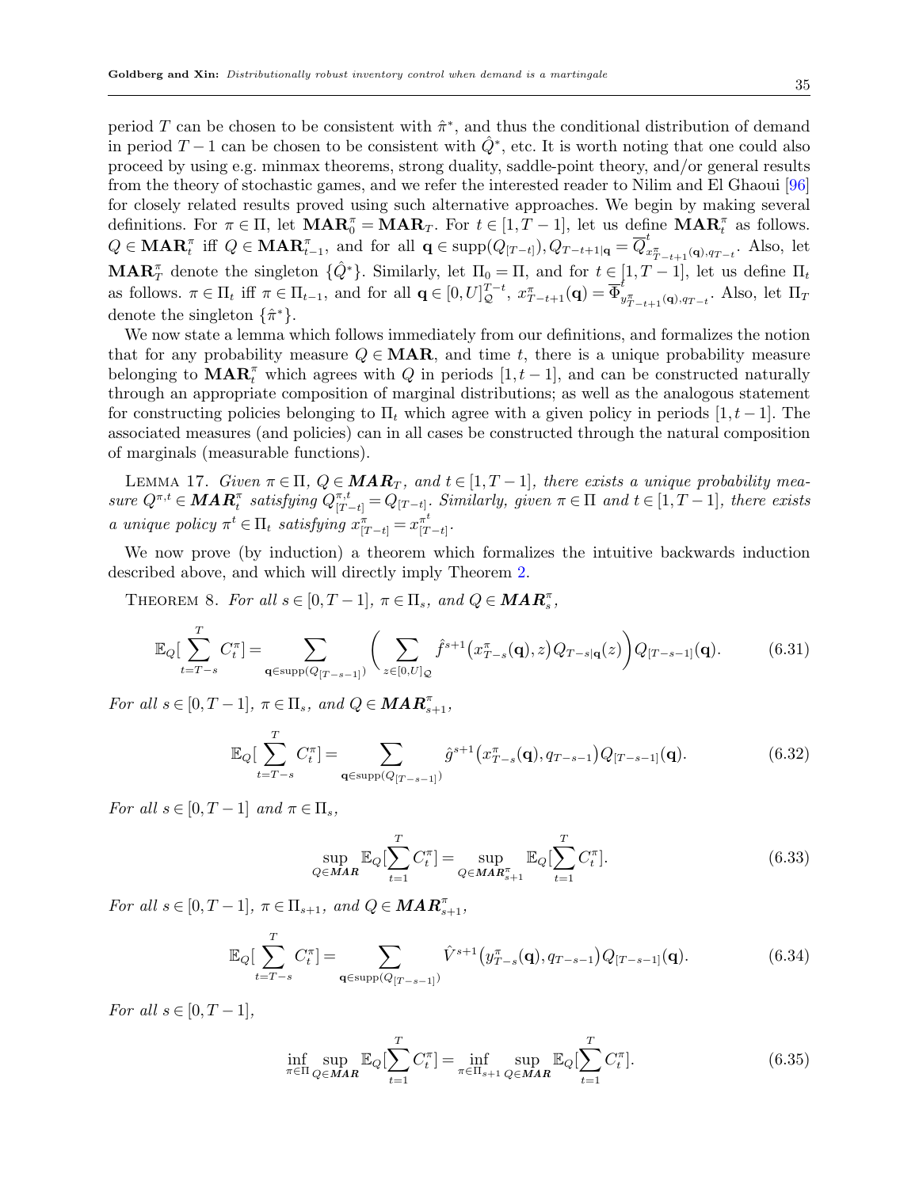period $T$ can be chosen to be consistent with $\hat{\pi}^*$, and thus the conditional distribution of demand in period $T-1$ can be chosen to be consistent with $\hat{Q}^*$, etc. It is worth noting that one could also proceed by using e.g. minmax theorems, strong duality, saddle-point theory, and/or general results from the theory of stochastic games, and we refer the interested reader to Nilim and El Ghaoui [96] for closely related results proved using such alternative approaches. We begin by making several definitions. For $\pi \in \Pi$, let $\mathbf{MAR}^{\pi}_0 = \mathbf{MAR}_T$. For $t \in [1, T-1]$, let us define $\mathbf{MAR}^{\pi}_t$ as follows. $Q \in \mathbf{MAR}^{\pi}_t$ iff $Q \in \mathbf{MAR}^{\pi}_{t-1}$, and for all $\mathbf{q} \in \text{supp}(Q_{[T-t]}), Q_{T-t+1|\mathbf{q}} = \overline{Q}^{t}_{x^{\pi}_{T-t+1}(\mathbf{q}), q_{T-t}}$. Also, let $\mathbf{MAR}^{\pi}_T$ denote the singleton $\{\hat{Q}^*\}$. Similarly, let $\Pi_0 = \Pi$, and for $t \in [1, T-1]$, let us define $\Pi_t$ as follows. $\pi \in \Pi_t$ iff $\pi \in \Pi_{t-1}$, and for all $\mathbf{q} \in [0, U]^{T-t}_{\mathcal{Q}}$, $x^{\pi}_{T-t+1}(\mathbf{q}) = \overline{\Phi}^{t}_{y^{\pi}_{T-t+1}(\mathbf{q}), q_{T-t}}$. Also, let $\Pi_T$ denote the singleton $\{\hat{\pi}^*\}$.

We now state a lemma which follows immediately from our definitions, and formalizes the notion that for any probability measure $Q \in \mathbf{MAR}$, and time $t$, there is a unique probability measure belonging to $\mathbf{MAR}^{\pi}_t$ which agrees with $Q$ in periods $[1, t-1]$, and can be constructed naturally through an appropriate composition of marginal distributions; as well as the analogous statement for constructing policies belonging to $\Pi_t$ which agree with a given policy in periods $[1, t-1]$. The associated measures (and policies) can in all cases be constructed through the natural composition of marginals (measurable functions).

Lemma 17. *Given $\pi \in \Pi$, $Q \in \mathbf{MAR}_T$, and $t \in [1, T-1]$, there exists a unique probability measure $Q^{\pi,t} \in \mathbf{MAR}^{\pi}_t$ satisfying $Q^{\pi,t}_{[T-t]} = Q_{[T-t]}$. Similarly, given $\pi \in \Pi$ and $t \in [1, T-1]$, there exists a unique policy $\pi^t \in \Pi_t$ satisfying $x^{\pi}_{[T-t]} = x^{\pi^t}_{[T-t]}$.*

We now prove (by induction) a theorem which formalizes the intuitive backwards induction described above, and which will directly imply Theorem 2.

Theorem 8. *For all $s \in [0, T-1]$, $\pi \in \Pi_s$, and $Q \in \mathbf{MAR}^{\pi}_s$,*

$$\mathbb{E}_Q\Big[\sum_{t=T-s}^{T} C^{\pi}_t\Big] = \sum_{\mathbf{q} \in \text{supp}(Q_{[T-s-1]})} \bigg( \sum_{z \in [0,U]_{\mathcal{Q}}} \hat{f}^{s+1}\big(x^{\pi}_{T-s}(\mathbf{q}), z\big) Q_{T-s|\mathbf{q}}(z) \bigg) Q_{[T-s-1]}(\mathbf{q}). \tag{6.31}$$

*For all $s \in [0, T-1]$, $\pi \in \Pi_s$, and $Q \in \mathbf{MAR}^{\pi}_{s+1}$,*

$$\mathbb{E}_Q\Big[\sum_{t=T-s}^{T} C^{\pi}_t\Big] = \sum_{\mathbf{q} \in \text{supp}(Q_{[T-s-1]})} \hat{g}^{s+1}\big(x^{\pi}_{T-s}(\mathbf{q}), q_{T-s-1}\big) Q_{[T-s-1]}(\mathbf{q}). \tag{6.32}$$

*For all $s \in [0, T-1]$ and $\pi \in \Pi_s$,*

$$\sup_{Q \in \mathbf{MAR}} \mathbb{E}_Q\Big[\sum_{t=1}^{T} C^{\pi}_t\Big] = \sup_{Q \in \mathbf{MAR}^{\pi}_{s+1}} \mathbb{E}_Q\Big[\sum_{t=1}^{T} C^{\pi}_t\Big]. \tag{6.33}$$

*For all $s \in [0, T-1]$, $\pi \in \Pi_{s+1}$, and $Q \in \mathbf{MAR}^{\pi}_{s+1}$,*

$$\mathbb{E}_Q\Big[\sum_{t=T-s}^{T} C^{\pi}_t\Big] = \sum_{\mathbf{q} \in \text{supp}(Q_{[T-s-1]})} \hat{V}^{s+1}\big(y^{\pi}_{T-s}(\mathbf{q}), q_{T-s-1}\big) Q_{[T-s-1]}(\mathbf{q}). \tag{6.34}$$

*For all $s \in [0, T-1]$,*

$$\inf_{\pi \in \Pi} \sup_{Q \in \mathbf{MAR}} \mathbb{E}_Q\Big[\sum_{t=1}^{T} C^{\pi}_t\Big] = \inf_{\pi \in \Pi_{s+1}} \sup_{Q \in \mathbf{MAR}} \mathbb{E}_Q\Big[\sum_{t=1}^{T} C^{\pi}_t\Big]. \tag{6.35}$$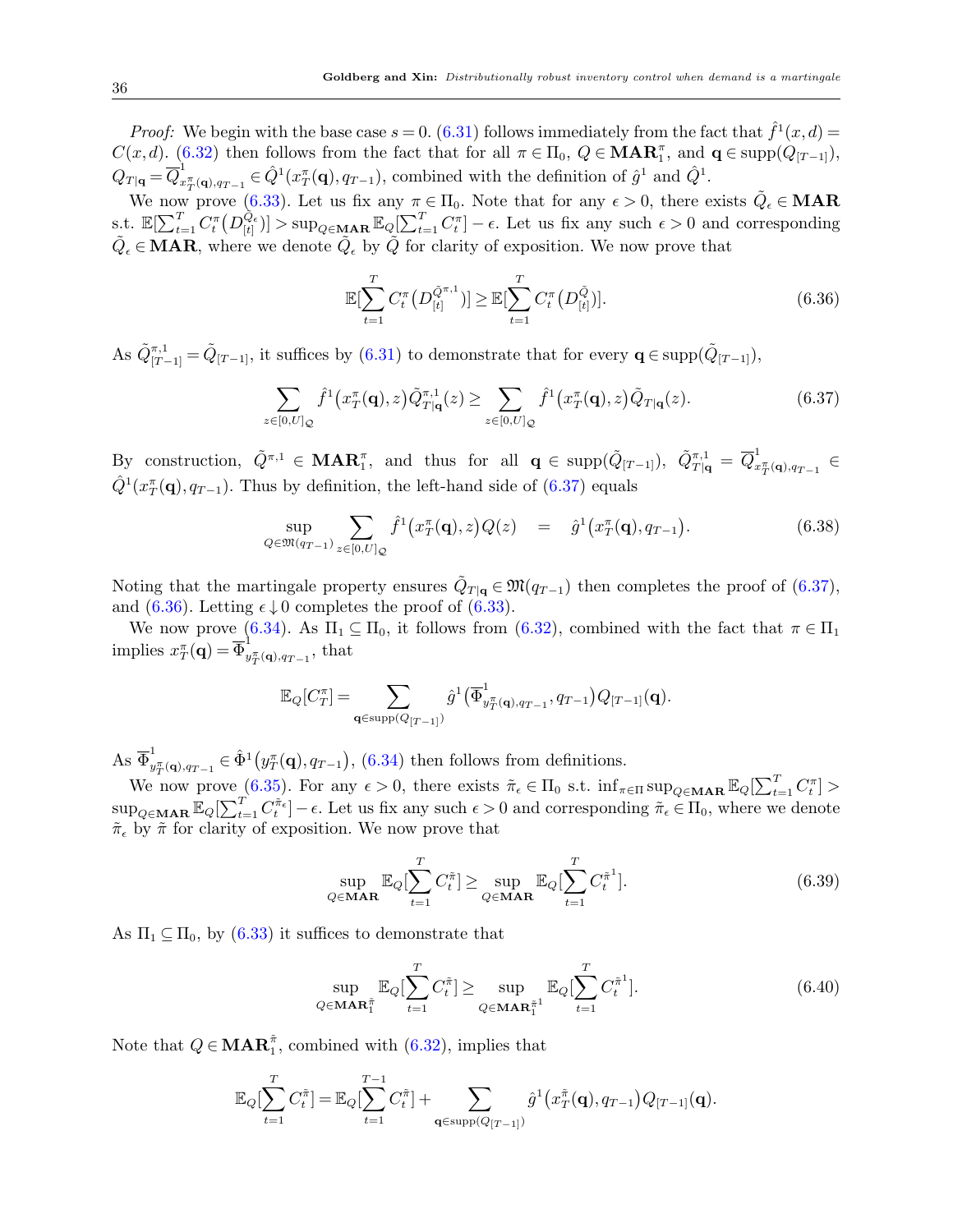*Proof:* We begin with the base case $s=0$. (6.31) follows immediately from the fact that $\hat{f}^1(x,d) = C(x,d)$. (6.32) then follows from the fact that for all $\pi \in \Pi_0$, $Q \in \mathbf{MAR}_1^{\pi}$, and $\mathbf{q} \in \text{supp}(Q_{[T-1]})$, $Q_{T|\mathbf{q}} = \overline{Q}^1_{x_T^{\pi}(\mathbf{q}),q_{T-1}} \in \hat{Q}^1(x_T^{\pi}(\mathbf{q}), q_{T-1})$, combined with the definition of $\hat{g}^1$ and $\hat{Q}^1$.

We now prove (6.33). Let us fix any $\pi \in \Pi_0$. Note that for any $\epsilon > 0$, there exists $\tilde{Q}_\epsilon \in \mathbf{MAR}$ s.t. $\mathbb{E}[\sum_{t=1}^T C_t^{\pi}(D_{[t]}^{\tilde{Q}_\epsilon})] > \sup_{Q\in\mathbf{MAR}} \mathbb{E}_Q[\sum_{t=1}^T C_t^{\pi}] - \epsilon$. Let us fix any such $\epsilon > 0$ and corresponding $\tilde{Q}_\epsilon \in \mathbf{MAR}$, where we denote $\tilde{Q}_\epsilon$ by $\tilde{Q}$ for clarity of exposition. We now prove that

$$\mathbb{E}[\sum_{t=1}^T C_t^{\pi}(D_{[t]}^{\tilde{Q}^{\pi,1}})] \geq \mathbb{E}[\sum_{t=1}^T C_t^{\pi}(D_{[t]}^{\tilde{Q}})]. \tag{6.36}$$

As $\tilde{Q}^{\pi,1}_{[T-1]} = \tilde{Q}_{[T-1]}$, it suffices by (6.31) to demonstrate that for every $\mathbf{q} \in \text{supp}(\tilde{Q}_{[T-1]})$,

$$\sum_{z\in[0,U]_{\mathcal{Q}}} \hat{f}^1(x_T^{\pi}(\mathbf{q}), z)\tilde{Q}^{\pi,1}_{T|\mathbf{q}}(z) \geq \sum_{z\in[0,U]_{\mathcal{Q}}} \hat{f}^1(x_T^{\pi}(\mathbf{q}), z)\tilde{Q}_{T|\mathbf{q}}(z). \tag{6.37}$$

By construction, $\tilde{Q}^{\pi,1} \in \mathbf{MAR}_1^{\pi}$, and thus for all $\mathbf{q} \in \text{supp}(\tilde{Q}_{[T-1]})$, $\tilde{Q}^{\pi,1}_{T|\mathbf{q}} = \overline{Q}^1_{x_T^{\pi}(\mathbf{q}),q_{T-1}} \in \hat{Q}^1(x_T^{\pi}(\mathbf{q}), q_{T-1})$. Thus by definition, the left-hand side of (6.37) equals

$$\sup_{Q\in\mathfrak{M}(q_{T-1})} \sum_{z\in[0,U]_{\mathcal{Q}}} \hat{f}^1(x_T^{\pi}(\mathbf{q}), z)Q(z) \quad = \quad \hat{g}^1(x_T^{\pi}(\mathbf{q}), q_{T-1}). \tag{6.38}$$

Noting that the martingale property ensures $\tilde{Q}_{T|\mathbf{q}} \in \mathfrak{M}(q_{T-1})$ then completes the proof of (6.37), and (6.36). Letting $\epsilon \downarrow 0$ completes the proof of (6.33).

We now prove (6.34). As $\Pi_1 \subseteq \Pi_0$, it follows from (6.32), combined with the fact that $\pi \in \Pi_1$ implies $x_T^{\pi}(\mathbf{q}) = \overline{\Phi}^1_{y_T^{\pi}(\mathbf{q}),q_{T-1}}$, that

$$\mathbb{E}_Q[C_T^{\pi}] = \sum_{\mathbf{q}\in\text{supp}(Q_{[T-1]})} \hat{g}^1(\overline{\Phi}^1_{y_T^{\pi}(\mathbf{q}),q_{T-1}}, q_{T-1})Q_{[T-1]}(\mathbf{q}).$$

As $\overline{\Phi}^1_{y_T^{\pi}(\mathbf{q}),q_{T-1}} \in \hat{\Phi}^1(y_T^{\pi}(\mathbf{q}), q_{T-1})$, (6.34) then follows from definitions.

We now prove (6.35). For any $\epsilon > 0$, there exists $\tilde{\pi}_\epsilon \in \Pi_0$ s.t. $\inf_{\pi\in\Pi}\sup_{Q\in\mathbf{MAR}} \mathbb{E}_Q[\sum_{t=1}^T C_t^{\pi}] > \sup_{Q\in\mathbf{MAR}} \mathbb{E}_Q[\sum_{t=1}^T C_t^{\tilde{\pi}_\epsilon}] - \epsilon$. Let us fix any such $\epsilon > 0$ and corresponding $\tilde{\pi}_\epsilon \in \Pi_0$, where we denote $\tilde{\pi}_\epsilon$ by $\tilde{\pi}$ for clarity of exposition. We now prove that

$$\sup_{Q\in\mathbf{MAR}} \mathbb{E}_Q[\sum_{t=1}^T C_t^{\tilde{\pi}}] \geq \sup_{Q\in\mathbf{MAR}} \mathbb{E}_Q[\sum_{t=1}^T C_t^{\tilde{\pi}^1}]. \tag{6.39}$$

As $\Pi_1 \subseteq \Pi_0$, by (6.33) it suffices to demonstrate that

$$\sup_{Q\in\mathbf{MAR}_1^{\tilde{\pi}}} \mathbb{E}_Q[\sum_{t=1}^T C_t^{\tilde{\pi}}] \geq \sup_{Q\in\mathbf{MAR}_1^{\tilde{\pi}^1}} \mathbb{E}_Q[\sum_{t=1}^T C_t^{\tilde{\pi}^1}]. \tag{6.40}$$

Note that $Q \in \mathbf{MAR}_1^{\tilde{\pi}}$, combined with (6.32), implies that

$$\mathbb{E}_Q[\sum_{t=1}^T C_t^{\tilde{\pi}}] = \mathbb{E}_Q[\sum_{t=1}^{T-1} C_t^{\tilde{\pi}}] + \sum_{\mathbf{q}\in\text{supp}(Q_{[T-1]})} \hat{g}^1(x_T^{\tilde{\pi}}(\mathbf{q}), q_{T-1})Q_{[T-1]}(\mathbf{q}).$$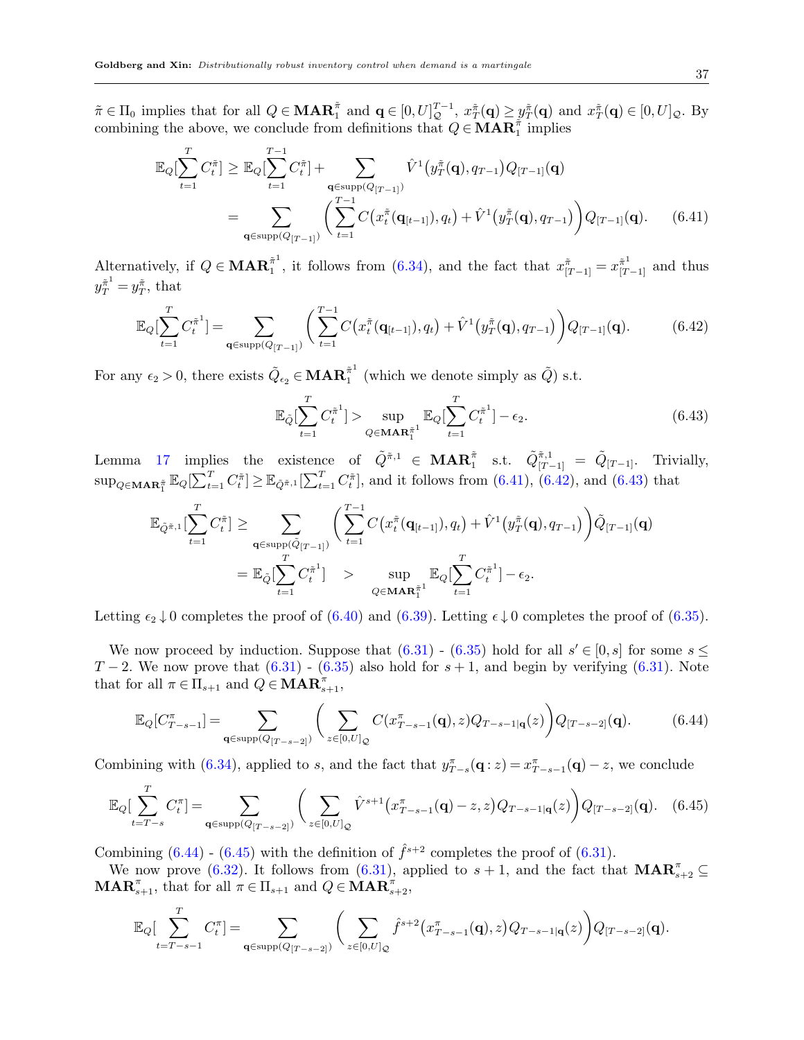$\tilde{\pi} \in \Pi_0$ implies that for all $Q \in \mathbf{MAR}_1^{\tilde{\pi}}$ and $\mathbf{q} \in [0,U]_{\mathcal{Q}}^{T-1}$, $x_T^{\tilde{\pi}}(\mathbf{q}) \geq y_T^{\tilde{\pi}}(\mathbf{q})$ and $x_T^{\tilde{\pi}}(\mathbf{q}) \in [0,U]_{\mathcal{Q}}$. By combining the above, we conclude from definitions that $Q \in \mathbf{MAR}_1^{\tilde{\pi}}$ implies

$$\mathbb{E}_Q[\sum_{t=1}^{T} C_t^{\tilde{\pi}}] \geq \mathbb{E}_Q[\sum_{t=1}^{T-1} C_t^{\tilde{\pi}}] + \sum_{\mathbf{q} \in \text{supp}(Q_{[T-1]})} \hat{V}^1\big(y_T^{\tilde{\pi}}(\mathbf{q}), q_{T-1}\big) Q_{[T-1]}(\mathbf{q})$$
$$= \sum_{\mathbf{q} \in \text{supp}(Q_{[T-1]})} \left( \sum_{t=1}^{T-1} C\big(x_t^{\tilde{\pi}}(\mathbf{q}_{[t-1]}), q_t\big) + \hat{V}^1\big(y_T^{\tilde{\pi}}(\mathbf{q}), q_{T-1}\big) \right) Q_{[T-1]}(\mathbf{q}). \quad (6.41)$$

Alternatively, if $Q \in \mathbf{MAR}_1^{\tilde{\pi}^1}$, it follows from (6.34), and the fact that $x_{[T-1]}^{\tilde{\pi}} = x_{[T-1]}^{\tilde{\pi}^1}$ and thus $y_T^{\tilde{\pi}^1} = y_T^{\tilde{\pi}}$, that

$$\mathbb{E}_Q[\sum_{t=1}^{T} C_t^{\tilde{\pi}^1}] = \sum_{\mathbf{q} \in \text{supp}(Q_{[T-1]})} \left( \sum_{t=1}^{T-1} C\big(x_t^{\tilde{\pi}}(\mathbf{q}_{[t-1]}), q_t\big) + \hat{V}^1\big(y_T^{\tilde{\pi}}(\mathbf{q}), q_{T-1}\big) \right) Q_{[T-1]}(\mathbf{q}). \quad (6.42)$$

For any $\epsilon_2 > 0$, there exists $\tilde{Q}_{\epsilon_2} \in \mathbf{MAR}_1^{\tilde{\pi}^1}$ (which we denote simply as $\tilde{Q}$) s.t.

$$\mathbb{E}_{\tilde{Q}}[\sum_{t=1}^{T} C_t^{\tilde{\pi}^1}] > \sup_{Q \in \mathbf{MAR}_1^{\tilde{\pi}^1}} \mathbb{E}_Q[\sum_{t=1}^{T} C_t^{\tilde{\pi}^1}] - \epsilon_2. \quad (6.43)$$

Lemma 17 implies the existence of $\tilde{Q}^{\tilde{\pi},1} \in \mathbf{MAR}_1^{\tilde{\pi}}$ s.t. $\tilde{Q}_{[T-1]}^{\tilde{\pi},1} = \tilde{Q}_{[T-1]}$. Trivially, $\sup_{Q \in \mathbf{MAR}_1^{\tilde{\pi}}} \mathbb{E}_Q[\sum_{t=1}^{T} C_t^{\tilde{\pi}}] \geq \mathbb{E}_{\tilde{Q}^{\tilde{\pi},1}}[\sum_{t=1}^{T} C_t^{\tilde{\pi}}]$, and it follows from (6.41), (6.42), and (6.43) that

$$\mathbb{E}_{\tilde{Q}^{\tilde{\pi},1}}[\sum_{t=1}^{T} C_t^{\tilde{\pi}}] \geq \sum_{\mathbf{q} \in \text{supp}(\tilde{Q}_{[T-1]})} \left( \sum_{t=1}^{T-1} C\big(x_t^{\tilde{\pi}}(\mathbf{q}_{[t-1]}), q_t\big) + \hat{V}^1\big(y_T^{\tilde{\pi}}(\mathbf{q}), q_{T-1}\big) \right) \tilde{Q}_{[T-1]}(\mathbf{q})$$
$$= \mathbb{E}_{\tilde{Q}}[\sum_{t=1}^{T} C_t^{\tilde{\pi}^1}] \quad > \sup_{Q \in \mathbf{MAR}_1^{\tilde{\pi}^1}} \mathbb{E}_Q[\sum_{t=1}^{T} C_t^{\tilde{\pi}^1}] - \epsilon_2.$$

Letting $\epsilon_2 \downarrow 0$ completes the proof of (6.40) and (6.39). Letting $\epsilon \downarrow 0$ completes the proof of (6.35).

We now proceed by induction. Suppose that (6.31) - (6.35) hold for all $s' \in [0,s]$ for some $s \leq T-2$. We now prove that (6.31) - (6.35) also hold for $s+1$, and begin by verifying (6.31). Note that for all $\pi \in \Pi_{s+1}$ and $Q \in \mathbf{MAR}_{s+1}^{\pi}$,

$$\mathbb{E}_Q[C_{T-s-1}^{\pi}] = \sum_{\mathbf{q} \in \text{supp}(Q_{[T-s-2]})} \left( \sum_{z \in [0,U]_{\mathcal{Q}}} C(x_{T-s-1}^{\pi}(\mathbf{q}), z) Q_{T-s-1|\mathbf{q}}(z) \right) Q_{[T-s-2]}(\mathbf{q}). \quad (6.44)$$

Combining with (6.34), applied to $s$, and the fact that $y_{T-s}^{\pi}(\mathbf{q} : z) = x_{T-s-1}^{\pi}(\mathbf{q}) - z$, we conclude

$$\mathbb{E}_Q[\sum_{t=T-s}^{T} C_t^{\pi}] = \sum_{\mathbf{q} \in \text{supp}(Q_{[T-s-2]})} \left( \sum_{z \in [0,U]_{\mathcal{Q}}} \hat{V}^{s+1}\big(x_{T-s-1}^{\pi}(\mathbf{q}) - z, z\big) Q_{T-s-1|\mathbf{q}}(z) \right) Q_{[T-s-2]}(\mathbf{q}). \quad (6.45)$$

Combining (6.44) - (6.45) with the definition of $\hat{f}^{s+2}$ completes the proof of (6.31).

We now prove (6.32). It follows from (6.31), applied to $s+1$, and the fact that $\mathbf{MAR}_{s+2}^{\pi} \subseteq \mathbf{MAR}_{s+1}^{\pi}$, that for all $\pi \in \Pi_{s+1}$ and $Q \in \mathbf{MAR}_{s+2}^{\pi}$,

$$\mathbb{E}_Q[\sum_{t=T-s-1}^{T} C_t^{\pi}] = \sum_{\mathbf{q} \in \text{supp}(Q_{[T-s-2]})} \left( \sum_{z \in [0,U]_{\mathcal{Q}}} \hat{f}^{s+2}\big(x_{T-s-1}^{\pi}(\mathbf{q}), z\big) Q_{T-s-1|\mathbf{q}}(z) \right) Q_{[T-s-2]}(\mathbf{q}).$$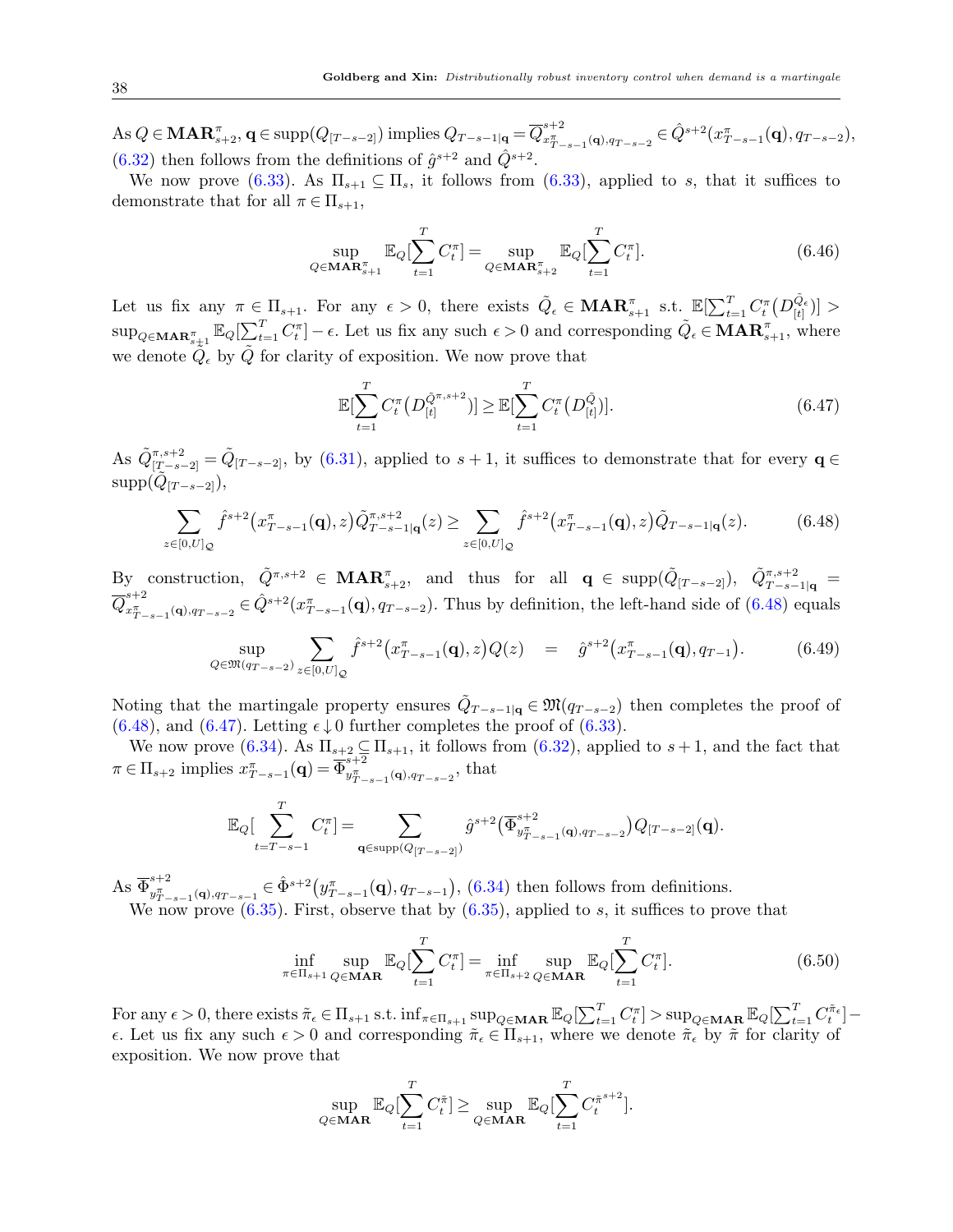As $Q \in \mathbf{MAR}^{\pi}_{s+2}$, $\mathbf{q} \in \text{supp}(Q_{[T-s-2]})$ implies $Q_{T-s-1|\mathbf{q}} = \overline{Q}^{s+2}_{x^{\pi}_{T-s-1}(\mathbf{q}),q_{T-s-2}} \in \hat{Q}^{s+2}(x^{\pi}_{T-s-1}(\mathbf{q}), q_{T-s-2})$, (6.32) then follows from the definitions of $\hat{g}^{s+2}$ and $\hat{Q}^{s+2}$.

We now prove (6.33). As $\Pi_{s+1} \subseteq \Pi_s$, it follows from (6.33), applied to $s$, that it suffices to demonstrate that for all $\pi \in \Pi_{s+1}$,

$$\sup_{Q \in \mathbf{MAR}^{\pi}_{s+1}} \mathbb{E}_Q[\sum_{t=1}^{T} C^{\pi}_t] = \sup_{Q \in \mathbf{MAR}^{\pi}_{s+2}} \mathbb{E}_Q[\sum_{t=1}^{T} C^{\pi}_t]. \tag{6.46}$$

Let us fix any $\pi \in \Pi_{s+1}$. For any $\epsilon > 0$, there exists $\tilde{Q}_{\epsilon} \in \mathbf{MAR}^{\pi}_{s+1}$ s.t. $\mathbb{E}[\sum_{t=1}^{T} C^{\pi}_t(D^{\tilde{Q}_{\epsilon}}_{[t]})] > \sup_{Q \in \mathbf{MAR}^{\pi}_{s+1}} \mathbb{E}_Q[\sum_{t=1}^{T} C^{\pi}_t] - \epsilon$. Let us fix any such $\epsilon > 0$ and corresponding $\tilde{Q}_{\epsilon} \in \mathbf{MAR}^{\pi}_{s+1}$, where we denote $\tilde{Q}_{\epsilon}$ by $\tilde{Q}$ for clarity of exposition. We now prove that

$$\mathbb{E}[\sum_{t=1}^{T} C^{\pi}_t(D^{\tilde{Q}^{\pi,s+2}}_{[t]})] \geq \mathbb{E}[\sum_{t=1}^{T} C^{\pi}_t(D^{\tilde{Q}}_{[t]})]. \tag{6.47}$$

As $\tilde{Q}^{\pi,s+2}_{[T-s-2]} = \tilde{Q}_{[T-s-2]}$, by (6.31), applied to $s+1$, it suffices to demonstrate that for every $\mathbf{q} \in \text{supp}(\tilde{Q}_{[T-s-2]})$,

$$\sum_{z \in [0,U]_{\mathcal{Q}}} \hat{f}^{s+2}(x^{\pi}_{T-s-1}(\mathbf{q}), z)\tilde{Q}^{\pi,s+2}_{T-s-1|\mathbf{q}}(z) \geq \sum_{z \in [0,U]_{\mathcal{Q}}} \hat{f}^{s+2}(x^{\pi}_{T-s-1}(\mathbf{q}), z)\tilde{Q}_{T-s-1|\mathbf{q}}(z). \tag{6.48}$$

By construction, $\tilde{Q}^{\pi,s+2} \in \mathbf{MAR}^{\pi}_{s+2}$, and thus for all $\mathbf{q} \in \text{supp}(\tilde{Q}_{[T-s-2]})$, $\tilde{Q}^{\pi,s+2}_{T-s-1|\mathbf{q}} = \overline{Q}^{s+2}_{x^{\pi}_{T-s-1}(\mathbf{q}),q_{T-s-2}} \in \hat{Q}^{s+2}(x^{\pi}_{T-s-1}(\mathbf{q}), q_{T-s-2})$. Thus by definition, the left-hand side of (6.48) equals

$$\sup_{Q \in \mathfrak{M}(q_{T-s-2})} \sum_{z \in [0,U]_{\mathcal{Q}}} \hat{f}^{s+2}(x^{\pi}_{T-s-1}(\mathbf{q}), z)Q(z) \quad = \quad \hat{g}^{s+2}(x^{\pi}_{T-s-1}(\mathbf{q}), q_{T-1}). \tag{6.49}$$

Noting that the martingale property ensures $\tilde{Q}_{T-s-1|\mathbf{q}} \in \mathfrak{M}(q_{T-s-2})$ then completes the proof of (6.48), and (6.47). Letting $\epsilon \downarrow 0$ further completes the proof of (6.33).

We now prove (6.34). As $\Pi_{s+2} \subseteq \Pi_{s+1}$, it follows from (6.32), applied to $s+1$, and the fact that $\pi \in \Pi_{s+2}$ implies $x^{\pi}_{T-s-1}(\mathbf{q}) = \overline{\Phi}^{s+2}_{y^{\pi}_{T-s-1}(\mathbf{q}),q_{T-s-2}}$, that

$$\mathbb{E}_Q[\sum_{t=T-s-1}^{T} C^{\pi}_t] = \sum_{\mathbf{q} \in \text{supp}(Q_{[T-s-2]})} \hat{g}^{s+2}(\overline{\Phi}^{s+2}_{y^{\pi}_{T-s-1}(\mathbf{q}),q_{T-s-2}})Q_{[T-s-2]}(\mathbf{q}).$$

As $\overline{\Phi}^{s+2}_{y^{\pi}_{T-s-1}(\mathbf{q}),q_{T-s-1}} \in \hat{\Phi}^{s+2}(y^{\pi}_{T-s-1}(\mathbf{q}), q_{T-s-1})$, (6.34) then follows from definitions.

We now prove (6.35). First, observe that by (6.35), applied to $s$, it suffices to prove that

$$\inf_{\pi \in \Pi_{s+1}} \sup_{Q \in \mathbf{MAR}} \mathbb{E}_Q[\sum_{t=1}^{T} C^{\pi}_t] = \inf_{\pi \in \Pi_{s+2}} \sup_{Q \in \mathbf{MAR}} \mathbb{E}_Q[\sum_{t=1}^{T} C^{\pi}_t]. \tag{6.50}$$

For any $\epsilon > 0$, there exists $\tilde{\pi}_{\epsilon} \in \Pi_{s+1}$ s.t. $\inf_{\pi \in \Pi_{s+1}} \sup_{Q \in \mathbf{MAR}} \mathbb{E}_Q[\sum_{t=1}^{T} C^{\pi}_t] > \sup_{Q \in \mathbf{MAR}} \mathbb{E}_Q[\sum_{t=1}^{T} C^{\tilde{\pi}_{\epsilon}}_t] - \epsilon$. Let us fix any such $\epsilon > 0$ and corresponding $\tilde{\pi}_{\epsilon} \in \Pi_{s+1}$, where we denote $\tilde{\pi}_{\epsilon}$ by $\tilde{\pi}$ for clarity of exposition. We now prove that

$$\sup_{Q \in \mathbf{MAR}} \mathbb{E}_Q[\sum_{t=1}^{T} C^{\tilde{\pi}}_t] \geq \sup_{Q \in \mathbf{MAR}} \mathbb{E}_Q[\sum_{t=1}^{T} C^{\tilde{\pi}^{s+2}}_t].$$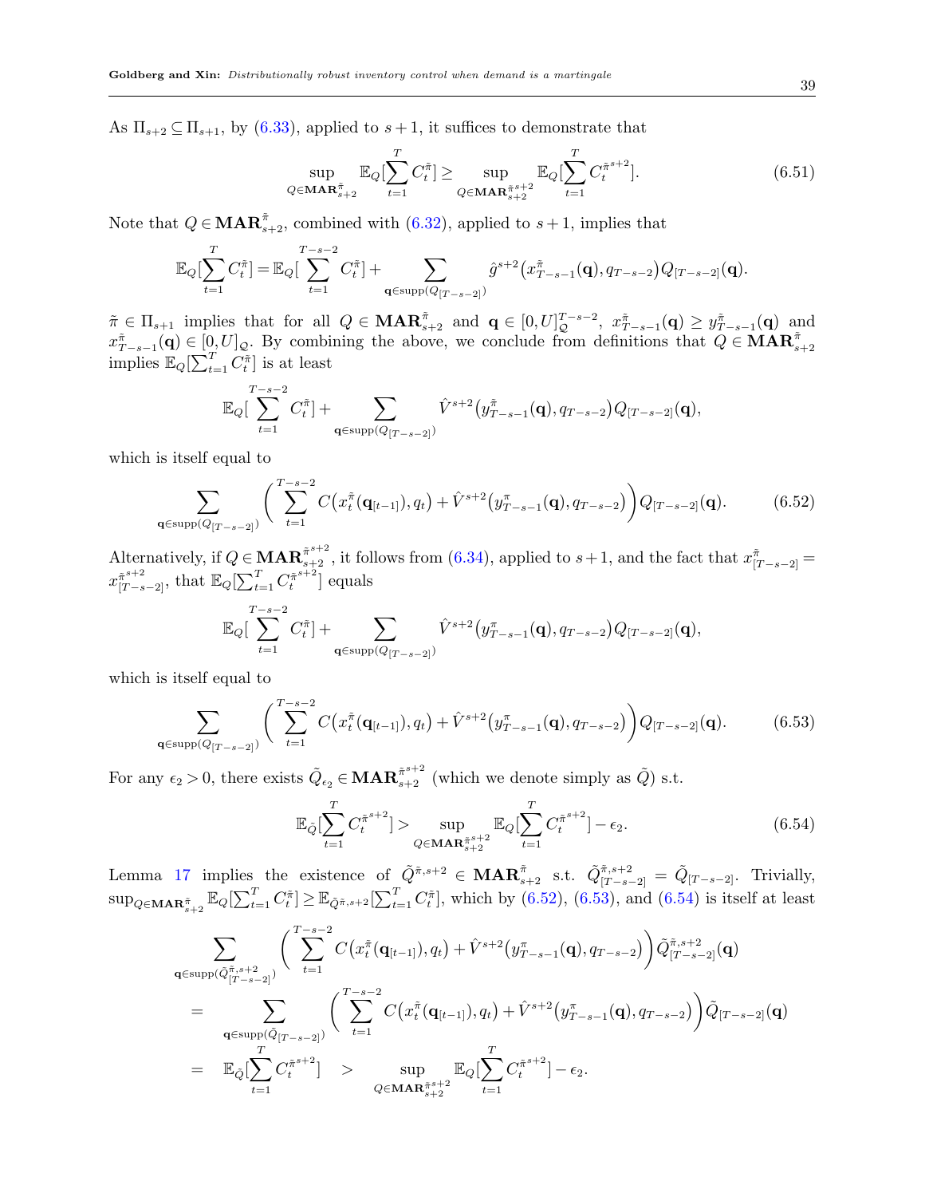As $\Pi_{s+2} \subseteq \Pi_{s+1}$, by (6.33), applied to $s+1$, it suffices to demonstrate that

$$\sup_{Q \in \mathbf{MAR}^{\tilde{\pi}}_{s+2}} \mathbb{E}_Q[\sum_{t=1}^{T} C^{\tilde{\pi}}_t] \geq \sup_{Q \in \mathbf{MAR}^{\tilde{\pi}^{s+2}}_{s+2}} \mathbb{E}_Q[\sum_{t=1}^{T} C^{\tilde{\pi}^{s+2}}_t]. \tag{6.51}$$

Note that $Q \in \mathbf{MAR}^{\tilde{\pi}}_{s+2}$, combined with (6.32), applied to $s+1$, implies that

$$\mathbb{E}_Q[\sum_{t=1}^{T} C^{\tilde{\pi}}_t] = \mathbb{E}_Q[\sum_{t=1}^{T-s-2} C^{\tilde{\pi}}_t] + \sum_{\mathbf{q} \in \text{supp}(Q_{[T-s-2]})} \hat{g}^{s+2}\big(x^{\tilde{\pi}}_{T-s-1}(\mathbf{q}), q_{T-s-2}\big) Q_{[T-s-2]}(\mathbf{q}).$$

$\tilde{\pi} \in \Pi_{s+1}$ implies that for all $Q \in \mathbf{MAR}^{\tilde{\pi}}_{s+2}$ and $\mathbf{q} \in [0,U]^{T-s-2}_{\mathcal{Q}}$, $x^{\tilde{\pi}}_{T-s-1}(\mathbf{q}) \geq y^{\tilde{\pi}}_{T-s-1}(\mathbf{q})$ and $x^{\tilde{\pi}}_{T-s-1}(\mathbf{q}) \in [0,U]_{\mathcal{Q}}$. By combining the above, we conclude from definitions that $Q \in \mathbf{MAR}^{\tilde{\pi}}_{s+2}$ implies $\mathbb{E}_Q[\sum_{t=1}^{T} C^{\tilde{\pi}}_t]$ is at least

$$\mathbb{E}_Q[\sum_{t=1}^{T-s-2} C^{\tilde{\pi}}_t] + \sum_{\mathbf{q} \in \text{supp}(Q_{[T-s-2]})} \hat{V}^{s+2}\big(y^{\tilde{\pi}}_{T-s-1}(\mathbf{q}), q_{T-s-2}\big) Q_{[T-s-2]}(\mathbf{q}),$$

which is itself equal to

$$\sum_{\mathbf{q} \in \text{supp}(Q_{[T-s-2]})} \bigg( \sum_{t=1}^{T-s-2} C\big(x^{\tilde{\pi}}_t(\mathbf{q}_{[t-1]}), q_t\big) + \hat{V}^{s+2}\big(y^{\pi}_{T-s-1}(\mathbf{q}), q_{T-s-2}\big)\bigg) Q_{[T-s-2]}(\mathbf{q}). \tag{6.52}$$

Alternatively, if $Q \in \mathbf{MAR}^{\tilde{\pi}^{s+2}}_{s+2}$, it follows from (6.34), applied to $s+1$, and the fact that $x^{\tilde{\pi}}_{[T-s-2]} = x^{\tilde{\pi}^{s+2}}_{[T-s-2]}$, that $\mathbb{E}_Q[\sum_{t=1}^{T} C^{\tilde{\pi}^{s+2}}_t]$ equals

$$\mathbb{E}_Q[\sum_{t=1}^{T-s-2} C^{\tilde{\pi}}_t] + \sum_{\mathbf{q} \in \text{supp}(Q_{[T-s-2]})} \hat{V}^{s+2}\big(y^{\pi}_{T-s-1}(\mathbf{q}), q_{T-s-2}\big) Q_{[T-s-2]}(\mathbf{q}),$$

which is itself equal to

$$\sum_{\mathbf{q} \in \text{supp}(Q_{[T-s-2]})} \bigg( \sum_{t=1}^{T-s-2} C\big(x^{\tilde{\pi}}_t(\mathbf{q}_{[t-1]}), q_t\big) + \hat{V}^{s+2}\big(y^{\pi}_{T-s-1}(\mathbf{q}), q_{T-s-2}\big)\bigg) Q_{[T-s-2]}(\mathbf{q}). \tag{6.53}$$

For any $\epsilon_2 > 0$, there exists $\tilde{Q}_{\epsilon_2} \in \mathbf{MAR}^{\tilde{\pi}^{s+2}}_{s+2}$ (which we denote simply as $\tilde{Q}$) s.t.

$$\mathbb{E}_{\tilde{Q}}[\sum_{t=1}^{T} C^{\tilde{\pi}^{s+2}}_t] > \sup_{Q \in \mathbf{MAR}^{\tilde{\pi}^{s+2}}_{s+2}} \mathbb{E}_Q[\sum_{t=1}^{T} C^{\tilde{\pi}^{s+2}}_t] - \epsilon_2. \tag{6.54}$$

Lemma 17 implies the existence of $\tilde{Q}^{\tilde{\pi},s+2} \in \mathbf{MAR}^{\tilde{\pi}}_{s+2}$ s.t. $\tilde{Q}^{\tilde{\pi},s+2}_{[T-s-2]} = \tilde{Q}_{[T-s-2]}$. Trivially, $\sup_{Q \in \mathbf{MAR}^{\tilde{\pi}}_{s+2}} \mathbb{E}_Q[\sum_{t=1}^{T} C^{\tilde{\pi}}_t] \geq \mathbb{E}_{\tilde{Q}^{\tilde{\pi},s+2}}[\sum_{t=1}^{T} C^{\tilde{\pi}}_t]$, which by (6.52), (6.53), and (6.54) is itself at least

$$\begin{aligned}
&\sum_{\mathbf{q} \in \text{supp}(\tilde{Q}^{\tilde{\pi},s+2}_{[T-s-2]})} \bigg( \sum_{t=1}^{T-s-2} C\big(x^{\tilde{\pi}}_t(\mathbf{q}_{[t-1]}), q_t\big) + \hat{V}^{s+2}\big(y^{\pi}_{T-s-1}(\mathbf{q}), q_{T-s-2}\big)\bigg) \tilde{Q}^{\tilde{\pi},s+2}_{[T-s-2]}(\mathbf{q}) \\
= &\sum_{\mathbf{q} \in \text{supp}(\tilde{Q}_{[T-s-2]})} \bigg( \sum_{t=1}^{T-s-2} C\big(x^{\tilde{\pi}}_t(\mathbf{q}_{[t-1]}), q_t\big) + \hat{V}^{s+2}\big(y^{\pi}_{T-s-1}(\mathbf{q}), q_{T-s-2}\big)\bigg) \tilde{Q}_{[T-s-2]}(\mathbf{q}) \\
= \ &\mathbb{E}_{\tilde{Q}}[\sum_{t=1}^{T} C^{\tilde{\pi}^{s+2}}_t] \quad > \sup_{Q \in \mathbf{MAR}^{\tilde{\pi}^{s+2}}_{s+2}} \mathbb{E}_Q[\sum_{t=1}^{T} C^{\tilde{\pi}^{s+2}}_t] - \epsilon_2.
\end{aligned}$$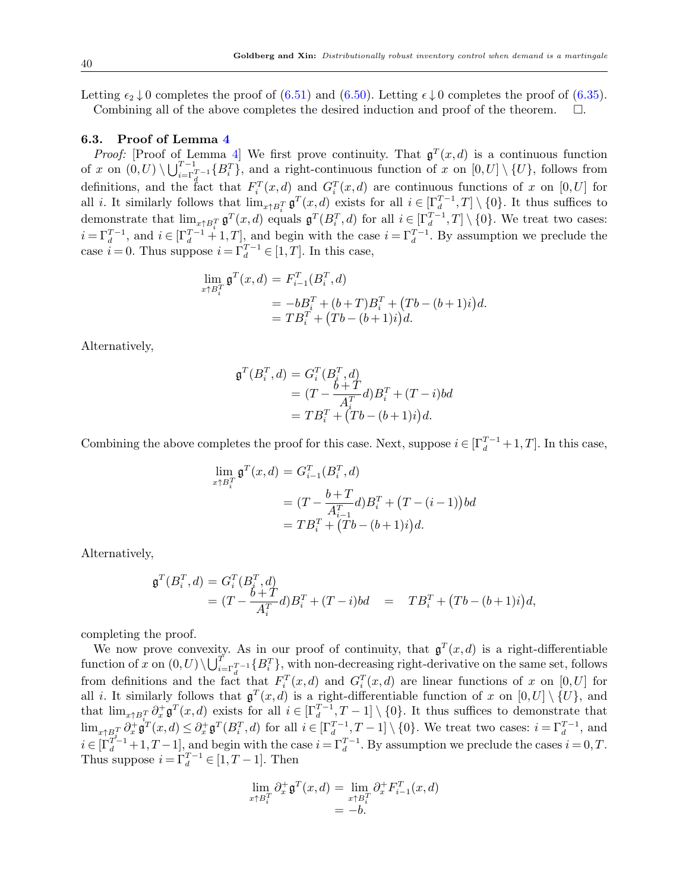Letting $\epsilon_2 \downarrow 0$ completes the proof of (6.51) and (6.50). Letting $\epsilon \downarrow 0$ completes the proof of (6.35).

Combining all of the above completes the desired induction and proof of the theorem. $\Box$.

### 6.3. Proof of Lemma 4

*Proof:* [Proof of Lemma 4] We first prove continuity. That $\mathfrak{g}^T(x,d)$ is a continuous function of $x$ on $(0,U) \setminus \bigcup_{i=\Gamma_d^{T-1}}^{T-1}\{B_i^T\}$, and a right-continuous function of $x$ on $[0,U] \setminus \{U\}$, follows from definitions, and the fact that $F_i^T(x,d)$ and $G_i^T(x,d)$ are continuous functions of $x$ on $[0,U]$ for all $i$. It similarly follows that $\lim_{x \uparrow B_i^T} \mathfrak{g}^T(x,d)$ exists for all $i \in [\Gamma_d^{T-1}, T] \setminus \{0\}$. It thus suffices to demonstrate that $\lim_{x \uparrow B_i^T} \mathfrak{g}^T(x,d)$ equals $\mathfrak{g}^T(B_i^T,d)$ for all $i \in [\Gamma_d^{T-1}, T] \setminus \{0\}$. We treat two cases: $i = \Gamma_d^{T-1}$, and $i \in [\Gamma_d^{T-1}+1, T]$, and begin with the case $i = \Gamma_d^{T-1}$. By assumption we preclude the case $i = 0$. Thus suppose $i = \Gamma_d^{T-1} \in [1,T]$. In this case,

$$
\begin{aligned}
\lim_{x \uparrow B_i^T} \mathfrak{g}^T(x,d) &= F_{i-1}^T(B_i^T,d) \\
&= -bB_i^T + (b+T)B_i^T + \big(Tb - (b+1)i\big)d. \\
&= TB_i^T + \big(Tb - (b+1)i\big)d.
\end{aligned}
$$

Alternatively,

$$
\begin{aligned}
\mathfrak{g}^T(B_i^T,d) &= G_i^T(B_i^T,d) \\
&= (T - \frac{b+T}{A_i^T}d)B_i^T + (T-i)bd \\
&= TB_i^T + \big(Tb - (b+1)i\big)d.
\end{aligned}
$$

Combining the above completes the proof for this case. Next, suppose $i \in [\Gamma_d^{T-1}+1, T]$. In this case,

$$
\begin{aligned}
\lim_{x \uparrow B_i^T} \mathfrak{g}^T(x,d) &= G_{i-1}^T(B_i^T,d) \\
&= (T - \frac{b+T}{A_{i-1}^T}d)B_i^T + \big(T-(i-1)\big)bd \\
&= TB_i^T + \big(Tb - (b+1)i\big)d.
\end{aligned}
$$

Alternatively,

$$
\begin{aligned}
\mathfrak{g}^T(B_i^T,d) &= G_i^T(B_i^T,d) \\
&= (T - \frac{b+T}{A_i^T}d)B_i^T + (T-i)bd \quad = \quad TB_i^T + \big(Tb - (b+1)i\big)d,
\end{aligned}
$$

completing the proof.

We now prove convexity. As in our proof of continuity, that $\mathfrak{g}^T(x,d)$ is a right-differentiable function of $x$ on $(0,U) \setminus \bigcup_{i=\Gamma_d^{T-1}}^{T}\{B_i^T\}$, with non-decreasing right-derivative on the same set, follows from definitions and the fact that $F_i^T(x,d)$ and $G_i^T(x,d)$ are linear functions of $x$ on $[0,U]$ for all $i$. It similarly follows that $\mathfrak{g}^T(x,d)$ is a right-differentiable function of $x$ on $[0,U] \setminus \{U\}$, and that $\lim_{x \uparrow B_i^T} \partial_x^+ \mathfrak{g}^T(x,d)$ exists for all $i \in [\Gamma_d^{T-1}, T-1] \setminus \{0\}$. It thus suffices to demonstrate that $\lim_{x \uparrow B_i^T} \partial_x^+ \mathfrak{g}^T(x,d) \leq \partial_x^+ \mathfrak{g}^T(B_i^T,d)$ for all $i \in [\Gamma_d^{T-1}, T-1] \setminus \{0\}$. We treat two cases: $i = \Gamma_d^{T-1}$, and $i \in [\Gamma_d^{T-1}+1, T-1]$, and begin with the case $i = \Gamma_d^{T-1}$. By assumption we preclude the cases $i = 0, T$. Thus suppose $i = \Gamma_d^{T-1} \in [1, T-1]$. Then

$$
\begin{aligned}
\lim_{x \uparrow B_i^T} \partial_x^+ \mathfrak{g}^T(x,d) &= \lim_{x \uparrow B_i^T} \partial_x^+ F_{i-1}^T(x,d) \\
&= -b.
\end{aligned}
$$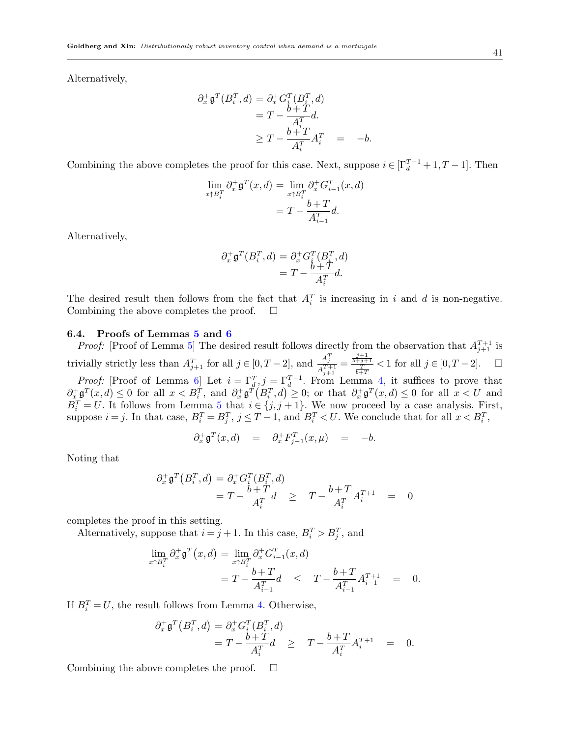Alternatively,

$$
\begin{aligned}
\partial_x^+ \mathfrak{g}^T(B_i^T, d) &= \partial_x^+ G_i^T(B_i^T, d) \\
&= T - \frac{b+T}{A_i^T} d. \\
&\geq T - \frac{b+T}{A_i^T} A_i^T \quad = \quad -b.
\end{aligned}
$$

Combining the above completes the proof for this case. Next, suppose $i \in [\Gamma_d^{T-1}+1, T-1]$. Then

$$
\begin{aligned}
\lim_{x \uparrow B_i^T} \partial_x^+ \mathfrak{g}^T(x, d) &= \lim_{x \uparrow B_i^T} \partial_x^+ G_{i-1}^T(x, d) \\
&= T - \frac{b+T}{A_{i-1}^T} d.
\end{aligned}
$$

Alternatively,

$$
\begin{aligned}
\partial_x^+ \mathfrak{g}^T(B_i^T, d) &= \partial_x^+ G_i^T(B_i^T, d) \\
&= T - \frac{b+T}{A_i^T} d.
\end{aligned}
$$

The desired result then follows from the fact that $A_i^T$ is increasing in $i$ and $d$ is non-negative. Combining the above completes the proof. $\square$

### 6.4. Proofs of Lemmas 5 and 6

*Proof:* [Proof of Lemma 5] The desired result follows directly from the observation that $A_{j+1}^{T+1}$ is trivially strictly less than $A_{j+1}^T$ for all $j \in [0, T-2]$, and $\frac{A_j^T}{A_{j+1}^{T+1}} = \frac{\frac{j+1}{b+j+1}}{\frac{T}{b+T}} < 1$ for all $j \in [0, T-2]$. $\square$

*Proof:* [Proof of Lemma 6] Let $i = \Gamma_d^T, j = \Gamma_d^{T-1}$. From Lemma 4, it suffices to prove that $\partial_x^+ \mathfrak{g}^T(x,d) \leq 0$ for all $x < B_i^T$, and $\partial_x^+ \mathfrak{g}^T(B_i^T, d) \geq 0$; or that $\partial_x^+ \mathfrak{g}^T(x,d) \leq 0$ for all $x < U$ and $B_i^T = U$. It follows from Lemma 5 that $i \in \{j, j+1\}$. We now proceed by a case analysis. First, suppose $i = j$. In that case, $B_i^T = B_j^T$, $j \leq T-1$, and $B_i^T < U$. We conclude that for all $x < B_i^T$,

$$
\partial_x^+ \mathfrak{g}^T(x, d) \quad = \quad \partial_x^+ F_{j-1}^T(x, \mu) \quad = \quad -b.
$$

Noting that

$$
\begin{aligned}
\partial_x^+ \mathfrak{g}^T(B_i^T, d) &= \partial_x^+ G_i^T(B_i^T, d) \\
&= T - \frac{b+T}{A_i^T} d \quad \geq \quad T - \frac{b+T}{A_i^T} A_i^{T+1} \quad = \quad 0
\end{aligned}
$$

completes the proof in this setting.

Alternatively, suppose that $i = j+1$. In this case, $B_i^T > B_j^T$, and

$$
\begin{aligned}
\lim_{x \uparrow B_i^T} \partial_x^+ \mathfrak{g}^T(x, d) &= \lim_{x \uparrow B_i^T} \partial_x^+ G_{i-1}^T(x, d) \\
&= T - \frac{b+T}{A_{i-1}^T} d \quad \leq \quad T - \frac{b+T}{A_{i-1}^T} A_{i-1}^{T+1} \quad = \quad 0.
\end{aligned}
$$

If $B_i^T = U$, the result follows from Lemma 4. Otherwise,

$$
\begin{aligned}
\partial_x^+ \mathfrak{g}^T(B_i^T, d) &= \partial_x^+ G_i^T(B_i^T, d) \\
&= T - \frac{b+T}{A_i^T} d \quad \geq \quad T - \frac{b+T}{A_i^T} A_i^{T+1} \quad = \quad 0.
\end{aligned}
$$

Combining the above completes the proof. $\square$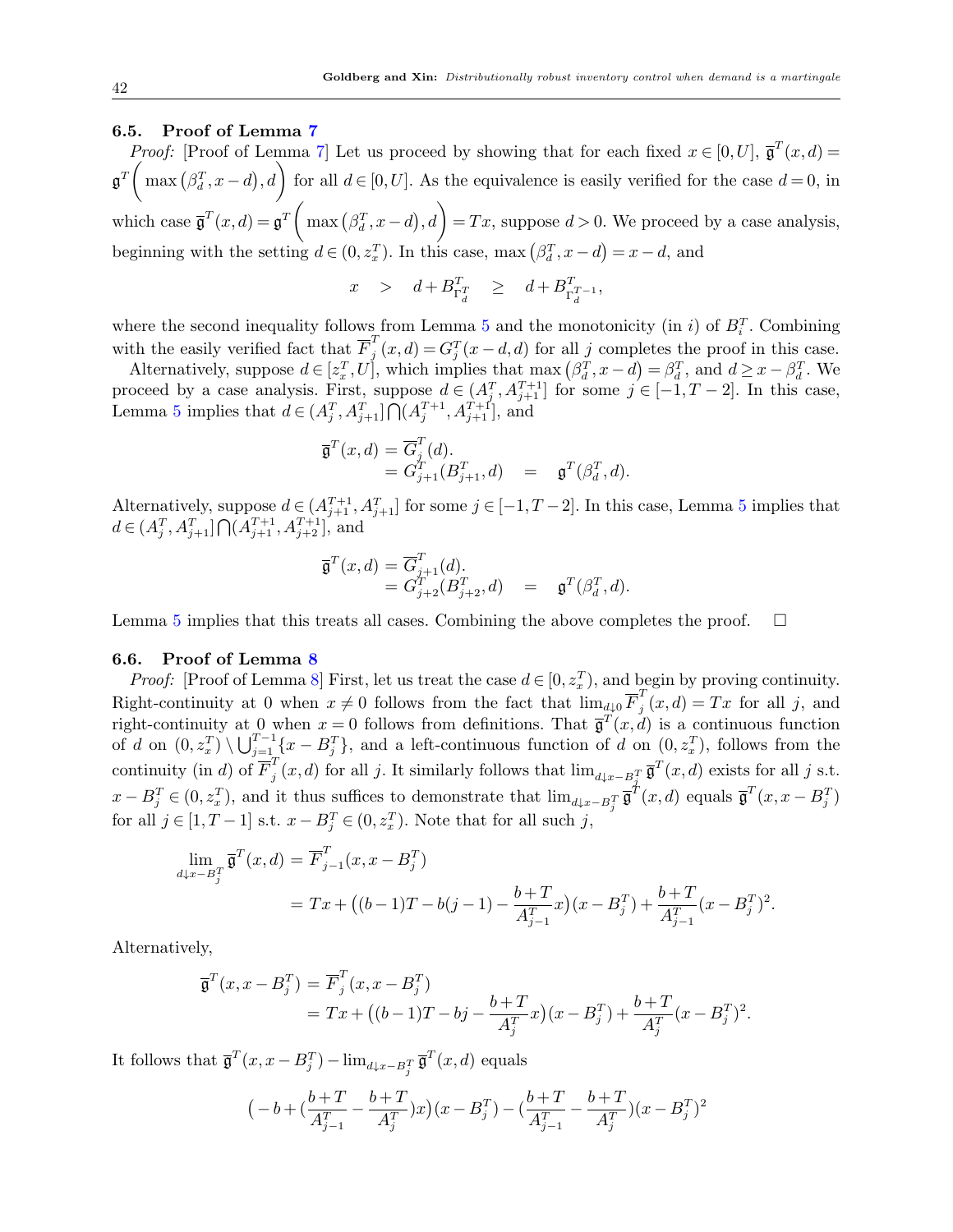### 6.5. Proof of Lemma 7

*Proof:* [Proof of Lemma 7] Let us proceed by showing that for each fixed $x \in [0,U]$, $\overline{\mathfrak{g}}^T(x,d) = \mathfrak{g}^T\Big( \max\big(\beta_d^T, x-d\big), d\Big)$ for all $d \in [0,U]$. As the equivalence is easily verified for the case $d=0$, in which case $\overline{\mathfrak{g}}^T(x,d) = \mathfrak{g}^T\Big( \max\big(\beta_d^T, x-d\big), d\Big) = Tx$, suppose $d>0$. We proceed by a case analysis, beginning with the setting $d \in (0, z_x^T)$. In this case, $\max\big(\beta_d^T, x-d\big) = x-d$, and

$$x \quad > \quad d + B^T_{\Gamma^T_d} \quad \geq \quad d + B^T_{\Gamma^T_d - 1},$$

where the second inequality follows from Lemma 5 and the monotonicity (in $i$) of $B_i^T$. Combining with the easily verified fact that $\overline{F}_j^T(x,d) = G_j^T(x-d,d)$ for all $j$ completes the proof in this case.

Alternatively, suppose $d \in [z_x^T, U]$, which implies that $\max\big(\beta_d^T, x-d\big) = \beta_d^T$, and $d \geq x - \beta_d^T$. We proceed by a case analysis. First, suppose $d \in (A_j^T, A_{j+1}^{T+1}]$ for some $j \in [-1, T-2]$. In this case, Lemma 5 implies that $d \in (A_j^T, A_{j+1}^T] \bigcap (A_j^{T+1}, A_{j+1}^{T+1}]$, and

$$\begin{aligned}
\overline{\mathfrak{g}}^T(x,d) &= \overline{G}_j^T(d). \\
&= G_{j+1}^T(B_{j+1}^T, d) \quad = \quad \mathfrak{g}^T(\beta_d^T, d).
\end{aligned}$$

Alternatively, suppose $d \in (A_{j+1}^{T+1}, A_{j+1}^T]$ for some $j \in [-1, T-2]$. In this case, Lemma 5 implies that $d \in (A_j^T, A_{j+1}^T] \bigcap (A_{j+1}^{T+1}, A_{j+2}^{T+1}]$, and

$$\begin{aligned}
\overline{\mathfrak{g}}^T(x,d) &= \overline{G}_{j+1}^T(d). \\
&= G_{j+2}^T(B_{j+2}^T, d) \quad = \quad \mathfrak{g}^T(\beta_d^T, d).
\end{aligned}$$

Lemma 5 implies that this treats all cases. Combining the above completes the proof. $\square$

### 6.6. Proof of Lemma 8

*Proof:* [Proof of Lemma 8] First, let us treat the case $d \in [0, z_x^T)$, and begin by proving continuity. Right-continuity at 0 when $x \neq 0$ follows from the fact that $\lim_{d \downarrow 0} \overline{F}_j^T(x,d) = Tx$ for all $j$, and right-continuity at 0 when $x = 0$ follows from definitions. That $\overline{\mathfrak{g}}^T(x,d)$ is a continuous function of $d$ on $(0, z_x^T) \setminus \bigcup_{j=1}^{T-1} \{x - B_j^T\}$, and a left-continuous function of $d$ on $(0, z_x^T)$, follows from the continuity (in $d$) of $\overline{F}_j^T(x,d)$ for all $j$. It similarly follows that $\lim_{d \downarrow x - B_j^T} \overline{\mathfrak{g}}^T(x,d)$ exists for all $j$ s.t. $x - B_j^T \in (0, z_x^T)$, and it thus suffices to demonstrate that $\lim_{d \downarrow x - B_j^T} \overline{\mathfrak{g}}^T(x,d)$ equals $\overline{\mathfrak{g}}^T(x, x - B_j^T)$ for all $j \in [1, T-1]$ s.t. $x - B_j^T \in (0, z_x^T)$. Note that for all such $j$,

$$\begin{aligned}
\lim_{d \downarrow x - B_j^T} \overline{\mathfrak{g}}^T(x,d) &= \overline{F}_{j-1}^T(x, x - B_j^T) \\
&= Tx + \big((b-1)T - b(j-1) - \frac{b+T}{A_{j-1}^T} x\big)(x - B_j^T) + \frac{b+T}{A_{j-1}^T}(x - B_j^T)^2.
\end{aligned}$$

Alternatively,

$$\begin{aligned}
\overline{\mathfrak{g}}^T(x, x - B_j^T) &= \overline{F}_j^T(x, x - B_j^T) \\
&= Tx + \big((b-1)T - bj - \frac{b+T}{A_j^T} x\big)(x - B_j^T) + \frac{b+T}{A_j^T}(x - B_j^T)^2.
\end{aligned}$$

It follows that $\overline{\mathfrak{g}}^T(x, x - B_j^T) - \lim_{d \downarrow x - B_j^T} \overline{\mathfrak{g}}^T(x,d)$ equals

$$\big(-b + (\frac{b+T}{A_{j-1}^T} - \frac{b+T}{A_j^T})x\big)(x - B_j^T) - (\frac{b+T}{A_{j-1}^T} - \frac{b+T}{A_j^T})(x - B_j^T)^2$$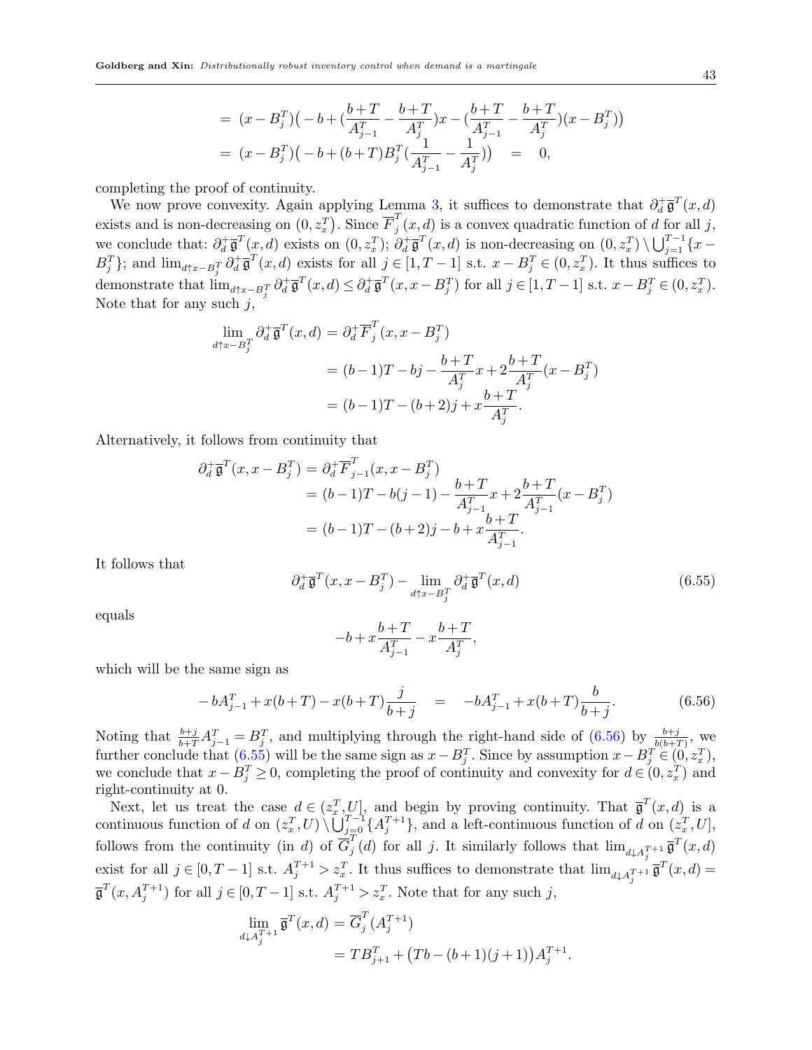$$= (x - B_j^T)\big(-b + (\frac{b+T}{A_{j-1}^T} - \frac{b+T}{A_j^T})x - (\frac{b+T}{A_{j-1}^T} - \frac{b+T}{A_j^T})(x - B_j^T)\big)$$
$$= (x - B_j^T)\big(-b + (b+T)B_j^T(\frac{1}{A_{j-1}^T} - \frac{1}{A_j^T})\big) \quad = \quad 0,$$

completing the proof of continuity.

We now prove convexity. Again applying Lemma 3, it suffices to demonstrate that $\partial_d^+ \overline{\mathfrak{g}}^T(x,d)$ exists and is non-decreasing on $(0, z_x^T)$. Since $\overline{F}_j^T(x,d)$ is a convex quadratic function of $d$ for all $j$, we conclude that: $\partial_d^+ \overline{\mathfrak{g}}^T(x,d)$ exists on $(0, z_x^T)$; $\partial_d^+ \overline{\mathfrak{g}}^T(x,d)$ is non-decreasing on $(0, z_x^T) \setminus \bigcup_{j=1}^{T-1}\{x - B_j^T\}$; and $\lim_{d \uparrow x - B_j^T} \partial_d^+ \overline{\mathfrak{g}}^T(x,d)$ exists for all $j \in [1, T-1]$ s.t. $x - B_j^T \in (0, z_x^T)$. It thus suffices to demonstrate that $\lim_{d \uparrow x - B_j^T} \partial_d^+ \overline{\mathfrak{g}}^T(x,d) \le \partial_d^+ \overline{\mathfrak{g}}^T(x, x - B_j^T)$ for all $j \in [1, T-1]$ s.t. $x - B_j^T \in (0, z_x^T)$. Note that for any such $j$,

$$\lim_{d \uparrow x - B_j^T} \partial_d^+ \overline{\mathfrak{g}}^T(x,d) = \partial_d^+ \overline{F}_j^T(x, x - B_j^T)$$
$$= (b-1)T - bj - \frac{b+T}{A_j^T}x + 2\frac{b+T}{A_j^T}(x - B_j^T)$$
$$= (b-1)T - (b+2)j + x\frac{b+T}{A_j^T}.$$

Alternatively, it follows from continuity that

$$\partial_d^+ \overline{\mathfrak{g}}^T(x, x - B_j^T) = \partial_d^+ \overline{F}_{j-1}^T(x, x - B_j^T)$$
$$= (b-1)T - b(j-1) - \frac{b+T}{A_{j-1}^T}x + 2\frac{b+T}{A_{j-1}^T}(x - B_j^T)$$
$$= (b-1)T - (b+2)j - b + x\frac{b+T}{A_{j-1}^T}.$$

It follows that

$$\partial_d^+ \overline{\mathfrak{g}}^T(x, x - B_j^T) - \lim_{d \uparrow x - B_j^T} \partial_d^+ \overline{\mathfrak{g}}^T(x,d) \tag{6.55}$$

equals

$$-b + x\frac{b+T}{A_{j-1}^T} - x\frac{b+T}{A_j^T},$$

which will be the same sign as

$$-bA_{j-1}^T + x(b+T) - x(b+T)\frac{j}{b+j} \quad = \quad -bA_{j-1}^T + x(b+T)\frac{b}{b+j}. \tag{6.56}$$

Noting that $\frac{b+j}{b+T}A_{j-1}^T = B_j^T$, and multiplying through the right-hand side of (6.56) by $\frac{b+j}{b(b+T)}$, we further conclude that (6.55) will be the same sign as $x - B_j^T$. Since by assumption $x - B_j^T \in (0, z_x^T)$, we conclude that $x - B_j^T \ge 0$, completing the proof of continuity and convexity for $d \in (0, z_x^T)$ and right-continuity at 0.

Next, let us treat the case $d \in (z_x^T, U]$, and begin by proving continuity. That $\overline{\mathfrak{g}}^T(x,d)$ is a continuous function of $d$ on $(z_x^T, U) \setminus \bigcup_{j=0}^{T-1}\{A_j^{T+1}\}$, and a left-continuous function of $d$ on $(z_x^T, U]$, follows from the continuity (in $d$) of $\overline{G}_j^T(d)$ for all $j$. It similarly follows that $\lim_{d \downarrow A_j^{T+1}} \overline{\mathfrak{g}}^T(x,d)$ exist for all $j \in [0, T-1]$ s.t. $A_j^{T+1} > z_x^T$. It thus suffices to demonstrate that $\lim_{d \downarrow A_j^{T+1}} \overline{\mathfrak{g}}^T(x,d) = \overline{\mathfrak{g}}^T(x, A_j^{T+1})$ for all $j \in [0, T-1]$ s.t. $A_j^{T+1} > z_x^T$. Note that for any such $j$,

$$\lim_{d \downarrow A_j^{T+1}} \overline{\mathfrak{g}}^T(x,d) = \overline{G}_j^T(A_j^{T+1})$$
$$= TB_{j+1}^T + \big(Tb - (b+1)(j+1)\big)A_j^{T+1}.$$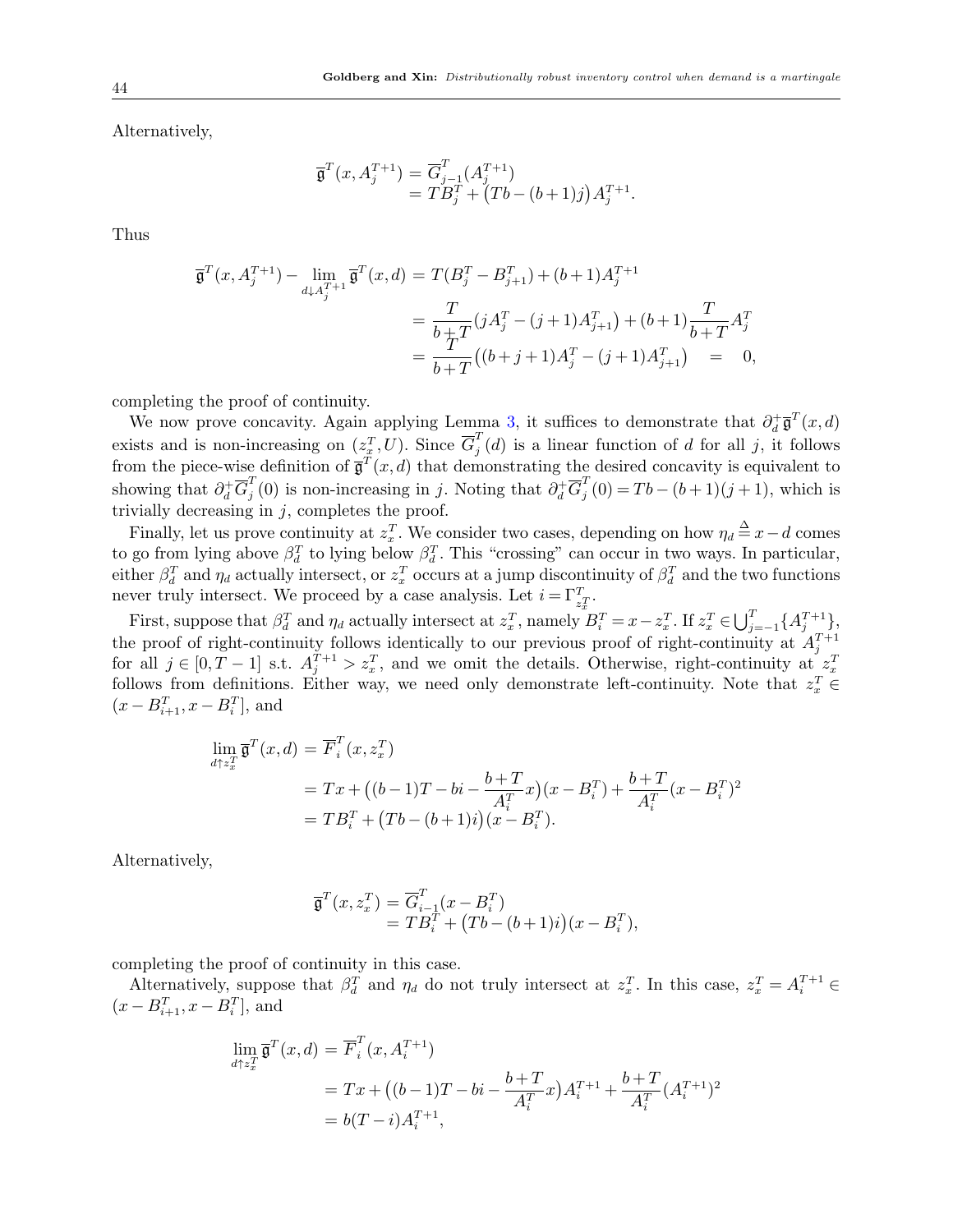Alternatively,

$$\overline{\mathfrak{g}}^T(x, A_j^{T+1}) = \overline{G}_{j-1}^T(A_j^{T+1})$$
$$= TB_j^T + \big(Tb - (b+1)j\big)A_j^{T+1}.$$

Thus

$$\begin{aligned}
\overline{\mathfrak{g}}^T(x, A_j^{T+1}) - \lim_{d \downarrow A_j^{T+1}} \overline{\mathfrak{g}}^T(x,d) &= T(B_j^T - B_{j+1}^T) + (b+1)A_j^{T+1} \\
&= \frac{T}{b+T}(jA_j^T - (j+1)A_{j+1}^T) + (b+1)\frac{T}{b+T}A_j^T \\
&= \frac{T}{b+T}\big((b+j+1)A_j^T - (j+1)A_{j+1}^T\big) \quad = \quad 0,
\end{aligned}$$

completing the proof of continuity.

We now prove concavity. Again applying Lemma 3, it suffices to demonstrate that $\partial_d^+ \overline{\mathfrak{g}}^T(x,d)$ exists and is non-increasing on $(z_x^T, U)$. Since $\overline{G}_j^T(d)$ is a linear function of $d$ for all $j$, it follows from the piece-wise definition of $\overline{\mathfrak{g}}^T(x,d)$ that demonstrating the desired concavity is equivalent to showing that $\partial_d^+ \overline{G}_j^T(0)$ is non-increasing in $j$. Noting that $\partial_d^+ \overline{G}_j^T(0) = Tb - (b+1)(j+1)$, which is trivially decreasing in $j$, completes the proof.

Finally, let us prove continuity at $z_x^T$. We consider two cases, depending on how $\eta_d \stackrel{\Delta}{=} x - d$ comes to go from lying above $\beta_d^T$ to lying below $\beta_d^T$. This "crossing" can occur in two ways. In particular, either $\beta_d^T$ and $\eta_d$ actually intersect, or $z_x^T$ occurs at a jump discontinuity of $\beta_d^T$ and the two functions never truly intersect. We proceed by a case analysis. Let $i = \Gamma_{z_x^T}^T$.

First, suppose that $\beta_d^T$ and $\eta_d$ actually intersect at $z_x^T$, namely $B_i^T = x - z_x^T$. If $z_x^T \in \bigcup_{j=-1}^{T}\{A_j^{T+1}\}$, the proof of right-continuity follows identically to our previous proof of right-continuity at $A_j^{T+1}$ for all $j \in [0, T-1]$ s.t. $A_j^{T+1} > z_x^T$, and we omit the details. Otherwise, right-continuity at $z_x^T$ follows from definitions. Either way, we need only demonstrate left-continuity. Note that $z_x^T \in (x - B_{i+1}^T, x - B_i^T]$, and

$$\begin{aligned}
\lim_{d \uparrow z_x^T} \overline{\mathfrak{g}}^T(x,d) &= \overline{F}_i^T(x, z_x^T) \\
&= Tx + \big((b-1)T - bi - \frac{b+T}{A_i^T}x\big)(x - B_i^T) + \frac{b+T}{A_i^T}(x - B_i^T)^2 \\
&= TB_i^T + \big(Tb - (b+1)i\big)(x - B_i^T).
\end{aligned}$$

Alternatively,

$$\overline{\mathfrak{g}}^T(x, z_x^T) = \overline{G}_{i-1}^T(x - B_i^T)$$
$$= TB_i^T + \big(Tb - (b+1)i\big)(x - B_i^T),$$

completing the proof of continuity in this case.

Alternatively, suppose that $\beta_d^T$ and $\eta_d$ do not truly intersect at $z_x^T$. In this case, $z_x^T = A_i^{T+1} \in (x - B_{i+1}^T, x - B_i^T]$, and

$$\begin{aligned}
\lim_{d \uparrow z_x^T} \overline{\mathfrak{g}}^T(x,d) &= \overline{F}_i^T(x, A_i^{T+1}) \\
&= Tx + \big((b-1)T - bi - \frac{b+T}{A_i^T}x\big)A_i^{T+1} + \frac{b+T}{A_i^T}(A_i^{T+1})^2 \\
&= b(T-i)A_i^{T+1},
\end{aligned}$$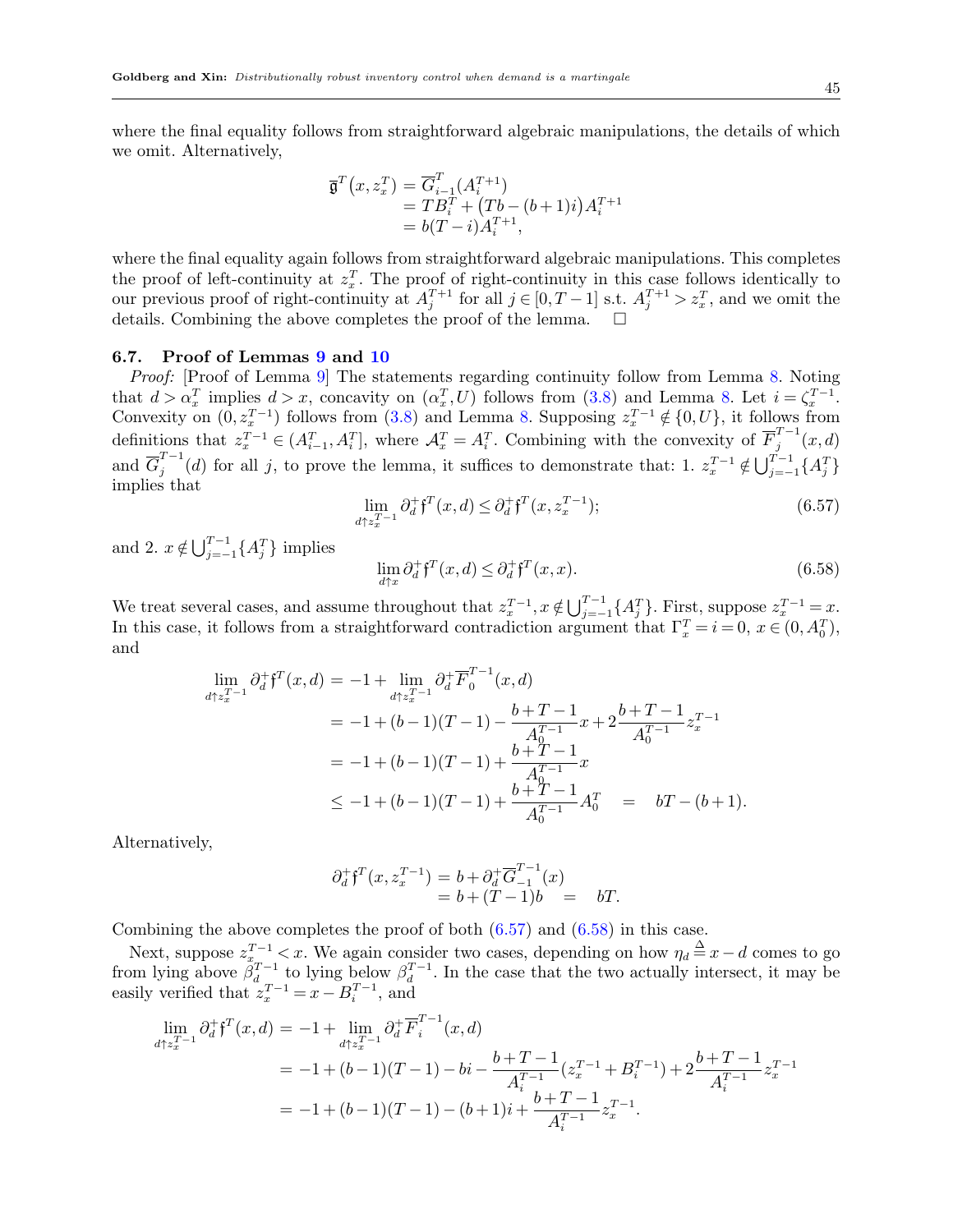where the final equality follows from straightforward algebraic manipulations, the details of which we omit. Alternatively,

$$
\begin{aligned}
\overline{\mathfrak{g}}^T\big(x, z_x^T\big) &= \overline{G}_{i-1}^T(A_i^{T+1}) \\
&= TB_i^T + \big(Tb - (b+1)i\big)A_i^{T+1} \\
&= b(T-i)A_i^{T+1},
\end{aligned}
$$

where the final equality again follows from straightforward algebraic manipulations. This completes the proof of left-continuity at $z_x^T$. The proof of right-continuity in this case follows identically to our previous proof of right-continuity at $A_j^{T+1}$ for all $j \in [0, T-1]$ s.t. $A_j^{T+1} > z_x^T$, and we omit the details. Combining the above completes the proof of the lemma. $\square$

### 6.7. Proof of Lemmas 9 and 10

*Proof:* [Proof of Lemma 9] The statements regarding continuity follow from Lemma 8. Noting that $d > \alpha_x^T$ implies $d > x$, concavity on $(\alpha_x^T, U)$ follows from (3.8) and Lemma 8. Let $i = \zeta_x^{T-1}$. Convexity on $(0, z_x^{T-1})$ follows from (3.8) and Lemma 8. Supposing $z_x^{T-1} \notin \{0, U\}$, it follows from definitions that $z_x^{T-1} \in (A_{i-1}^T, A_i^T]$, where $\mathcal{A}_x^T = A_i^T$. Combining with the convexity of $\overline{F}_j^{T-1}(x,d)$ and $\overline{G}_j^{T-1}(d)$ for all $j$, to prove the lemma, it suffices to demonstrate that: 1. $z_x^{T-1} \notin \bigcup_{j=-1}^{T-1}\{A_j^T\}$ implies that

$$
\lim_{d \uparrow z_x^{T-1}} \partial_d^+ \mathfrak{f}^T(x,d) \le \partial_d^+ \mathfrak{f}^T(x, z_x^{T-1}); \tag{6.57}
$$

and 2. $x \notin \bigcup_{j=-1}^{T-1}\{A_j^T\}$ implies

$$
\lim_{d \uparrow x} \partial_d^+ \mathfrak{f}^T(x,d) \le \partial_d^+ \mathfrak{f}^T(x,x). \tag{6.58}
$$

We treat several cases, and assume throughout that $z_x^{T-1}, x \notin \bigcup_{j=-1}^{T-1}\{A_j^T\}$. First, suppose $z_x^{T-1} = x$. In this case, it follows from a straightforward contradiction argument that $\Gamma_x^T = i = 0$, $x \in (0, A_0^T)$, and

$$
\begin{aligned}
\lim_{d \uparrow z_x^{T-1}} \partial_d^+ \mathfrak{f}^T(x,d) &= -1 + \lim_{d \uparrow z_x^{T-1}} \partial_d^+ \overline{F}_0^{T-1}(x,d) \\
&= -1 + (b-1)(T-1) - \frac{b+T-1}{A_0^{T-1}}x + 2\frac{b+T-1}{A_0^{T-1}} z_x^{T-1} \\
&= -1 + (b-1)(T-1) + \frac{b+T-1}{A_0^{T-1}}x \\
&\le -1 + (b-1)(T-1) + \frac{b+T-1}{A_0^{T-1}}A_0^T \quad = \quad bT - (b+1).
\end{aligned}
$$

Alternatively,

$$
\begin{aligned}
\partial_d^+ \mathfrak{f}^T(x, z_x^{T-1}) &= b + \partial_d^+ \overline{G}_{-1}^{T-1}(x) \\
&= b + (T-1)b \quad = \quad bT.
\end{aligned}
$$

Combining the above completes the proof of both (6.57) and (6.58) in this case.

Next, suppose $z_x^{T-1} < x$. We again consider two cases, depending on how $\eta_d \stackrel{\Delta}{=} x - d$ comes to go from lying above $\beta_d^{T-1}$ to lying below $\beta_d^{T-1}$. In the case that the two actually intersect, it may be easily verified that $z_x^{T-1} = x - B_i^{T-1}$, and

$$
\begin{aligned}
\lim_{d \uparrow z_x^{T-1}} \partial_d^+ \mathfrak{f}^T(x,d) &= -1 + \lim_{d \uparrow z_x^{T-1}} \partial_d^+ \overline{F}_i^{T-1}(x,d) \\
&= -1 + (b-1)(T-1) - bi - \frac{b+T-1}{A_i^{T-1}}(z_x^{T-1} + B_i^{T-1}) + 2\frac{b+T-1}{A_i^{T-1}} z_x^{T-1} \\
&= -1 + (b-1)(T-1) - (b+1)i + \frac{b+T-1}{A_i^{T-1}} z_x^{T-1}.
\end{aligned}
$$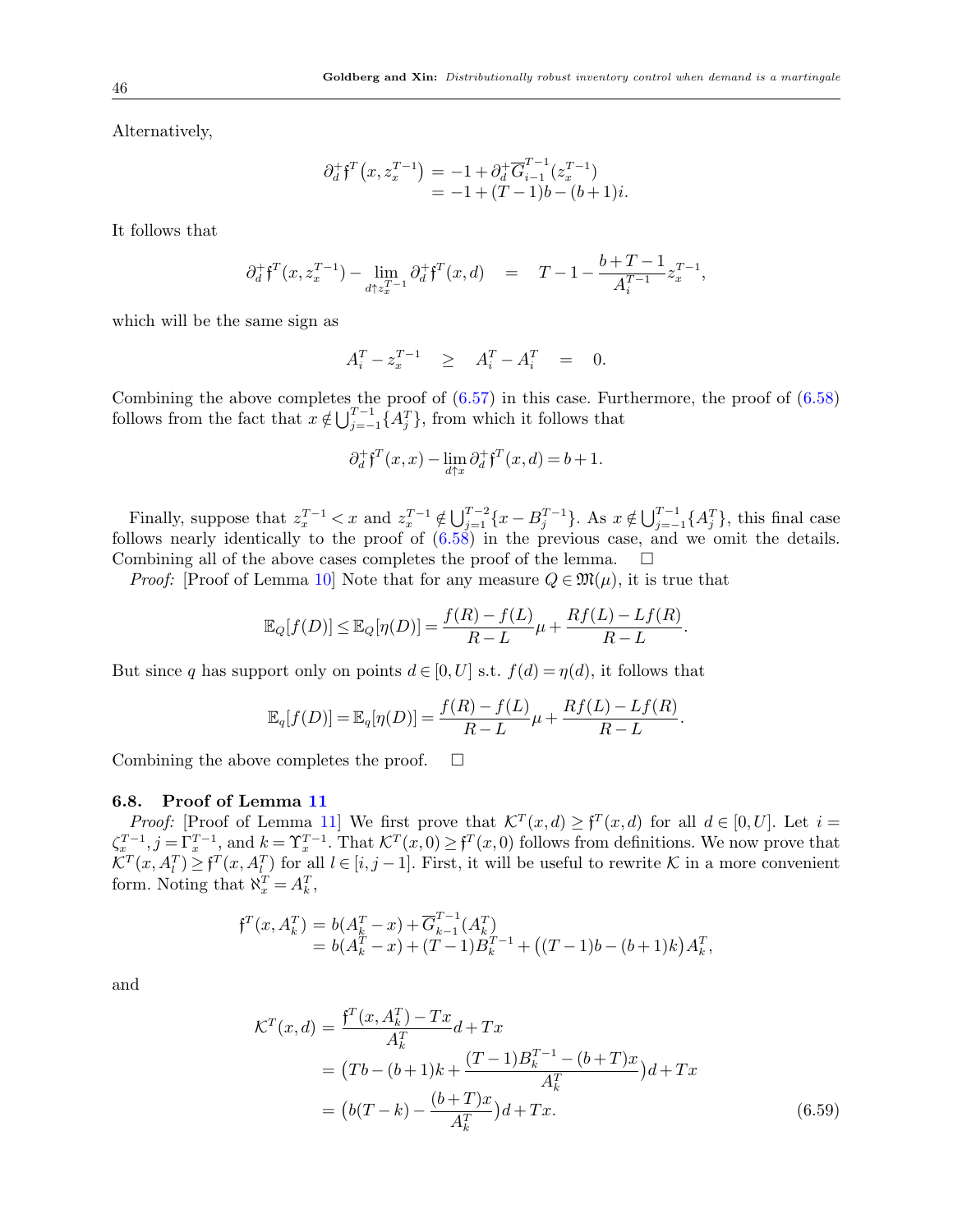Alternatively,

$$\begin{aligned}\partial_d^+ \mathfrak{f}^T\big(x, z_x^{T-1}\big) &= -1 + \partial_d^+ \overline{G}_{i-1}^{T-1}(z_x^{T-1}) \\ &= -1 + (T-1)b - (b+1)i.\end{aligned}$$

It follows that

$$\partial_d^+ \mathfrak{f}^T(x, z_x^{T-1}) - \lim_{d \uparrow z_x^{T-1}} \partial_d^+ \mathfrak{f}^T(x,d) \quad = \quad T - 1 - \frac{b+T-1}{A_i^{T-1}} z_x^{T-1},$$

which will be the same sign as

$$A_i^T - z_x^{T-1} \quad \geq \quad A_i^T - A_i^T \quad = \quad 0.$$

Combining the above completes the proof of (6.57) in this case. Furthermore, the proof of (6.58) follows from the fact that $x \notin \bigcup_{j=-1}^{T-1}\{A_j^T\}$, from which it follows that

$$\partial_d^+ \mathfrak{f}^T(x,x) - \lim_{d \uparrow x} \partial_d^+ \mathfrak{f}^T(x,d) = b+1.$$

Finally, suppose that $z_x^{T-1} < x$ and $z_x^{T-1} \notin \bigcup_{j=1}^{T-2}\{x - B_j^{T-1}\}$. As $x \notin \bigcup_{j=-1}^{T-1}\{A_j^T\}$, this final case follows nearly identically to the proof of (6.58) in the previous case, and we omit the details. Combining all of the above cases completes the proof of the lemma. $\square$

*Proof:* [Proof of Lemma 10] Note that for any measure $Q \in \mathfrak{M}(\mu)$, it is true that

$$\mathbb{E}_Q[f(D)] \leq \mathbb{E}_Q[\eta(D)] = \frac{f(R)-f(L)}{R-L}\mu + \frac{Rf(L)-Lf(R)}{R-L}.$$

But since $q$ has support only on points $d \in [0,U]$ s.t. $f(d) = \eta(d)$, it follows that

$$\mathbb{E}_q[f(D)] = \mathbb{E}_q[\eta(D)] = \frac{f(R)-f(L)}{R-L}\mu + \frac{Rf(L)-Lf(R)}{R-L}.$$

Combining the above completes the proof. $\square$

### 6.8. Proof of Lemma 11

*Proof:* [Proof of Lemma 11] We first prove that $\mathcal{K}^T(x,d) \geq \mathfrak{f}^T(x,d)$ for all $d \in [0,U]$. Let $i = \zeta_x^{T-1}, j = \Gamma_x^{T-1}$, and $k = \Upsilon_x^{T-1}$. That $\mathcal{K}^T(x,0) \geq \mathfrak{f}^T(x,0)$ follows from definitions. We now prove that $\mathcal{K}^T(x, A_l^T) \geq \mathfrak{f}^T(x, A_l^T)$ for all $l \in [i, j-1]$. First, it will be useful to rewrite $\mathcal{K}$ in a more convenient form. Noting that $\aleph_x^T = A_k^T$,

$$\begin{aligned}\mathfrak{f}^T(x, A_k^T) &= b(A_k^T - x) + \overline{G}_{k-1}^{T-1}(A_k^T) \\ &= b(A_k^T - x) + (T-1)B_k^{T-1} + \big((T-1)b - (b+1)k\big)A_k^T,\end{aligned}$$

and

$$\begin{aligned}\mathcal{K}^T(x,d) &= \frac{\mathfrak{f}^T(x, A_k^T) - Tx}{A_k^T} d + Tx \\ &= \big(Tb - (b+1)k + \frac{(T-1)B_k^{T-1} - (b+T)x}{A_k^T}\big)d + Tx \\ &= \big(b(T-k) - \frac{(b+T)x}{A_k^T}\big)d + Tx. \end{aligned} \tag{6.59}$$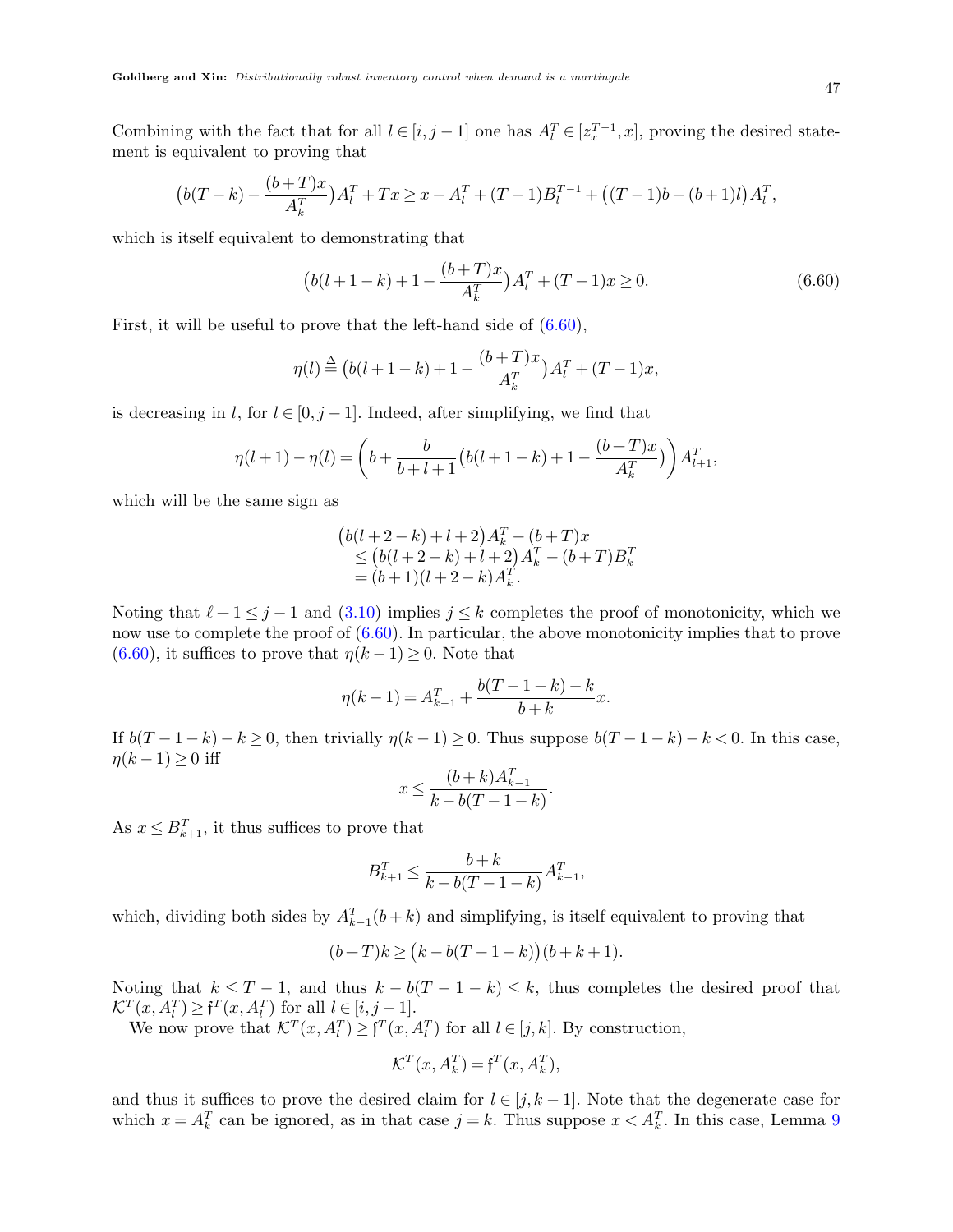Combining with the fact that for all $l \in [i, j-1]$ one has $A_l^T \in [z_x^{T-1}, x]$, proving the desired statement is equivalent to proving that

$$\big(b(T-k) - \frac{(b+T)x}{A_k^T}\big)A_l^T + Tx \geq x - A_l^T + (T-1)B_l^{T-1} + \big((T-1)b - (b+1)l\big)A_l^T,$$

which is itself equivalent to demonstrating that

$$\big(b(l+1-k) + 1 - \frac{(b+T)x}{A_k^T}\big)A_l^T + (T-1)x \geq 0. \tag{6.60}$$

First, it will be useful to prove that the left-hand side of (6.60),

$$\eta(l) \triangleq \big(b(l+1-k) + 1 - \frac{(b+T)x}{A_k^T}\big)A_l^T + (T-1)x,$$

is decreasing in $l$, for $l \in [0, j-1]$. Indeed, after simplifying, we find that

$$\eta(l+1) - \eta(l) = \left(b + \frac{b}{b+l+1}\big(b(l+1-k) + 1 - \frac{(b+T)x}{A_k^T}\big)\right)A_{l+1}^T,$$

which will be the same sign as

$$\begin{aligned}
&\big(b(l+2-k) + l + 2\big)A_k^T - (b+T)x \\
&\leq \big(b(l+2-k) + l + 2\big)A_k^T - (b+T)B_k^T \\
&= (b+1)(l+2-k)A_k^T.
\end{aligned}$$

Noting that $\ell + 1 \leq j-1$ and (3.10) implies $j \leq k$ completes the proof of monotonicity, which we now use to complete the proof of (6.60). In particular, the above monotonicity implies that to prove (6.60), it suffices to prove that $\eta(k-1) \geq 0$. Note that

$$\eta(k-1) = A_{k-1}^T + \frac{b(T-1-k) - k}{b+k}x.$$

If $b(T-1-k) - k \geq 0$, then trivially $\eta(k-1) \geq 0$. Thus suppose $b(T-1-k) - k < 0$. In this case, $\eta(k-1) \geq 0$ iff

$$x \leq \frac{(b+k)A_{k-1}^T}{k - b(T-1-k)}.$$

As $x \leq B_{k+1}^T$, it thus suffices to prove that

$$B_{k+1}^T \leq \frac{b+k}{k - b(T-1-k)}A_{k-1}^T,$$

which, dividing both sides by $A_{k-1}^T(b+k)$ and simplifying, is itself equivalent to proving that

$$(b+T)k \geq \big(k - b(T-1-k)\big)(b+k+1).$$

Noting that $k \leq T-1$, and thus $k - b(T-1-k) \leq k$, thus completes the desired proof that $\mathcal{K}^T(x, A_l^T) \geq \mathfrak{f}^T(x, A_l^T)$ for all $l \in [i, j-1]$.

We now prove that $\mathcal{K}^T(x, A_l^T) \geq \mathfrak{f}^T(x, A_l^T)$ for all $l \in [j, k]$. By construction,

$$\mathcal{K}^T(x, A_k^T) = \mathfrak{f}^T(x, A_k^T),$$

and thus it suffices to prove the desired claim for $l \in [j, k-1]$. Note that the degenerate case for which $x = A_k^T$ can be ignored, as in that case $j = k$. Thus suppose $x < A_k^T$. In this case, Lemma 9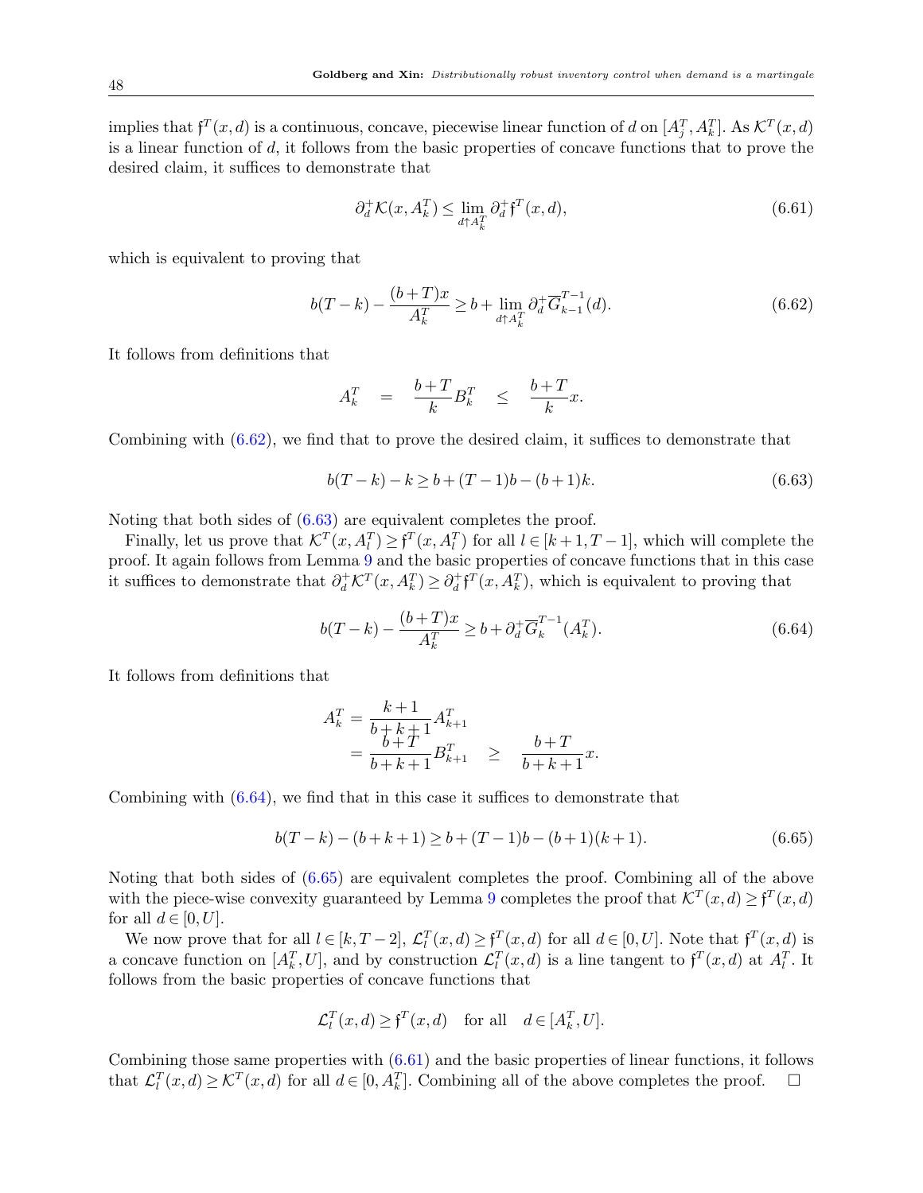implies that $\mathfrak{f}^T(x,d)$ is a continuous, concave, piecewise linear function of $d$ on $[A_j^T, A_k^T]$. As $\mathcal{K}^T(x,d)$ is a linear function of $d$, it follows from the basic properties of concave functions that to prove the desired claim, it suffices to demonstrate that

$$\partial_d^+ \mathcal{K}(x, A_k^T) \le \lim_{d \uparrow A_k^T} \partial_d^+ \mathfrak{f}^T(x,d), \tag{6.61}$$

which is equivalent to proving that

$$b(T-k) - \frac{(b+T)x}{A_k^T} \ge b + \lim_{d \uparrow A_k^T} \partial_d^+ \overline{G}_{k-1}^{T-1}(d). \tag{6.62}$$

It follows from definitions that

$$A_k^T \quad = \quad \frac{b+T}{k} B_k^T \quad \le \quad \frac{b+T}{k} x.$$

Combining with (6.62), we find that to prove the desired claim, it suffices to demonstrate that

$$b(T-k) - k \ge b + (T-1)b - (b+1)k. \tag{6.63}$$

Noting that both sides of (6.63) are equivalent completes the proof.

Finally, let us prove that $\mathcal{K}^T(x, A_l^T) \ge \mathfrak{f}^T(x, A_l^T)$ for all $l \in [k+1, T-1]$, which will complete the proof. It again follows from Lemma 9 and the basic properties of concave functions that in this case it suffices to demonstrate that $\partial_d^+ \mathcal{K}^T(x, A_k^T) \ge \partial_d^+ \mathfrak{f}^T(x, A_k^T)$, which is equivalent to proving that

$$b(T-k) - \frac{(b+T)x}{A_k^T} \ge b + \partial_d^+ \overline{G}_k^{T-1}(A_k^T). \tag{6.64}$$

It follows from definitions that

$$\begin{aligned} A_k^T &= \frac{k+1}{b+k+1} A_{k+1}^T \\ &= \frac{b+T}{b+k+1} B_{k+1}^T \quad \ge \quad \frac{b+T}{b+k+1} x. \end{aligned}$$

Combining with (6.64), we find that in this case it suffices to demonstrate that

$$b(T-k) - (b+k+1) \ge b + (T-1)b - (b+1)(k+1). \tag{6.65}$$

Noting that both sides of (6.65) are equivalent completes the proof. Combining all of the above with the piece-wise convexity guaranteed by Lemma 9 completes the proof that $\mathcal{K}^T(x,d) \ge \mathfrak{f}^T(x,d)$ for all $d \in [0, U]$.

We now prove that for all $l \in [k, T-2]$, $\mathcal{L}_l^T(x,d) \ge \mathfrak{f}^T(x,d)$ for all $d \in [0,U]$. Note that $\mathfrak{f}^T(x,d)$ is a concave function on $[A_k^T, U]$, and by construction $\mathcal{L}_l^T(x,d)$ is a line tangent to $\mathfrak{f}^T(x,d)$ at $A_l^T$. It follows from the basic properties of concave functions that

$$\mathcal{L}_l^T(x,d) \ge \mathfrak{f}^T(x,d) \quad \text{for all} \quad d \in [A_k^T, U].$$

Combining those same properties with (6.61) and the basic properties of linear functions, it follows that $\mathcal{L}_l^T(x,d) \ge \mathcal{K}^T(x,d)$ for all $d \in [0, A_k^T]$. Combining all of the above completes the proof. $\square$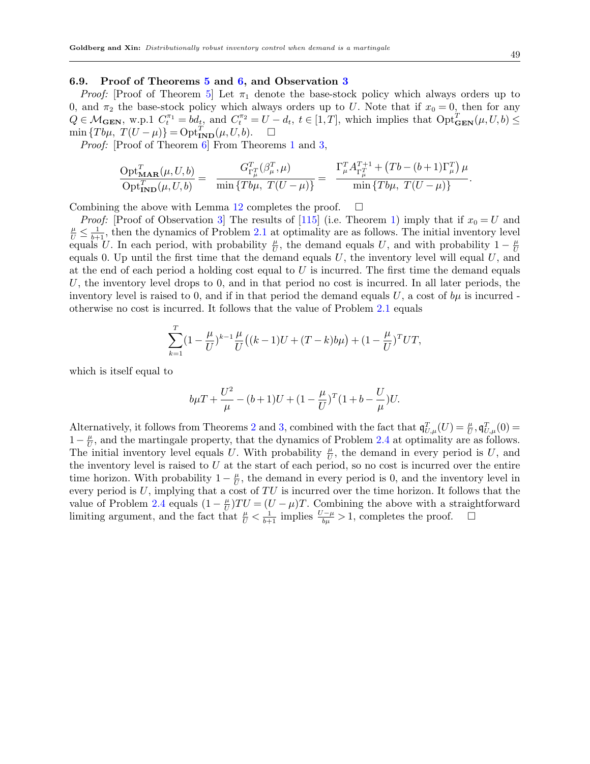### 6.9. Proof of Theorems 5 and 6, and Observation 3

*Proof:* [Proof of Theorem 5] Let $\pi_1$ denote the base-stock policy which always orders up to 0, and $\pi_2$ the base-stock policy which always orders up to $U$. Note that if $x_0 = 0$, then for any $Q \in \mathcal{M}_{\mathbf{GEN}}$, w.p.1 $C_t^{\pi_1} = bd_t$, and $C_t^{\pi_2} = U - d_t$, $t \in [1,T]$, which implies that $\mathrm{Opt}^T_{\mathbf{GEN}}(\mu,U,b) \leq \min\{Tb\mu,\ T(U-\mu)\} = \mathrm{Opt}^T_{\mathbf{IND}}(\mu,U,b)$. $\square$

*Proof:* [Proof of Theorem 6] From Theorems 1 and 3,

$$\frac{\mathrm{Opt}^T_{\mathbf{MAR}}(\mu,U,b)}{\mathrm{Opt}^T_{\mathbf{IND}}(\mu,U,b)} = \frac{G^T_{\Gamma^T_\mu}(\beta^T_\mu,\mu)}{\min\{Tb\mu,\ T(U-\mu)\}} = \frac{\Gamma^T_\mu A^{T+1}_{\Gamma^T_\mu} + \big(Tb-(b+1)\Gamma^T_\mu\big)\mu}{\min\{Tb\mu,\ T(U-\mu)\}}.$$

Combining the above with Lemma 12 completes the proof. $\square$

*Proof:* [Proof of Observation 3] The results of [115] (i.e. Theorem 1) imply that if $x_0 = U$ and $\frac{\mu}{U} \leq \frac{1}{b+1}$, then the dynamics of Problem 2.1 at optimality are as follows. The initial inventory level equals $U$. In each period, with probability $\frac{\mu}{U}$, the demand equals $U$, and with probability $1-\frac{\mu}{U}$ equals 0. Up until the first time that the demand equals $U$, the inventory level will equal $U$, and at the end of each period a holding cost equal to $U$ is incurred. The first time the demand equals $U$, the inventory level drops to 0, and in that period no cost is incurred. In all later periods, the inventory level is raised to 0, and if in that period the demand equals $U$, a cost of $b\mu$ is incurred - otherwise no cost is incurred. It follows that the value of Problem 2.1 equals

$$\sum_{k=1}^{T}(1-\frac{\mu}{U})^{k-1}\frac{\mu}{U}\big((k-1)U + (T-k)b\mu\big) + (1-\frac{\mu}{U})^T UT,$$

which is itself equal to

$$b\mu T + \frac{U^2}{\mu} - (b+1)U + (1-\frac{\mu}{U})^T(1+b-\frac{U}{\mu})U.$$

Alternatively, it follows from Theorems 2 and 3, combined with the fact that $\mathfrak{q}^T_{U,\mu}(U) = \frac{\mu}{U}, \mathfrak{q}^T_{U,\mu}(0) = 1-\frac{\mu}{U}$, and the martingale property, that the dynamics of Problem 2.4 at optimality are as follows. The initial inventory level equals $U$. With probability $\frac{\mu}{U}$, the demand in every period is $U$, and the inventory level is raised to $U$ at the start of each period, so no cost is incurred over the entire time horizon. With probability $1-\frac{\mu}{U}$, the demand in every period is 0, and the inventory level in every period is $U$, implying that a cost of $TU$ is incurred over the time horizon. It follows that the value of Problem 2.4 equals $(1-\frac{\mu}{U})TU = (U-\mu)T$. Combining the above with a straightforward limiting argument, and the fact that $\frac{\mu}{U} < \frac{1}{b+1}$ implies $\frac{U-\mu}{b\mu} > 1$, completes the proof. $\square$